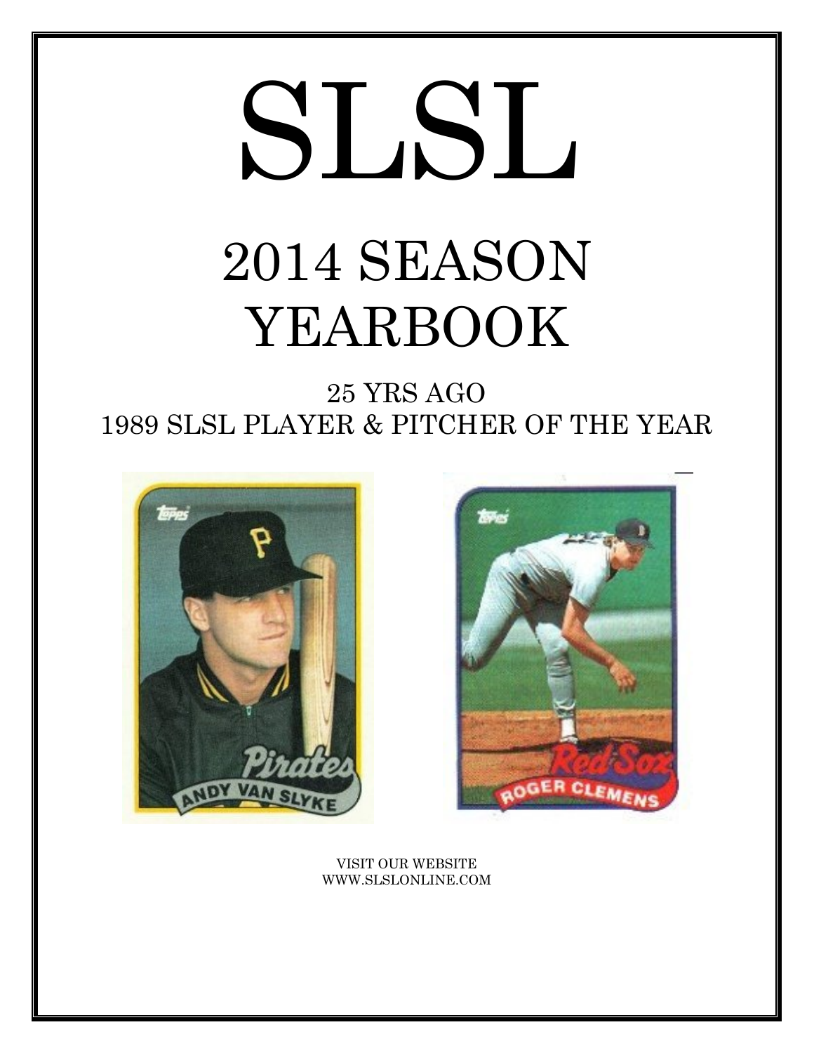# SLSL

## 2014 SEASON YEARBOOK

25 YRS AGO
1989 SLSL PLAYER & PITCHER OF THE YEAR

VISIT OUR WEBSITE
WWW.SLSLONLINE.COM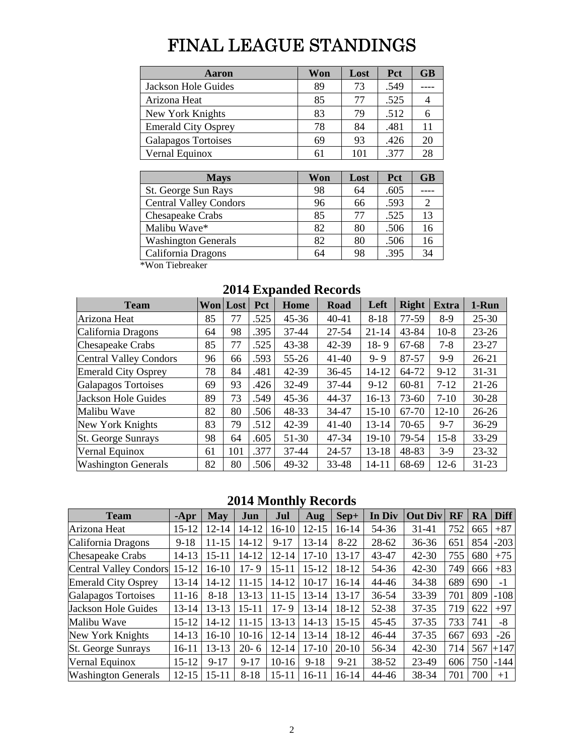# FINAL LEAGUE STANDINGS

| Aaron | Won | Lost | Pct | GB |
|---|---|---|---|---|
| Jackson Hole Guides | 89 | 73 | .549 | ---- |
| Arizona Heat | 85 | 77 | .525 | 4 |
| New York Knights | 83 | 79 | .512 | 6 |
| Emerald City Osprey | 78 | 84 | .481 | 11 |
| Galapagos Tortoises | 69 | 93 | .426 | 20 |
| Vernal Equinox | 61 | 101 | .377 | 28 |

| Mays | Won | Lost | Pct | GB |
|---|---|---|---|---|
| St. George Sun Rays | 98 | 64 | .605 | ---- |
| Central Valley Condors | 96 | 66 | .593 | 2 |
| Chesapeake Crabs | 85 | 77 | .525 | 13 |
| Malibu Wave* | 82 | 80 | .506 | 16 |
| Washington Generals | 82 | 80 | .506 | 16 |
| California Dragons | 64 | 98 | .395 | 34 |

*Won Tiebreaker

## 2014 Expanded Records

| Team | Won | Lost | Pct | Home | Road | Left | Right | Extra | 1-Run |
|---|---|---|---|---|---|---|---|---|---|
| Arizona Heat | 85 | 77 | .525 | 45-36 | 40-41 | 8-18 | 77-59 | 8-9 | 25-30 |
| California Dragons | 64 | 98 | .395 | 37-44 | 27-54 | 21-14 | 43-84 | 10-8 | 23-26 |
| Chesapeake Crabs | 85 | 77 | .525 | 43-38 | 42-39 | 18- 9 | 67-68 | 7-8 | 23-27 |
| Central Valley Condors | 96 | 66 | .593 | 55-26 | 41-40 | 9- 9 | 87-57 | 9-9 | 26-21 |
| Emerald City Osprey | 78 | 84 | .481 | 42-39 | 36-45 | 14-12 | 64-72 | 9-12 | 31-31 |
| Galapagos Tortoises | 69 | 93 | .426 | 32-49 | 37-44 | 9-12 | 60-81 | 7-12 | 21-26 |
| Jackson Hole Guides | 89 | 73 | .549 | 45-36 | 44-37 | 16-13 | 73-60 | 7-10 | 30-28 |
| Malibu Wave | 82 | 80 | .506 | 48-33 | 34-47 | 15-10 | 67-70 | 12-10 | 26-26 |
| New York Knights | 83 | 79 | .512 | 42-39 | 41-40 | 13-14 | 70-65 | 9-7 | 36-29 |
| St. George Sunrays | 98 | 64 | .605 | 51-30 | 47-34 | 19-10 | 79-54 | 15-8 | 33-29 |
| Vernal Equinox | 61 | 101 | .377 | 37-44 | 24-57 | 13-18 | 48-83 | 3-9 | 23-32 |
| Washington Generals | 82 | 80 | .506 | 49-32 | 33-48 | 14-11 | 68-69 | 12-6 | 31-23 |

## 2014 Monthly Records

| Team | -Apr | May | Jun | Jul | Aug | Sep+ | In Div | Out Div | RF | RA | Diff |
|---|---|---|---|---|---|---|---|---|---|---|---|
| Arizona Heat | 15-12 | 12-14 | 14-12 | 16-10 | 12-15 | 16-14 | 54-36 | 31-41 | 752 | 665 | +87 |
| California Dragons | 9-18 | 11-15 | 14-12 | 9-17 | 13-14 | 8-22 | 28-62 | 36-36 | 651 | 854 | -203 |
| Chesapeake Crabs | 14-13 | 15-11 | 14-12 | 12-14 | 17-10 | 13-17 | 43-47 | 42-30 | 755 | 680 | +75 |
| Central Valley Condors | 15-12 | 16-10 | 17- 9 | 15-11 | 15-12 | 18-12 | 54-36 | 42-30 | 749 | 666 | +83 |
| Emerald City Osprey | 13-14 | 14-12 | 11-15 | 14-12 | 10-17 | 16-14 | 44-46 | 34-38 | 689 | 690 | -1 |
| Galapagos Tortoises | 11-16 | 8-18 | 13-13 | 11-15 | 13-14 | 13-17 | 36-54 | 33-39 | 701 | 809 | -108 |
| Jackson Hole Guides | 13-14 | 13-13 | 15-11 | 17- 9 | 13-14 | 18-12 | 52-38 | 37-35 | 719 | 622 | +97 |
| Malibu Wave | 15-12 | 14-12 | 11-15 | 13-13 | 14-13 | 15-15 | 45-45 | 37-35 | 733 | 741 | -8 |
| New York Knights | 14-13 | 16-10 | 10-16 | 12-14 | 13-14 | 18-12 | 46-44 | 37-35 | 667 | 693 | -26 |
| St. George Sunrays | 16-11 | 13-13 | 20- 6 | 12-14 | 17-10 | 20-10 | 56-34 | 42-30 | 714 | 567 | +147 |
| Vernal Equinox | 15-12 | 9-17 | 9-17 | 10-16 | 9-18 | 9-21 | 38-52 | 23-49 | 606 | 750 | -144 |
| Washington Generals | 12-15 | 15-11 | 8-18 | 15-11 | 16-11 | 16-14 | 44-46 | 38-34 | 701 | 700 | +1 |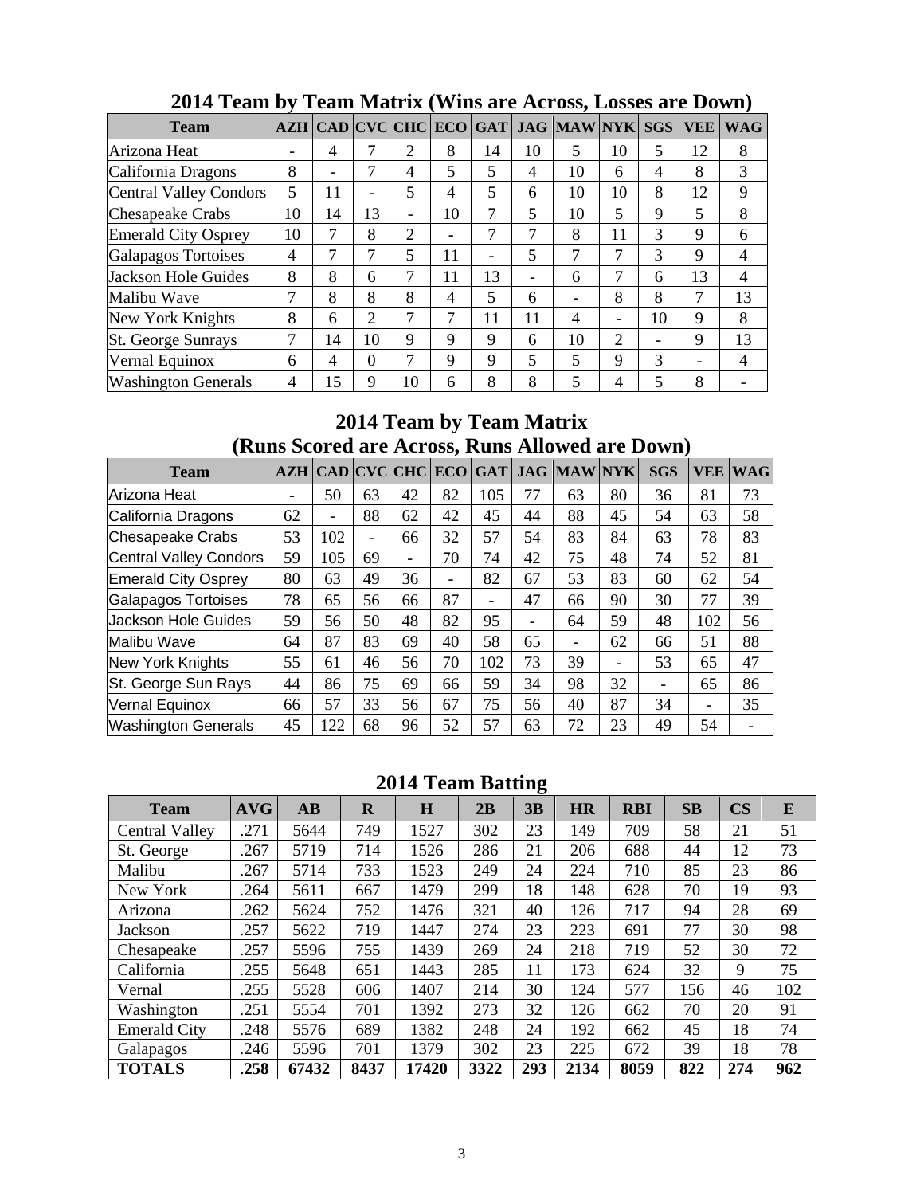## 2014 Team by Team Matrix (Wins are Across, Losses are Down)

| Team | AZH | CAD | CVC | CHC | ECO | GAT | JAG | MAW | NYK | SGS | VEE | WAG |
|---|---|---|---|---|---|---|---|---|---|---|---|---|
| Arizona Heat | - | 4 | 7 | 2 | 8 | 14 | 10 | 5 | 10 | 5 | 12 | 8 |
| California Dragons | 8 | - | 7 | 4 | 5 | 5 | 4 | 10 | 6 | 4 | 8 | 3 |
| Central Valley Condors | 5 | 11 | - | 5 | 4 | 5 | 6 | 10 | 10 | 8 | 12 | 9 |
| Chesapeake Crabs | 10 | 14 | 13 | - | 10 | 7 | 5 | 10 | 5 | 9 | 5 | 8 |
| Emerald City Osprey | 10 | 7 | 8 | 2 | - | 7 | 7 | 8 | 11 | 3 | 9 | 6 |
| Galapagos Tortoises | 4 | 7 | 7 | 5 | 11 | - | 5 | 7 | 7 | 3 | 9 | 4 |
| Jackson Hole Guides | 8 | 8 | 6 | 7 | 11 | 13 | - | 6 | 7 | 6 | 13 | 4 |
| Malibu Wave | 7 | 8 | 8 | 8 | 4 | 5 | 6 | - | 8 | 8 | 7 | 13 |
| New York Knights | 8 | 6 | 2 | 7 | 7 | 11 | 11 | 4 | - | 10 | 9 | 8 |
| St. George Sunrays | 7 | 14 | 10 | 9 | 9 | 9 | 6 | 10 | 2 | - | 9 | 13 |
| Vernal Equinox | 6 | 4 | 0 | 7 | 9 | 9 | 5 | 5 | 9 | 3 | - | 4 |
| Washington Generals | 4 | 15 | 9 | 10 | 6 | 8 | 8 | 5 | 4 | 5 | 8 | - |

## 2014 Team by Team Matrix (Runs Scored are Across, Runs Allowed are Down)

| Team | AZH | CAD | CVC | CHC | ECO | GAT | JAG | MAW | NYK | SGS | VEE | WAG |
|---|---|---|---|---|---|---|---|---|---|---|---|---|
| Arizona Heat | - | 50 | 63 | 42 | 82 | 105 | 77 | 63 | 80 | 36 | 81 | 73 |
| California Dragons | 62 | - | 88 | 62 | 42 | 45 | 44 | 88 | 45 | 54 | 63 | 58 |
| Chesapeake Crabs | 53 | 102 | - | 66 | 32 | 57 | 54 | 83 | 84 | 63 | 78 | 83 |
| Central Valley Condors | 59 | 105 | 69 | - | 70 | 74 | 42 | 75 | 48 | 74 | 52 | 81 |
| Emerald City Osprey | 80 | 63 | 49 | 36 | - | 82 | 67 | 53 | 83 | 60 | 62 | 54 |
| Galapagos Tortoises | 78 | 65 | 56 | 66 | 87 | - | 47 | 66 | 90 | 30 | 77 | 39 |
| Jackson Hole Guides | 59 | 56 | 50 | 48 | 82 | 95 | - | 64 | 59 | 48 | 102 | 56 |
| Malibu Wave | 64 | 87 | 83 | 69 | 40 | 58 | 65 | - | 62 | 66 | 51 | 88 |
| New York Knights | 55 | 61 | 46 | 56 | 70 | 102 | 73 | 39 | - | 53 | 65 | 47 |
| St. George Sun Rays | 44 | 86 | 75 | 69 | 66 | 59 | 34 | 98 | 32 | - | 65 | 86 |
| Vernal Equinox | 66 | 57 | 33 | 56 | 67 | 75 | 56 | 40 | 87 | 34 | - | 35 |
| Washington Generals | 45 | 122 | 68 | 96 | 52 | 57 | 63 | 72 | 23 | 49 | 54 | - |

## 2014 Team Batting

| Team | AVG | AB | R | H | 2B | 3B | HR | RBI | SB | CS | E |
|---|---|---|---|---|---|---|---|---|---|---|---|
| Central Valley | .271 | 5644 | 749 | 1527 | 302 | 23 | 149 | 709 | 58 | 21 | 51 |
| St. George | .267 | 5719 | 714 | 1526 | 286 | 21 | 206 | 688 | 44 | 12 | 73 |
| Malibu | .267 | 5714 | 733 | 1523 | 249 | 24 | 224 | 710 | 85 | 23 | 86 |
| New York | .264 | 5611 | 667 | 1479 | 299 | 18 | 148 | 628 | 70 | 19 | 93 |
| Arizona | .262 | 5624 | 752 | 1476 | 321 | 40 | 126 | 717 | 94 | 28 | 69 |
| Jackson | .257 | 5622 | 719 | 1447 | 274 | 23 | 223 | 691 | 77 | 30 | 98 |
| Chesapeake | .257 | 5596 | 755 | 1439 | 269 | 24 | 218 | 719 | 52 | 30 | 72 |
| California | .255 | 5648 | 651 | 1443 | 285 | 11 | 173 | 624 | 32 | 9 | 75 |
| Vernal | .255 | 5528 | 606 | 1407 | 214 | 30 | 124 | 577 | 156 | 46 | 102 |
| Washington | .251 | 5554 | 701 | 1392 | 273 | 32 | 126 | 662 | 70 | 20 | 91 |
| Emerald City | .248 | 5576 | 689 | 1382 | 248 | 24 | 192 | 662 | 45 | 18 | 74 |
| Galapagos | .246 | 5596 | 701 | 1379 | 302 | 23 | 225 | 672 | 39 | 18 | 78 |
| **TOTALS** | **.258** | **67432** | **8437** | **17420** | **3322** | **293** | **2134** | **8059** | **822** | **274** | **962** |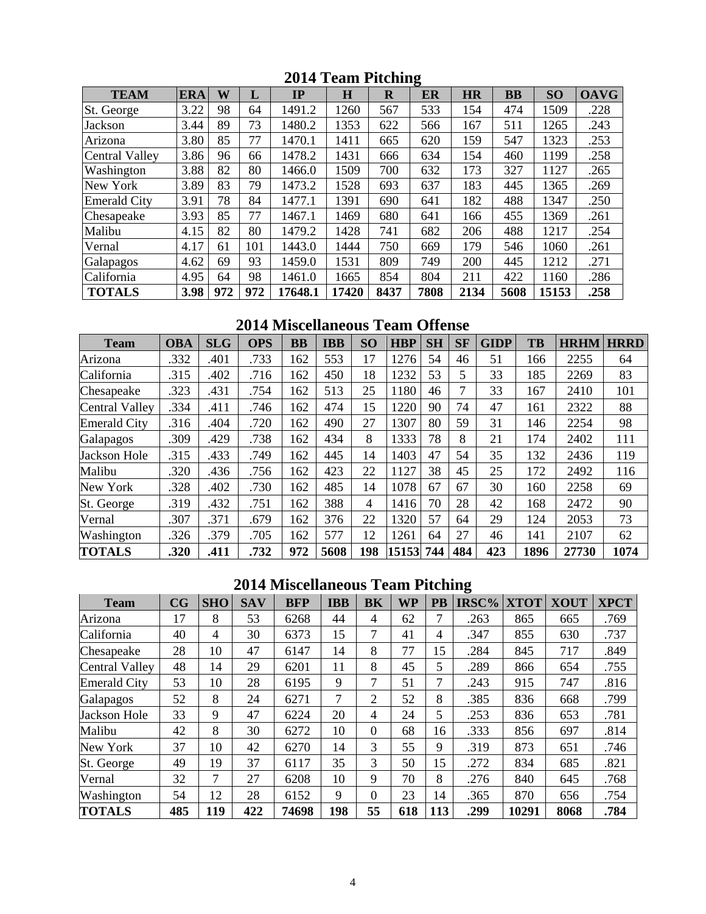## 2014 Team Pitching

| TEAM | ERA | W | L | IP | H | R | ER | HR | BB | SO | OAVG |
|---|---|---|---|---|---|---|---|---|---|---|---|
| St. George | 3.22 | 98 | 64 | 1491.2 | 1260 | 567 | 533 | 154 | 474 | 1509 | .228 |
| Jackson | 3.44 | 89 | 73 | 1480.2 | 1353 | 622 | 566 | 167 | 511 | 1265 | .243 |
| Arizona | 3.80 | 85 | 77 | 1470.1 | 1411 | 665 | 620 | 159 | 547 | 1323 | .253 |
| Central Valley | 3.86 | 96 | 66 | 1478.2 | 1431 | 666 | 634 | 154 | 460 | 1199 | .258 |
| Washington | 3.88 | 82 | 80 | 1466.0 | 1509 | 700 | 632 | 173 | 327 | 1127 | .265 |
| New York | 3.89 | 83 | 79 | 1473.2 | 1528 | 693 | 637 | 183 | 445 | 1365 | .269 |
| Emerald City | 3.91 | 78 | 84 | 1477.1 | 1391 | 690 | 641 | 182 | 488 | 1347 | .250 |
| Chesapeake | 3.93 | 85 | 77 | 1467.1 | 1469 | 680 | 641 | 166 | 455 | 1369 | .261 |
| Malibu | 4.15 | 82 | 80 | 1479.2 | 1428 | 741 | 682 | 206 | 488 | 1217 | .254 |
| Vernal | 4.17 | 61 | 101 | 1443.0 | 1444 | 750 | 669 | 179 | 546 | 1060 | .261 |
| Galapagos | 4.62 | 69 | 93 | 1459.0 | 1531 | 809 | 749 | 200 | 445 | 1212 | .271 |
| California | 4.95 | 64 | 98 | 1461.0 | 1665 | 854 | 804 | 211 | 422 | 1160 | .286 |
| **TOTALS** | **3.98** | **972** | **972** | **17648.1** | **17420** | **8437** | **7808** | **2134** | **5608** | **15153** | **.258** |

## 2014 Miscellaneous Team Offense

| Team | OBA | SLG | OPS | BB | IBB | SO | HBP | SH | SF | GIDP | TB | HRHM | HRRD |
|---|---|---|---|---|---|---|---|---|---|---|---|---|---|
| Arizona | .332 | .401 | .733 | 162 | 553 | 17 | 1276 | 54 | 46 | 51 | 166 | 2255 | 64 |
| California | .315 | .402 | .716 | 162 | 450 | 18 | 1232 | 53 | 5 | 33 | 185 | 2269 | 83 |
| Chesapeake | .323 | .431 | .754 | 162 | 513 | 25 | 1180 | 46 | 7 | 33 | 167 | 2410 | 101 |
| Central Valley | .334 | .411 | .746 | 162 | 474 | 15 | 1220 | 90 | 74 | 47 | 161 | 2322 | 88 |
| Emerald City | .316 | .404 | .720 | 162 | 490 | 27 | 1307 | 80 | 59 | 31 | 146 | 2254 | 98 |
| Galapagos | .309 | .429 | .738 | 162 | 434 | 8 | 1333 | 78 | 8 | 21 | 174 | 2402 | 111 |
| Jackson Hole | .315 | .433 | .749 | 162 | 445 | 14 | 1403 | 47 | 54 | 35 | 132 | 2436 | 119 |
| Malibu | .320 | .436 | .756 | 162 | 423 | 22 | 1127 | 38 | 45 | 25 | 172 | 2492 | 116 |
| New York | .328 | .402 | .730 | 162 | 485 | 14 | 1078 | 67 | 67 | 30 | 160 | 2258 | 69 |
| St. George | .319 | .432 | .751 | 162 | 388 | 4 | 1416 | 70 | 28 | 42 | 168 | 2472 | 90 |
| Vernal | .307 | .371 | .679 | 162 | 376 | 22 | 1320 | 57 | 64 | 29 | 124 | 2053 | 73 |
| Washington | .326 | .379 | .705 | 162 | 577 | 12 | 1261 | 64 | 27 | 46 | 141 | 2107 | 62 |
| **TOTALS** | **.320** | **.411** | **.732** | **972** | **5608** | **198** | **15153** | **744** | **484** | **423** | **1896** | **27730** | **1074** |

## 2014 Miscellaneous Team Pitching

| Team | CG | SHO | SAV | BFP | IBB | BK | WP | PB | IRSC% | XTOT | XOUT | XPCT |
|---|---|---|---|---|---|---|---|---|---|---|---|---|
| Arizona | 17 | 8 | 53 | 6268 | 44 | 4 | 62 | 7 | .263 | 865 | 665 | .769 |
| California | 40 | 4 | 30 | 6373 | 15 | 7 | 41 | 4 | .347 | 855 | 630 | .737 |
| Chesapeake | 28 | 10 | 47 | 6147 | 14 | 8 | 77 | 15 | .284 | 845 | 717 | .849 |
| Central Valley | 48 | 14 | 29 | 6201 | 11 | 8 | 45 | 5 | .289 | 866 | 654 | .755 |
| Emerald City | 53 | 10 | 28 | 6195 | 9 | 7 | 51 | 7 | .243 | 915 | 747 | .816 |
| Galapagos | 52 | 8 | 24 | 6271 | 7 | 2 | 52 | 8 | .385 | 836 | 668 | .799 |
| Jackson Hole | 33 | 9 | 47 | 6224 | 20 | 4 | 24 | 5 | .253 | 836 | 653 | .781 |
| Malibu | 42 | 8 | 30 | 6272 | 10 | 0 | 68 | 16 | .333 | 856 | 697 | .814 |
| New York | 37 | 10 | 42 | 6270 | 14 | 3 | 55 | 9 | .319 | 873 | 651 | .746 |
| St. George | 49 | 19 | 37 | 6117 | 35 | 3 | 50 | 15 | .272 | 834 | 685 | .821 |
| Vernal | 32 | 7 | 27 | 6208 | 10 | 9 | 70 | 8 | .276 | 840 | 645 | .768 |
| Washington | 54 | 12 | 28 | 6152 | 9 | 0 | 23 | 14 | .365 | 870 | 656 | .754 |
| **TOTALS** | **485** | **119** | **422** | **74698** | **198** | **55** | **618** | **113** | **.299** | **10291** | **8068** | **.784** |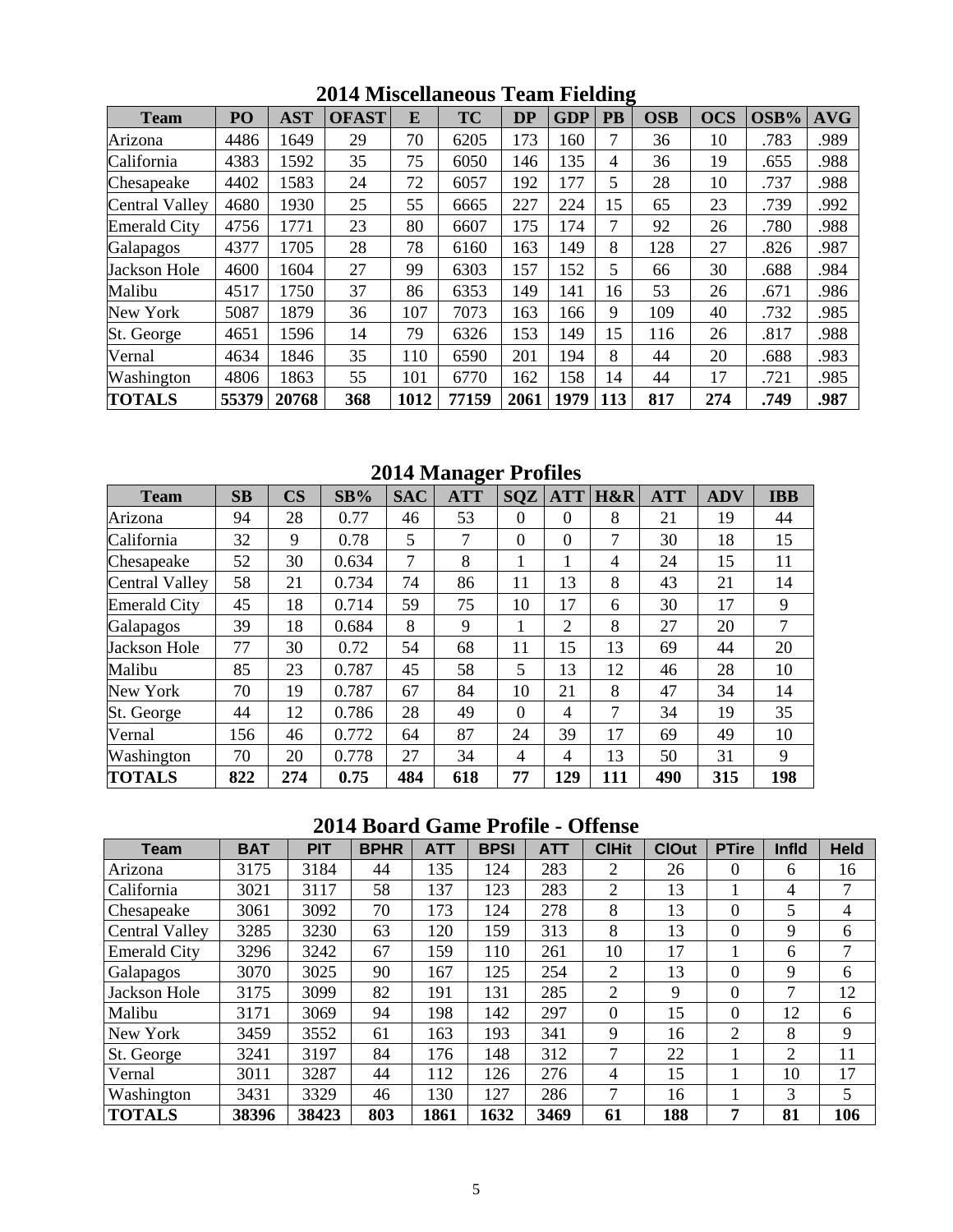## 2014 Miscellaneous Team Fielding

| Team | PO | AST | OFAST | E | TC | DP | GDP | PB | OSB | OCS | OSB% | AVG |
|---|---|---|---|---|---|---|---|---|---|---|---|---|
| Arizona | 4486 | 1649 | 29 | 70 | 6205 | 173 | 160 | 7 | 36 | 10 | .783 | .989 |
| California | 4383 | 1592 | 35 | 75 | 6050 | 146 | 135 | 4 | 36 | 19 | .655 | .988 |
| Chesapeake | 4402 | 1583 | 24 | 72 | 6057 | 192 | 177 | 5 | 28 | 10 | .737 | .988 |
| Central Valley | 4680 | 1930 | 25 | 55 | 6665 | 227 | 224 | 15 | 65 | 23 | .739 | .992 |
| Emerald City | 4756 | 1771 | 23 | 80 | 6607 | 175 | 174 | 7 | 92 | 26 | .780 | .988 |
| Galapagos | 4377 | 1705 | 28 | 78 | 6160 | 163 | 149 | 8 | 128 | 27 | .826 | .987 |
| Jackson Hole | 4600 | 1604 | 27 | 99 | 6303 | 157 | 152 | 5 | 66 | 30 | .688 | .984 |
| Malibu | 4517 | 1750 | 37 | 86 | 6353 | 149 | 141 | 16 | 53 | 26 | .671 | .986 |
| New York | 5087 | 1879 | 36 | 107 | 7073 | 163 | 166 | 9 | 109 | 40 | .732 | .985 |
| St. George | 4651 | 1596 | 14 | 79 | 6326 | 153 | 149 | 15 | 116 | 26 | .817 | .988 |
| Vernal | 4634 | 1846 | 35 | 110 | 6590 | 201 | 194 | 8 | 44 | 20 | .688 | .983 |
| Washington | 4806 | 1863 | 55 | 101 | 6770 | 162 | 158 | 14 | 44 | 17 | .721 | .985 |
| **TOTALS** | **55379** | **20768** | **368** | **1012** | **77159** | **2061** | **1979** | **113** | **817** | **274** | **.749** | **.987** |

## 2014 Manager Profiles

| Team | SB | CS | SB% | SAC | ATT | SQZ | ATT | H&R | ATT | ADV | IBB |
|---|---|---|---|---|---|---|---|---|---|---|---|
| Arizona | 94 | 28 | 0.77 | 46 | 53 | 0 | 0 | 8 | 21 | 19 | 44 |
| California | 32 | 9 | 0.78 | 5 | 7 | 0 | 0 | 7 | 30 | 18 | 15 |
| Chesapeake | 52 | 30 | 0.634 | 7 | 8 | 1 | 1 | 4 | 24 | 15 | 11 |
| Central Valley | 58 | 21 | 0.734 | 74 | 86 | 11 | 13 | 8 | 43 | 21 | 14 |
| Emerald City | 45 | 18 | 0.714 | 59 | 75 | 10 | 17 | 6 | 30 | 17 | 9 |
| Galapagos | 39 | 18 | 0.684 | 8 | 9 | 1 | 2 | 8 | 27 | 20 | 7 |
| Jackson Hole | 77 | 30 | 0.72 | 54 | 68 | 11 | 15 | 13 | 69 | 44 | 20 |
| Malibu | 85 | 23 | 0.787 | 45 | 58 | 5 | 13 | 12 | 46 | 28 | 10 |
| New York | 70 | 19 | 0.787 | 67 | 84 | 10 | 21 | 8 | 47 | 34 | 14 |
| St. George | 44 | 12 | 0.786 | 28 | 49 | 0 | 4 | 7 | 34 | 19 | 35 |
| Vernal | 156 | 46 | 0.772 | 64 | 87 | 24 | 39 | 17 | 69 | 49 | 10 |
| Washington | 70 | 20 | 0.778 | 27 | 34 | 4 | 4 | 13 | 50 | 31 | 9 |
| **TOTALS** | **822** | **274** | **0.75** | **484** | **618** | **77** | **129** | **111** | **490** | **315** | **198** |

## 2014 Board Game Profile - Offense

| Team | BAT | PIT | BPHR | ATT | BPSI | ATT | ClHit | ClOut | PTire | Infld | Held |
|---|---|---|---|---|---|---|---|---|---|---|---|
| Arizona | 3175 | 3184 | 44 | 135 | 124 | 283 | 2 | 26 | 0 | 6 | 16 |
| California | 3021 | 3117 | 58 | 137 | 123 | 283 | 2 | 13 | 1 | 4 | 7 |
| Chesapeake | 3061 | 3092 | 70 | 173 | 124 | 278 | 8 | 13 | 0 | 5 | 4 |
| Central Valley | 3285 | 3230 | 63 | 120 | 159 | 313 | 8 | 13 | 0 | 9 | 6 |
| Emerald City | 3296 | 3242 | 67 | 159 | 110 | 261 | 10 | 17 | 1 | 6 | 7 |
| Galapagos | 3070 | 3025 | 90 | 167 | 125 | 254 | 2 | 13 | 0 | 9 | 6 |
| Jackson Hole | 3175 | 3099 | 82 | 191 | 131 | 285 | 2 | 9 | 0 | 7 | 12 |
| Malibu | 3171 | 3069 | 94 | 198 | 142 | 297 | 0 | 15 | 0 | 12 | 6 |
| New York | 3459 | 3552 | 61 | 163 | 193 | 341 | 9 | 16 | 2 | 8 | 9 |
| St. George | 3241 | 3197 | 84 | 176 | 148 | 312 | 7 | 22 | 1 | 2 | 11 |
| Vernal | 3011 | 3287 | 44 | 112 | 126 | 276 | 4 | 15 | 1 | 10 | 17 |
| Washington | 3431 | 3329 | 46 | 130 | 127 | 286 | 7 | 16 | 1 | 3 | 5 |
| **TOTALS** | **38396** | **38423** | **803** | **1861** | **1632** | **3469** | **61** | **188** | **7** | **81** | **106** |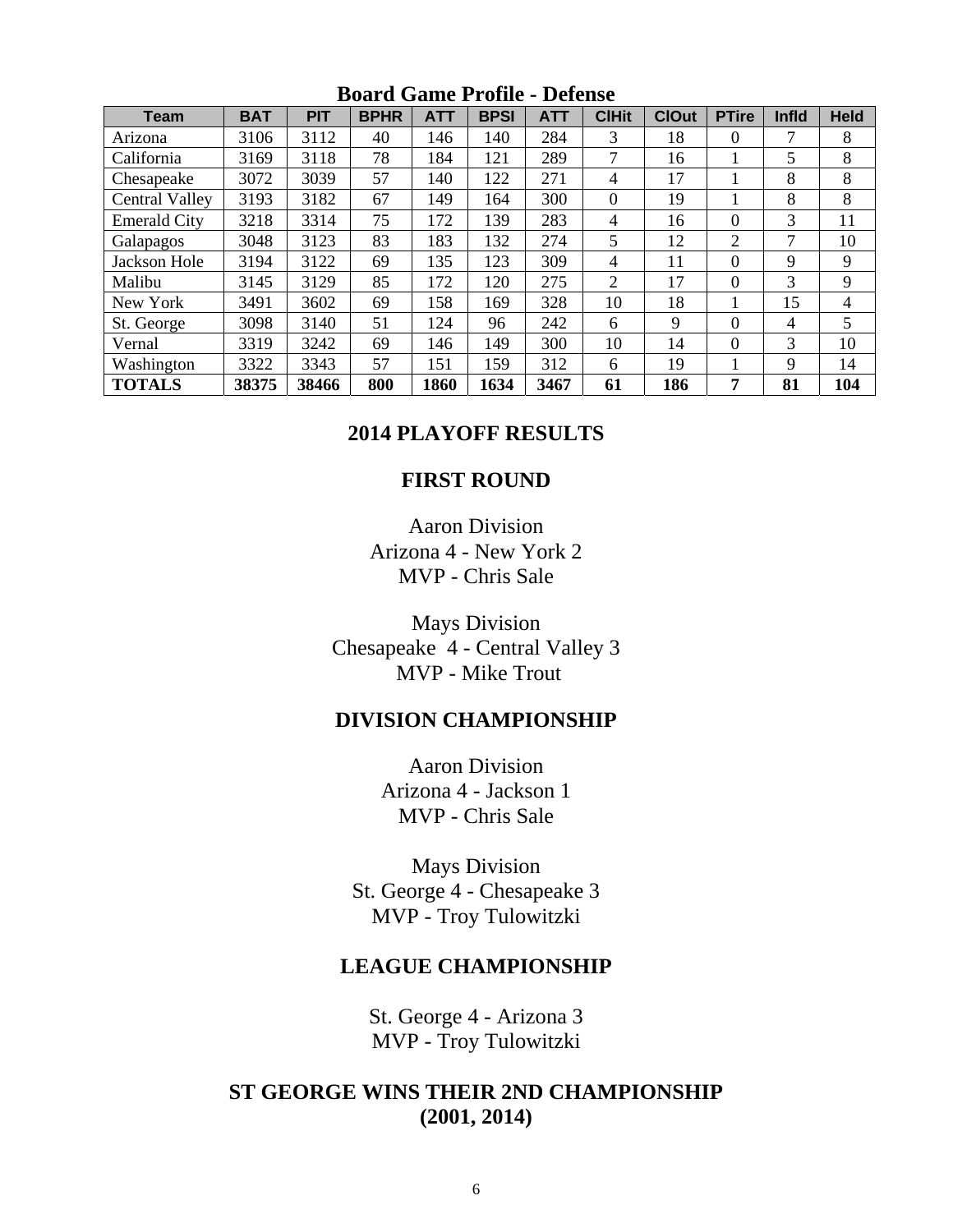## Board Game Profile - Defense

| Team | BAT | PIT | BPHR | ATT | BPSI | ATT | ClHit | ClOut | PTire | Infld | Held |
|---|---|---|---|---|---|---|---|---|---|---|---|
| Arizona | 3106 | 3112 | 40 | 146 | 140 | 284 | 3 | 18 | 0 | 7 | 8 |
| California | 3169 | 3118 | 78 | 184 | 121 | 289 | 7 | 16 | 1 | 5 | 8 |
| Chesapeake | 3072 | 3039 | 57 | 140 | 122 | 271 | 4 | 17 | 1 | 8 | 8 |
| Central Valley | 3193 | 3182 | 67 | 149 | 164 | 300 | 0 | 19 | 1 | 8 | 8 |
| Emerald City | 3218 | 3314 | 75 | 172 | 139 | 283 | 4 | 16 | 0 | 3 | 11 |
| Galapagos | 3048 | 3123 | 83 | 183 | 132 | 274 | 5 | 12 | 2 | 7 | 10 |
| Jackson Hole | 3194 | 3122 | 69 | 135 | 123 | 309 | 4 | 11 | 0 | 9 | 9 |
| Malibu | 3145 | 3129 | 85 | 172 | 120 | 275 | 2 | 17 | 0 | 3 | 9 |
| New York | 3491 | 3602 | 69 | 158 | 169 | 328 | 10 | 18 | 1 | 15 | 4 |
| St. George | 3098 | 3140 | 51 | 124 | 96 | 242 | 6 | 9 | 0 | 4 | 5 |
| Vernal | 3319 | 3242 | 69 | 146 | 149 | 300 | 10 | 14 | 0 | 3 | 10 |
| Washington | 3322 | 3343 | 57 | 151 | 159 | 312 | 6 | 19 | 1 | 9 | 14 |
| **TOTALS** | **38375** | **38466** | **800** | **1860** | **1634** | **3467** | **61** | **186** | **7** | **81** | **104** |

## 2014 PLAYOFF RESULTS

### FIRST ROUND

Aaron Division
Arizona 4 - New York 2
MVP - Chris Sale

Mays Division
Chesapeake 4 - Central Valley 3
MVP - Mike Trout

### DIVISION CHAMPIONSHIP

Aaron Division
Arizona 4 - Jackson 1
MVP - Chris Sale

Mays Division
St. George 4 - Chesapeake 3
MVP - Troy Tulowitzki

### LEAGUE CHAMPIONSHIP

St. George 4 - Arizona 3
MVP - Troy Tulowitzki

### ST GEORGE WINS THEIR 2ND CHAMPIONSHIP (2001, 2014)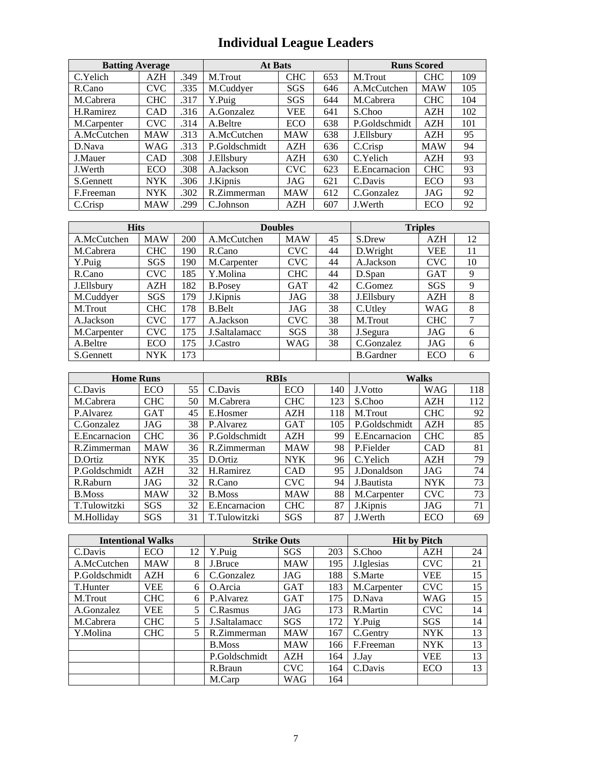# Individual League Leaders

| Batting Average | | | At Bats | | | Runs Scored | | |
|---|---|---|---|---|---|---|---|---|
| C.Yelich | AZH | .349 | M.Trout | CHC | 653 | M.Trout | CHC | 109 |
| R.Cano | CVC | .335 | M.Cuddyer | SGS | 646 | A.McCutchen | MAW | 105 |
| M.Cabrera | CHC | .317 | Y.Puig | SGS | 644 | M.Cabrera | CHC | 104 |
| H.Ramirez | CAD | .316 | A.Gonzalez | VEE | 641 | S.Choo | AZH | 102 |
| M.Carpenter | CVC | .314 | A.Beltre | ECO | 638 | P.Goldschmidt | AZH | 101 |
| A.McCutchen | MAW | .313 | A.McCutchen | MAW | 638 | J.Ellsbury | AZH | 95 |
| D.Nava | WAG | .313 | P.Goldschmidt | AZH | 636 | C.Crisp | MAW | 94 |
| J.Mauer | CAD | .308 | J.Ellsbury | AZH | 630 | C.Yelich | AZH | 93 |
| J.Werth | ECO | .308 | A.Jackson | CVC | 623 | E.Encarnacion | CHC | 93 |
| S.Gennett | NYK | .306 | J.Kipnis | JAG | 621 | C.Davis | ECO | 93 |
| F.Freeman | NYK | .302 | R.Zimmerman | MAW | 612 | C.Gonzalez | JAG | 92 |
| C.Crisp | MAW | .299 | C.Johnson | AZH | 607 | J.Werth | ECO | 92 |

| Hits | | | Doubles | | | Triples | | |
|---|---|---|---|---|---|---|---|---|
| A.McCutchen | MAW | 200 | A.McCutchen | MAW | 45 | S.Drew | AZH | 12 |
| M.Cabrera | CHC | 190 | R.Cano | CVC | 44 | D.Wright | VEE | 11 |
| Y.Puig | SGS | 190 | M.Carpenter | CVC | 44 | A.Jackson | CVC | 10 |
| R.Cano | CVC | 185 | Y.Molina | CHC | 44 | D.Span | GAT | 9 |
| J.Ellsbury | AZH | 182 | B.Posey | GAT | 42 | C.Gomez | SGS | 9 |
| M.Cuddyer | SGS | 179 | J.Kipnis | JAG | 38 | J.Ellsbury | AZH | 8 |
| M.Trout | CHC | 178 | B.Belt | JAG | 38 | C.Utley | WAG | 8 |
| A.Jackson | CVC | 177 | A.Jackson | CVC | 38 | M.Trout | CHC | 7 |
| M.Carpenter | CVC | 175 | J.Saltalamacc | SGS | 38 | J.Segura | JAG | 6 |
| A.Beltre | ECO | 175 | J.Castro | WAG | 38 | C.Gonzalez | JAG | 6 |
| S.Gennett | NYK | 173 | | | | B.Gardner | ECO | 6 |

| Home Runs | | | RBIs | | | Walks | | |
|---|---|---|---|---|---|---|---|---|
| C.Davis | ECO | 55 | C.Davis | ECO | 140 | J.Votto | WAG | 118 |
| M.Cabrera | CHC | 50 | M.Cabrera | CHC | 123 | S.Choo | AZH | 112 |
| P.Alvarez | GAT | 45 | E.Hosmer | AZH | 118 | M.Trout | CHC | 92 |
| C.Gonzalez | JAG | 38 | P.Alvarez | GAT | 105 | P.Goldschmidt | AZH | 85 |
| E.Encarnacion | CHC | 36 | P.Goldschmidt | AZH | 99 | E.Encarnacion | CHC | 85 |
| R.Zimmerman | MAW | 36 | R.Zimmerman | MAW | 98 | P.Fielder | CAD | 81 |
| D.Ortiz | NYK | 35 | D.Ortiz | NYK | 96 | C.Yelich | AZH | 79 |
| P.Goldschmidt | AZH | 32 | H.Ramirez | CAD | 95 | J.Donaldson | JAG | 74 |
| R.Raburn | JAG | 32 | R.Cano | CVC | 94 | J.Bautista | NYK | 73 |
| B.Moss | MAW | 32 | B.Moss | MAW | 88 | M.Carpenter | CVC | 73 |
| T.Tulowitzki | SGS | 32 | E.Encarnacion | CHC | 87 | J.Kipnis | JAG | 71 |
| M.Holliday | SGS | 31 | T.Tulowitzki | SGS | 87 | J.Werth | ECO | 69 |

| Intentional Walks | | | Strike Outs | | | Hit by Pitch | | |
|---|---|---|---|---|---|---|---|---|
| C.Davis | ECO | 12 | Y.Puig | SGS | 203 | S.Choo | AZH | 24 |
| A.McCutchen | MAW | 8 | J.Bruce | MAW | 195 | J.Iglesias | CVC | 21 |
| P.Goldschmidt | AZH | 6 | C.Gonzalez | JAG | 188 | S.Marte | VEE | 15 |
| T.Hunter | VEE | 6 | O.Arcia | GAT | 183 | M.Carpenter | CVC | 15 |
| M.Trout | CHC | 6 | P.Alvarez | GAT | 175 | D.Nava | WAG | 15 |
| A.Gonzalez | VEE | 5 | C.Rasmus | JAG | 173 | R.Martin | CVC | 14 |
| M.Cabrera | CHC | 5 | J.Saltalamacc | SGS | 172 | Y.Puig | SGS | 14 |
| Y.Molina | CHC | 5 | R.Zimmerman | MAW | 167 | C.Gentry | NYK | 13 |
| | | | B.Moss | MAW | 166 | F.Freeman | NYK | 13 |
| | | | P.Goldschmidt | AZH | 164 | J.Jay | VEE | 13 |
| | | | R.Braun | CVC | 164 | C.Davis | ECO | 13 |
| | | | M.Carp | WAG | 164 | | | |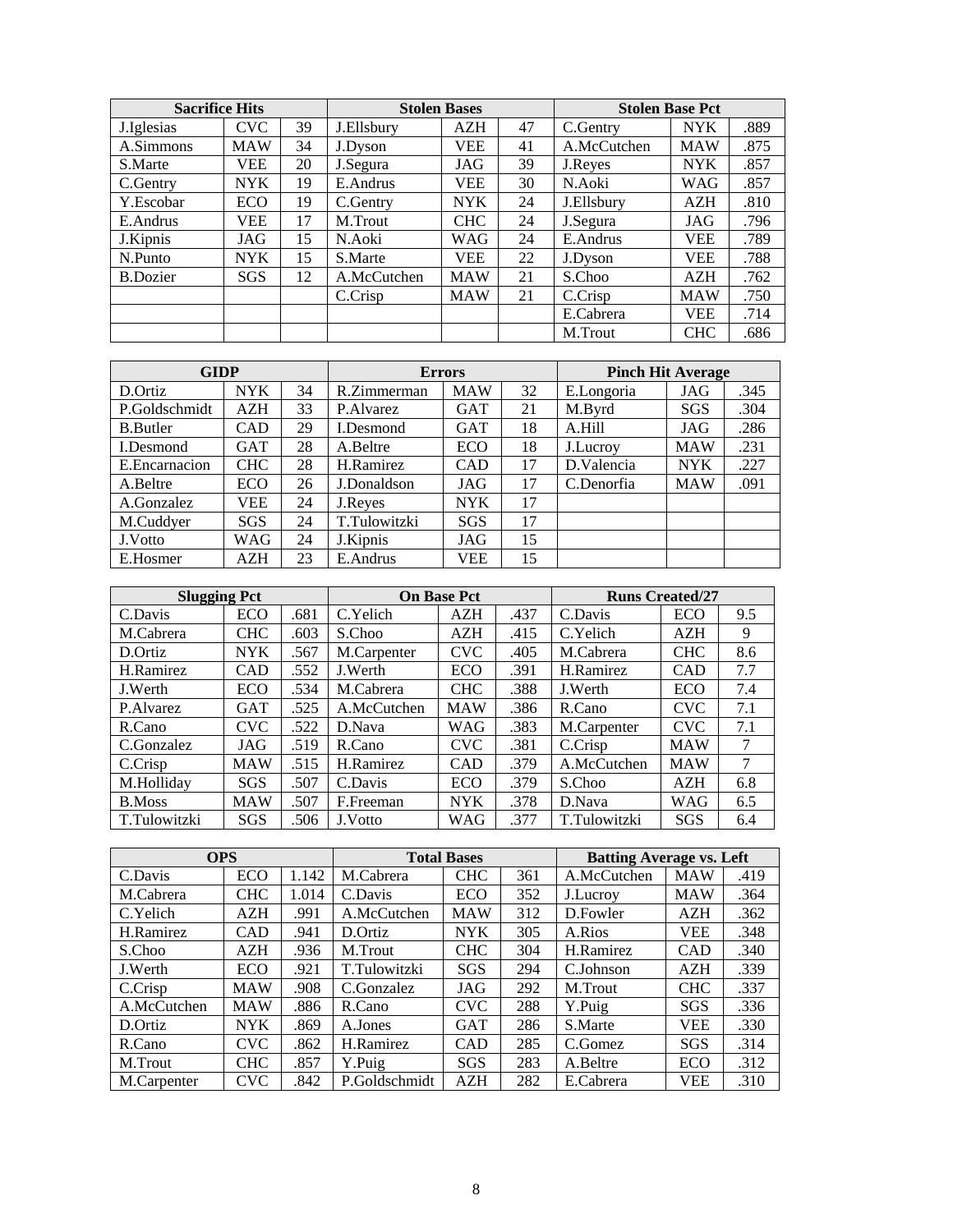| Sacrifice Hits | | | Stolen Bases | | | Stolen Base Pct | | |
|---|---|---|---|---|---|---|---|---|
| J.Iglesias | CVC | 39 | J.Ellsbury | AZH | 47 | C.Gentry | NYK | .889 |
| A.Simmons | MAW | 34 | J.Dyson | VEE | 41 | A.McCutchen | MAW | .875 |
| S.Marte | VEE | 20 | J.Segura | JAG | 39 | J.Reyes | NYK | .857 |
| C.Gentry | NYK | 19 | E.Andrus | VEE | 30 | N.Aoki | WAG | .857 |
| Y.Escobar | ECO | 19 | C.Gentry | NYK | 24 | J.Ellsbury | AZH | .810 |
| E.Andrus | VEE | 17 | M.Trout | CHC | 24 | J.Segura | JAG | .796 |
| J.Kipnis | JAG | 15 | N.Aoki | WAG | 24 | E.Andrus | VEE | .789 |
| N.Punto | NYK | 15 | S.Marte | VEE | 22 | J.Dyson | VEE | .788 |
| B.Dozier | SGS | 12 | A.McCutchen | MAW | 21 | S.Choo | AZH | .762 |
| | | | C.Crisp | MAW | 21 | C.Crisp | MAW | .750 |
| | | | | | | E.Cabrera | VEE | .714 |
| | | | | | | M.Trout | CHC | .686 |

| GIDP | | | Errors | | | Pinch Hit Average | | |
|---|---|---|---|---|---|---|---|---|
| D.Ortiz | NYK | 34 | R.Zimmerman | MAW | 32 | E.Longoria | JAG | .345 |
| P.Goldschmidt | AZH | 33 | P.Alvarez | GAT | 21 | M.Byrd | SGS | .304 |
| B.Butler | CAD | 29 | I.Desmond | GAT | 18 | A.Hill | JAG | .286 |
| I.Desmond | GAT | 28 | A.Beltre | ECO | 18 | J.Lucroy | MAW | .231 |
| E.Encarnacion | CHC | 28 | H.Ramirez | CAD | 17 | D.Valencia | NYK | .227 |
| A.Beltre | ECO | 26 | J.Donaldson | JAG | 17 | C.Denorfia | MAW | .091 |
| A.Gonzalez | VEE | 24 | J.Reyes | NYK | 17 | | | |
| M.Cuddyer | SGS | 24 | T.Tulowitzki | SGS | 17 | | | |
| J.Votto | WAG | 24 | J.Kipnis | JAG | 15 | | | |
| E.Hosmer | AZH | 23 | E.Andrus | VEE | 15 | | | |

| Slugging Pct | | | On Base Pct | | | Runs Created/27 | | |
|---|---|---|---|---|---|---|---|---|
| C.Davis | ECO | .681 | C.Yelich | AZH | .437 | C.Davis | ECO | 9.5 |
| M.Cabrera | CHC | .603 | S.Choo | AZH | .415 | C.Yelich | AZH | 9 |
| D.Ortiz | NYK | .567 | M.Carpenter | CVC | .405 | M.Cabrera | CHC | 8.6 |
| H.Ramirez | CAD | .552 | J.Werth | ECO | .391 | H.Ramirez | CAD | 7.7 |
| J.Werth | ECO | .534 | M.Cabrera | CHC | .388 | J.Werth | ECO | 7.4 |
| P.Alvarez | GAT | .525 | A.McCutchen | MAW | .386 | R.Cano | CVC | 7.1 |
| R.Cano | CVC | .522 | D.Nava | WAG | .383 | M.Carpenter | CVC | 7.1 |
| C.Gonzalez | JAG | .519 | R.Cano | CVC | .381 | C.Crisp | MAW | 7 |
| C.Crisp | MAW | .515 | H.Ramirez | CAD | .379 | A.McCutchen | MAW | 7 |
| M.Holliday | SGS | .507 | C.Davis | ECO | .379 | S.Choo | AZH | 6.8 |
| B.Moss | MAW | .507 | F.Freeman | NYK | .378 | D.Nava | WAG | 6.5 |
| T.Tulowitzki | SGS | .506 | J.Votto | WAG | .377 | T.Tulowitzki | SGS | 6.4 |

| OPS | | | Total Bases | | | Batting Average vs. Left | | |
|---|---|---|---|---|---|---|---|---|
| C.Davis | ECO | 1.142 | M.Cabrera | CHC | 361 | A.McCutchen | MAW | .419 |
| M.Cabrera | CHC | 1.014 | C.Davis | ECO | 352 | J.Lucroy | MAW | .364 |
| C.Yelich | AZH | .991 | A.McCutchen | MAW | 312 | D.Fowler | AZH | .362 |
| H.Ramirez | CAD | .941 | D.Ortiz | NYK | 305 | A.Rios | VEE | .348 |
| S.Choo | AZH | .936 | M.Trout | CHC | 304 | H.Ramirez | CAD | .340 |
| J.Werth | ECO | .921 | T.Tulowitzki | SGS | 294 | C.Johnson | AZH | .339 |
| C.Crisp | MAW | .908 | C.Gonzalez | JAG | 292 | M.Trout | CHC | .337 |
| A.McCutchen | MAW | .886 | R.Cano | CVC | 288 | Y.Puig | SGS | .336 |
| D.Ortiz | NYK | .869 | A.Jones | GAT | 286 | S.Marte | VEE | .330 |
| R.Cano | CVC | .862 | H.Ramirez | CAD | 285 | C.Gomez | SGS | .314 |
| M.Trout | CHC | .857 | Y.Puig | SGS | 283 | A.Beltre | ECO | .312 |
| M.Carpenter | CVC | .842 | P.Goldschmidt | AZH | 282 | E.Cabrera | VEE | .310 |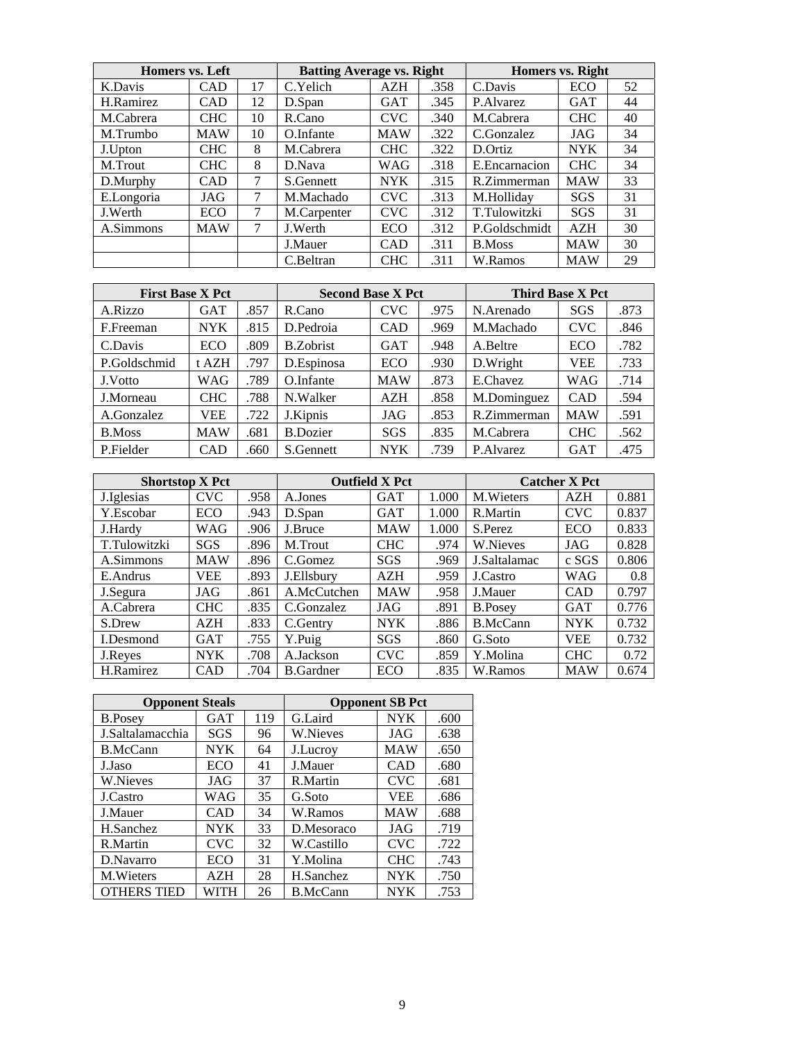| Homers vs. Left | | | Batting Average vs. Right | | | Homers vs. Right | | |
|---|---|---|---|---|---|---|---|---|
| K.Davis | CAD | 17 | C.Yelich | AZH | .358 | C.Davis | ECO | 52 |
| H.Ramirez | CAD | 12 | D.Span | GAT | .345 | P.Alvarez | GAT | 44 |
| M.Cabrera | CHC | 10 | R.Cano | CVC | .340 | M.Cabrera | CHC | 40 |
| M.Trumbo | MAW | 10 | O.Infante | MAW | .322 | C.Gonzalez | JAG | 34 |
| J.Upton | CHC | 8 | M.Cabrera | CHC | .322 | D.Ortiz | NYK | 34 |
| M.Trout | CHC | 8 | D.Nava | WAG | .318 | E.Encarnacion | CHC | 34 |
| D.Murphy | CAD | 7 | S.Gennett | NYK | .315 | R.Zimmerman | MAW | 33 |
| E.Longoria | JAG | 7 | M.Machado | CVC | .313 | M.Holliday | SGS | 31 |
| J.Werth | ECO | 7 | M.Carpenter | CVC | .312 | T.Tulowitzki | SGS | 31 |
| A.Simmons | MAW | 7 | J.Werth | ECO | .312 | P.Goldschmidt | AZH | 30 |
| | | | J.Mauer | CAD | .311 | B.Moss | MAW | 30 |
| | | | C.Beltran | CHC | .311 | W.Ramos | MAW | 29 |

| First Base X Pct | | | Second Base X Pct | | | Third Base X Pct | | |
|---|---|---|---|---|---|---|---|---|
| A.Rizzo | GAT | .857 | R.Cano | CVC | .975 | N.Arenado | SGS | .873 |
| F.Freeman | NYK | .815 | D.Pedroia | CAD | .969 | M.Machado | CVC | .846 |
| C.Davis | ECO | .809 | B.Zobrist | GAT | .948 | A.Beltre | ECO | .782 |
| P.Goldschmid | t AZH | .797 | D.Espinosa | ECO | .930 | D.Wright | VEE | .733 |
| J.Votto | WAG | .789 | O.Infante | MAW | .873 | E.Chavez | WAG | .714 |
| J.Morneau | CHC | .788 | N.Walker | AZH | .858 | M.Dominguez | CAD | .594 |
| A.Gonzalez | VEE | .722 | J.Kipnis | JAG | .853 | R.Zimmerman | MAW | .591 |
| B.Moss | MAW | .681 | B.Dozier | SGS | .835 | M.Cabrera | CHC | .562 |
| P.Fielder | CAD | .660 | S.Gennett | NYK | .739 | P.Alvarez | GAT | .475 |

| Shortstop X Pct | | | Outfield X Pct | | | Catcher X Pct | | |
|---|---|---|---|---|---|---|---|---|
| J.Iglesias | CVC | .958 | A.Jones | GAT | 1.000 | M.Wieters | AZH | 0.881 |
| Y.Escobar | ECO | .943 | D.Span | GAT | 1.000 | R.Martin | CVC | 0.837 |
| J.Hardy | WAG | .906 | J.Bruce | MAW | 1.000 | S.Perez | ECO | 0.833 |
| T.Tulowitzki | SGS | .896 | M.Trout | CHC | .974 | W.Nieves | JAG | 0.828 |
| A.Simmons | MAW | .896 | C.Gomez | SGS | .969 | J.Saltalamac | c SGS | 0.806 |
| E.Andrus | VEE | .893 | J.Ellsbury | AZH | .959 | J.Castro | WAG | 0.8 |
| J.Segura | JAG | .861 | A.McCutchen | MAW | .958 | J.Mauer | CAD | 0.797 |
| A.Cabrera | CHC | .835 | C.Gonzalez | JAG | .891 | B.Posey | GAT | 0.776 |
| S.Drew | AZH | .833 | C.Gentry | NYK | .886 | B.McCann | NYK | 0.732 |
| I.Desmond | GAT | .755 | Y.Puig | SGS | .860 | G.Soto | VEE | 0.732 |
| J.Reyes | NYK | .708 | A.Jackson | CVC | .859 | Y.Molina | CHC | 0.72 |
| H.Ramirez | CAD | .704 | B.Gardner | ECO | .835 | W.Ramos | MAW | 0.674 |

| Opponent Steals | | | Opponent SB Pct | | |
|---|---|---|---|---|---|
| B.Posey | GAT | 119 | G.Laird | NYK | .600 |
| J.Saltalamacchia | SGS | 96 | W.Nieves | JAG | .638 |
| B.McCann | NYK | 64 | J.Lucroy | MAW | .650 |
| J.Jaso | ECO | 41 | J.Mauer | CAD | .680 |
| W.Nieves | JAG | 37 | R.Martin | CVC | .681 |
| J.Castro | WAG | 35 | G.Soto | VEE | .686 |
| J.Mauer | CAD | 34 | W.Ramos | MAW | .688 |
| H.Sanchez | NYK | 33 | D.Mesoraco | JAG | .719 |
| R.Martin | CVC | 32 | W.Castillo | CVC | .722 |
| D.Navarro | ECO | 31 | Y.Molina | CHC | .743 |
| M.Wieters | AZH | 28 | H.Sanchez | NYK | .750 |
| OTHERS TIED | WITH | 26 | B.McCann | NYK | .753 |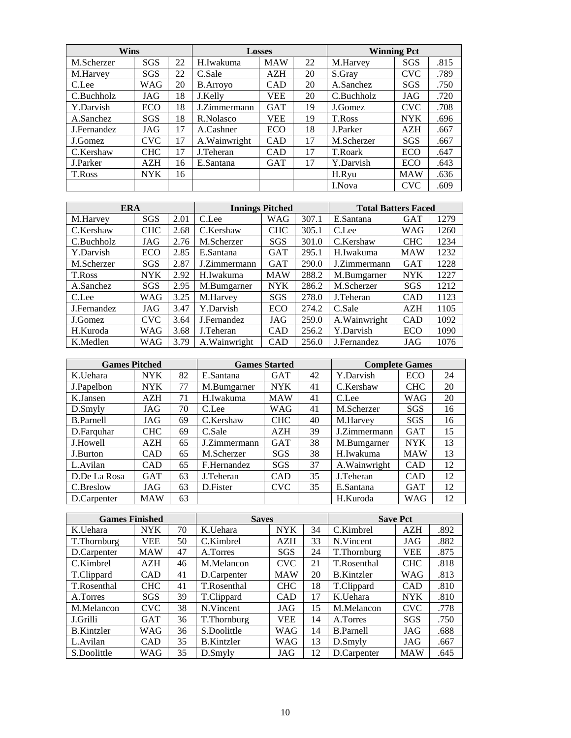| Wins | | | Losses | | | Winning Pct | | |
|---|---|---|---|---|---|---|---|---|
| M.Scherzer | SGS | 22 | H.Iwakuma | MAW | 22 | M.Harvey | SGS | .815 |
| M.Harvey | SGS | 22 | C.Sale | AZH | 20 | S.Gray | CVC | .789 |
| C.Lee | WAG | 20 | B.Arroyo | CAD | 20 | A.Sanchez | SGS | .750 |
| C.Buchholz | JAG | 18 | J.Kelly | VEE | 20 | C.Buchholz | JAG | .720 |
| Y.Darvish | ECO | 18 | J.Zimmermann | GAT | 19 | J.Gomez | CVC | .708 |
| A.Sanchez | SGS | 18 | R.Nolasco | VEE | 19 | T.Ross | NYK | .696 |
| J.Fernandez | JAG | 17 | A.Cashner | ECO | 18 | J.Parker | AZH | .667 |
| J.Gomez | CVC | 17 | A.Wainwright | CAD | 17 | M.Scherzer | SGS | .667 |
| C.Kershaw | CHC | 17 | J.Teheran | CAD | 17 | T.Roark | ECO | .647 |
| J.Parker | AZH | 16 | E.Santana | GAT | 17 | Y.Darvish | ECO | .643 |
| T.Ross | NYK | 16 | | | | H.Ryu | MAW | .636 |
| | | | | | | I.Nova | CVC | .609 |

| ERA | | | Innings Pitched | | | Total Batters Faced | | |
|---|---|---|---|---|---|---|---|---|
| M.Harvey | SGS | 2.01 | C.Lee | WAG | 307.1 | E.Santana | GAT | 1279 |
| C.Kershaw | CHC | 2.68 | C.Kershaw | CHC | 305.1 | C.Lee | WAG | 1260 |
| C.Buchholz | JAG | 2.76 | M.Scherzer | SGS | 301.0 | C.Kershaw | CHC | 1234 |
| Y.Darvish | ECO | 2.85 | E.Santana | GAT | 295.1 | H.Iwakuma | MAW | 1232 |
| M.Scherzer | SGS | 2.87 | J.Zimmermann | GAT | 290.0 | J.Zimmermann | GAT | 1228 |
| T.Ross | NYK | 2.92 | H.Iwakuma | MAW | 288.2 | M.Bumgarner | NYK | 1227 |
| A.Sanchez | SGS | 2.95 | M.Bumgarner | NYK | 286.2 | M.Scherzer | SGS | 1212 |
| C.Lee | WAG | 3.25 | M.Harvey | SGS | 278.0 | J.Teheran | CAD | 1123 |
| J.Fernandez | JAG | 3.47 | Y.Darvish | ECO | 274.2 | C.Sale | AZH | 1105 |
| J.Gomez | CVC | 3.64 | J.Fernandez | JAG | 259.0 | A.Wainwright | CAD | 1092 |
| H.Kuroda | WAG | 3.68 | J.Teheran | CAD | 256.2 | Y.Darvish | ECO | 1090 |
| K.Medlen | WAG | 3.79 | A.Wainwright | CAD | 256.0 | J.Fernandez | JAG | 1076 |

| Games Pitched | | | Games Started | | | Complete Games | | |
|---|---|---|---|---|---|---|---|---|
| K.Uehara | NYK | 82 | E.Santana | GAT | 42 | Y.Darvish | ECO | 24 |
| J.Papelbon | NYK | 77 | M.Bumgarner | NYK | 41 | C.Kershaw | CHC | 20 |
| K.Jansen | AZH | 71 | H.Iwakuma | MAW | 41 | C.Lee | WAG | 20 |
| D.Smyly | JAG | 70 | C.Lee | WAG | 41 | M.Scherzer | SGS | 16 |
| B.Parnell | JAG | 69 | C.Kershaw | CHC | 40 | M.Harvey | SGS | 16 |
| D.Farquhar | CHC | 69 | C.Sale | AZH | 39 | J.Zimmermann | GAT | 15 |
| J.Howell | AZH | 65 | J.Zimmermann | GAT | 38 | M.Bumgarner | NYK | 13 |
| J.Burton | CAD | 65 | M.Scherzer | SGS | 38 | H.Iwakuma | MAW | 13 |
| L.Avilan | CAD | 65 | F.Hernandez | SGS | 37 | A.Wainwright | CAD | 12 |
| D.De La Rosa | GAT | 63 | J.Teheran | CAD | 35 | J.Teheran | CAD | 12 |
| C.Breslow | JAG | 63 | D.Fister | CVC | 35 | E.Santana | GAT | 12 |
| D.Carpenter | MAW | 63 | | | | H.Kuroda | WAG | 12 |

| Games Finished | | | Saves | | | Save Pct | | |
|---|---|---|---|---|---|---|---|---|
| K.Uehara | NYK | 70 | K.Uehara | NYK | 34 | C.Kimbrel | AZH | .892 |
| T.Thornburg | VEE | 50 | C.Kimbrel | AZH | 33 | N.Vincent | JAG | .882 |
| D.Carpenter | MAW | 47 | A.Torres | SGS | 24 | T.Thornburg | VEE | .875 |
| C.Kimbrel | AZH | 46 | M.Melancon | CVC | 21 | T.Rosenthal | CHC | .818 |
| T.Clippard | CAD | 41 | D.Carpenter | MAW | 20 | B.Kintzler | WAG | .813 |
| T.Rosenthal | CHC | 41 | T.Rosenthal | CHC | 18 | T.Clippard | CAD | .810 |
| A.Torres | SGS | 39 | T.Clippard | CAD | 17 | K.Uehara | NYK | .810 |
| M.Melancon | CVC | 38 | N.Vincent | JAG | 15 | M.Melancon | CVC | .778 |
| J.Grilli | GAT | 36 | T.Thornburg | VEE | 14 | A.Torres | SGS | .750 |
| B.Kintzler | WAG | 36 | S.Doolittle | WAG | 14 | B.Parnell | JAG | .688 |
| L.Avilan | CAD | 35 | B.Kintzler | WAG | 13 | D.Smyly | JAG | .667 |
| S.Doolittle | WAG | 35 | D.Smyly | JAG | 12 | D.Carpenter | MAW | .645 |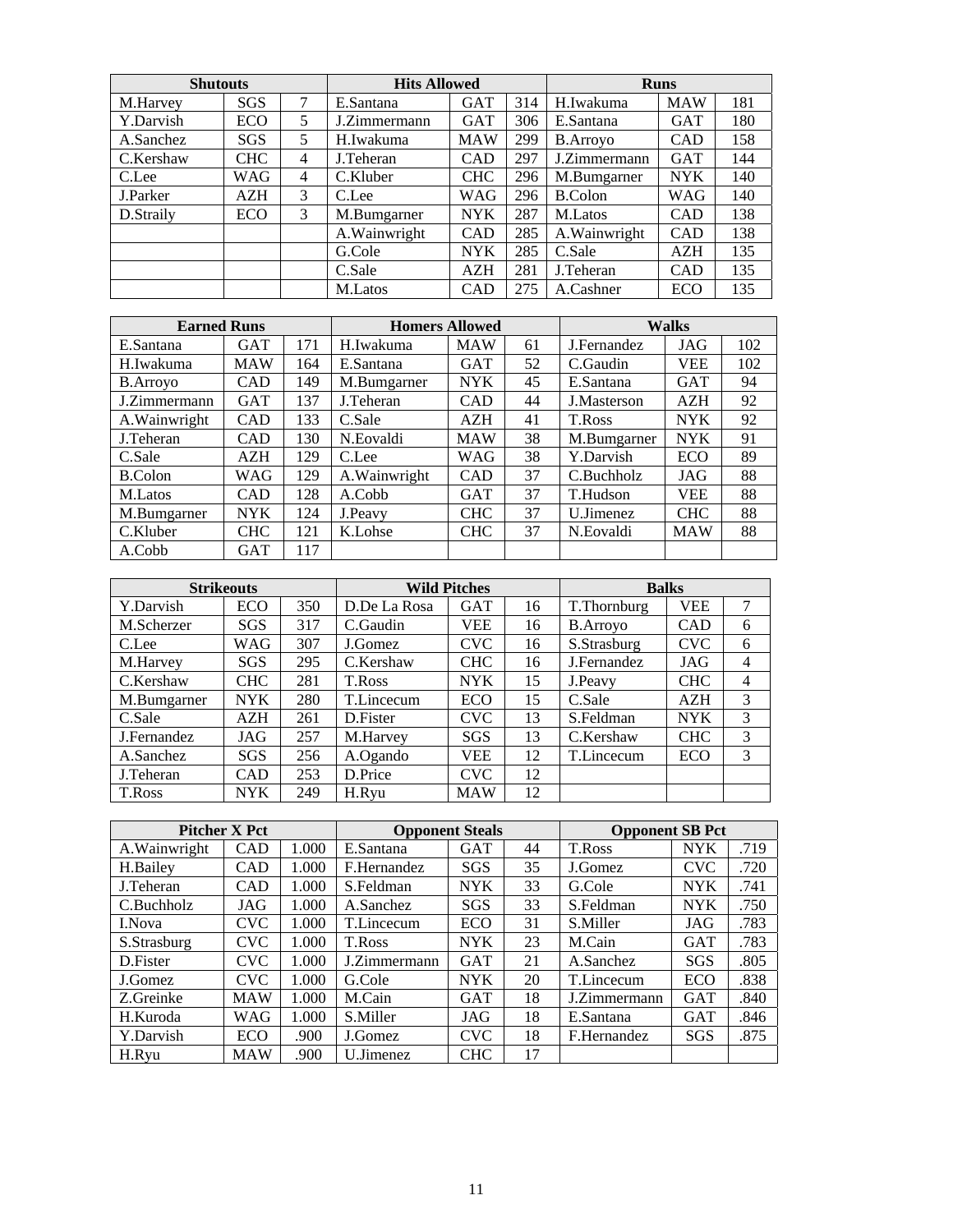| Shutouts | | | Hits Allowed | | | Runs | | |
|---|---|---|---|---|---|---|---|---|
| M.Harvey | SGS | 7 | E.Santana | GAT | 314 | H.Iwakuma | MAW | 181 |
| Y.Darvish | ECO | 5 | J.Zimmermann | GAT | 306 | E.Santana | GAT | 180 |
| A.Sanchez | SGS | 5 | H.Iwakuma | MAW | 299 | B.Arroyo | CAD | 158 |
| C.Kershaw | CHC | 4 | J.Teheran | CAD | 297 | J.Zimmermann | GAT | 144 |
| C.Lee | WAG | 4 | C.Kluber | CHC | 296 | M.Bumgarner | NYK | 140 |
| J.Parker | AZH | 3 | C.Lee | WAG | 296 | B.Colon | WAG | 140 |
| D.Straily | ECO | 3 | M.Bumgarner | NYK | 287 | M.Latos | CAD | 138 |
| | | | A.Wainwright | CAD | 285 | A.Wainwright | CAD | 138 |
| | | | G.Cole | NYK | 285 | C.Sale | AZH | 135 |
| | | | C.Sale | AZH | 281 | J.Teheran | CAD | 135 |
| | | | M.Latos | CAD | 275 | A.Cashner | ECO | 135 |

| Earned Runs | | | Homers Allowed | | | Walks | | |
|---|---|---|---|---|---|---|---|---|
| E.Santana | GAT | 171 | H.Iwakuma | MAW | 61 | J.Fernandez | JAG | 102 |
| H.Iwakuma | MAW | 164 | E.Santana | GAT | 52 | C.Gaudin | VEE | 102 |
| B.Arroyo | CAD | 149 | M.Bumgarner | NYK | 45 | E.Santana | GAT | 94 |
| J.Zimmermann | GAT | 137 | J.Teheran | CAD | 44 | J.Masterson | AZH | 92 |
| A.Wainwright | CAD | 133 | C.Sale | AZH | 41 | T.Ross | NYK | 92 |
| J.Teheran | CAD | 130 | N.Eovaldi | MAW | 38 | M.Bumgarner | NYK | 91 |
| C.Sale | AZH | 129 | C.Lee | WAG | 38 | Y.Darvish | ECO | 89 |
| B.Colon | WAG | 129 | A.Wainwright | CAD | 37 | C.Buchholz | JAG | 88 |
| M.Latos | CAD | 128 | A.Cobb | GAT | 37 | T.Hudson | VEE | 88 |
| M.Bumgarner | NYK | 124 | J.Peavy | CHC | 37 | U.Jimenez | CHC | 88 |
| C.Kluber | CHC | 121 | K.Lohse | CHC | 37 | N.Eovaldi | MAW | 88 |
| A.Cobb | GAT | 117 | | | | | | |

| Strikeouts | | | Wild Pitches | | | Balks | | |
|---|---|---|---|---|---|---|---|---|
| Y.Darvish | ECO | 350 | D.De La Rosa | GAT | 16 | T.Thornburg | VEE | 7 |
| M.Scherzer | SGS | 317 | C.Gaudin | VEE | 16 | B.Arroyo | CAD | 6 |
| C.Lee | WAG | 307 | J.Gomez | CVC | 16 | S.Strasburg | CVC | 6 |
| M.Harvey | SGS | 295 | C.Kershaw | CHC | 16 | J.Fernandez | JAG | 4 |
| C.Kershaw | CHC | 281 | T.Ross | NYK | 15 | J.Peavy | CHC | 4 |
| M.Bumgarner | NYK | 280 | T.Lincecum | ECO | 15 | C.Sale | AZH | 3 |
| C.Sale | AZH | 261 | D.Fister | CVC | 13 | S.Feldman | NYK | 3 |
| J.Fernandez | JAG | 257 | M.Harvey | SGS | 13 | C.Kershaw | CHC | 3 |
| A.Sanchez | SGS | 256 | A.Ogando | VEE | 12 | T.Lincecum | ECO | 3 |
| J.Teheran | CAD | 253 | D.Price | CVC | 12 | | | |
| T.Ross | NYK | 249 | H.Ryu | MAW | 12 | | | |

| Pitcher X Pct | | | Opponent Steals | | | Opponent SB Pct | | |
|---|---|---|---|---|---|---|---|---|
| A.Wainwright | CAD | 1.000 | E.Santana | GAT | 44 | T.Ross | NYK | .719 |
| H.Bailey | CAD | 1.000 | F.Hernandez | SGS | 35 | J.Gomez | CVC | .720 |
| J.Teheran | CAD | 1.000 | S.Feldman | NYK | 33 | G.Cole | NYK | .741 |
| C.Buchholz | JAG | 1.000 | A.Sanchez | SGS | 33 | S.Feldman | NYK | .750 |
| I.Nova | CVC | 1.000 | T.Lincecum | ECO | 31 | S.Miller | JAG | .783 |
| S.Strasburg | CVC | 1.000 | T.Ross | NYK | 23 | M.Cain | GAT | .783 |
| D.Fister | CVC | 1.000 | J.Zimmermann | GAT | 21 | A.Sanchez | SGS | .805 |
| J.Gomez | CVC | 1.000 | G.Cole | NYK | 20 | T.Lincecum | ECO | .838 |
| Z.Greinke | MAW | 1.000 | M.Cain | GAT | 18 | J.Zimmermann | GAT | .840 |
| H.Kuroda | WAG | 1.000 | S.Miller | JAG | 18 | E.Santana | GAT | .846 |
| Y.Darvish | ECO | .900 | J.Gomez | CVC | 18 | F.Hernandez | SGS | .875 |
| H.Ryu | MAW | .900 | U.Jimenez | CHC | 17 | | | |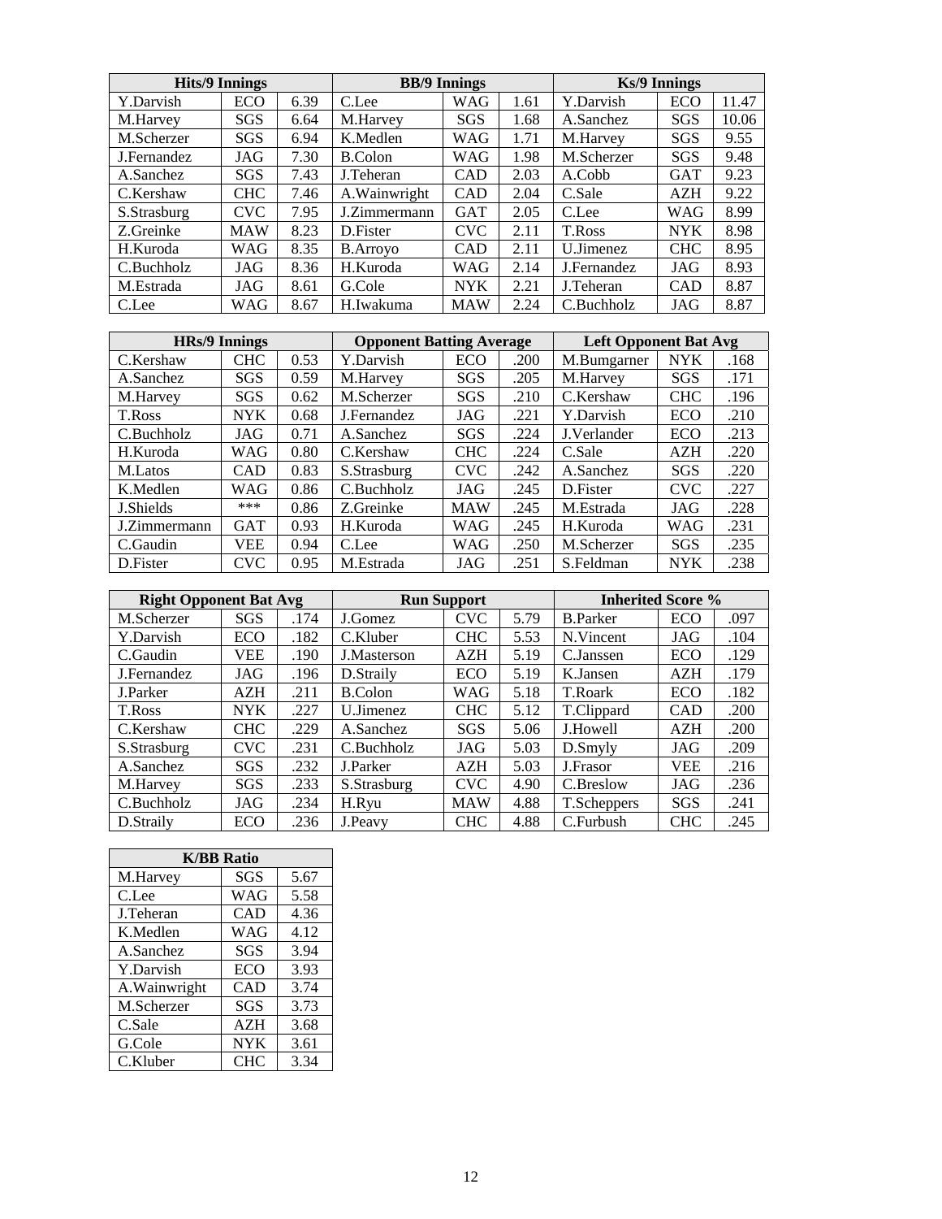| Hits/9 Innings | | | BB/9 Innings | | | Ks/9 Innings | | |
|---|---|---|---|---|---|---|---|---|
| Y.Darvish | ECO | 6.39 | C.Lee | WAG | 1.61 | Y.Darvish | ECO | 11.47 |
| M.Harvey | SGS | 6.64 | M.Harvey | SGS | 1.68 | A.Sanchez | SGS | 10.06 |
| M.Scherzer | SGS | 6.94 | K.Medlen | WAG | 1.71 | M.Harvey | SGS | 9.55 |
| J.Fernandez | JAG | 7.30 | B.Colon | WAG | 1.98 | M.Scherzer | SGS | 9.48 |
| A.Sanchez | SGS | 7.43 | J.Teheran | CAD | 2.03 | A.Cobb | GAT | 9.23 |
| C.Kershaw | CHC | 7.46 | A.Wainwright | CAD | 2.04 | C.Sale | AZH | 9.22 |
| S.Strasburg | CVC | 7.95 | J.Zimmermann | GAT | 2.05 | C.Lee | WAG | 8.99 |
| Z.Greinke | MAW | 8.23 | D.Fister | CVC | 2.11 | T.Ross | NYK | 8.98 |
| H.Kuroda | WAG | 8.35 | B.Arroyo | CAD | 2.11 | U.Jimenez | CHC | 8.95 |
| C.Buchholz | JAG | 8.36 | H.Kuroda | WAG | 2.14 | J.Fernandez | JAG | 8.93 |
| M.Estrada | JAG | 8.61 | G.Cole | NYK | 2.21 | J.Teheran | CAD | 8.87 |
| C.Lee | WAG | 8.67 | H.Iwakuma | MAW | 2.24 | C.Buchholz | JAG | 8.87 |

| HRs/9 Innings | | | Opponent Batting Average | | | Left Opponent Bat Avg | | |
|---|---|---|---|---|---|---|---|---|
| C.Kershaw | CHC | 0.53 | Y.Darvish | ECO | .200 | M.Bumgarner | NYK | .168 |
| A.Sanchez | SGS | 0.59 | M.Harvey | SGS | .205 | M.Harvey | SGS | .171 |
| M.Harvey | SGS | 0.62 | M.Scherzer | SGS | .210 | C.Kershaw | CHC | .196 |
| T.Ross | NYK | 0.68 | J.Fernandez | JAG | .221 | Y.Darvish | ECO | .210 |
| C.Buchholz | JAG | 0.71 | A.Sanchez | SGS | .224 | J.Verlander | ECO | .213 |
| H.Kuroda | WAG | 0.80 | C.Kershaw | CHC | .224 | C.Sale | AZH | .220 |
| M.Latos | CAD | 0.83 | S.Strasburg | CVC | .242 | A.Sanchez | SGS | .220 |
| K.Medlen | WAG | 0.86 | C.Buchholz | JAG | .245 | D.Fister | CVC | .227 |
| J.Shields | *** | 0.86 | Z.Greinke | MAW | .245 | M.Estrada | JAG | .228 |
| J.Zimmermann | GAT | 0.93 | H.Kuroda | WAG | .245 | H.Kuroda | WAG | .231 |
| C.Gaudin | VEE | 0.94 | C.Lee | WAG | .250 | M.Scherzer | SGS | .235 |
| D.Fister | CVC | 0.95 | M.Estrada | JAG | .251 | S.Feldman | NYK | .238 |

| Right Opponent Bat Avg | | | Run Support | | | Inherited Score % | | |
|---|---|---|---|---|---|---|---|---|
| M.Scherzer | SGS | .174 | J.Gomez | CVC | 5.79 | B.Parker | ECO | .097 |
| Y.Darvish | ECO | .182 | C.Kluber | CHC | 5.53 | N.Vincent | JAG | .104 |
| C.Gaudin | VEE | .190 | J.Masterson | AZH | 5.19 | C.Janssen | ECO | .129 |
| J.Fernandez | JAG | .196 | D.Straily | ECO | 5.19 | K.Jansen | AZH | .179 |
| J.Parker | AZH | .211 | B.Colon | WAG | 5.18 | T.Roark | ECO | .182 |
| T.Ross | NYK | .227 | U.Jimenez | CHC | 5.12 | T.Clippard | CAD | .200 |
| C.Kershaw | CHC | .229 | A.Sanchez | SGS | 5.06 | J.Howell | AZH | .200 |
| S.Strasburg | CVC | .231 | C.Buchholz | JAG | 5.03 | D.Smyly | JAG | .209 |
| A.Sanchez | SGS | .232 | J.Parker | AZH | 5.03 | J.Frasor | VEE | .216 |
| M.Harvey | SGS | .233 | S.Strasburg | CVC | 4.90 | C.Breslow | JAG | .236 |
| C.Buchholz | JAG | .234 | H.Ryu | MAW | 4.88 | T.Scheppers | SGS | .241 |
| D.Straily | ECO | .236 | J.Peavy | CHC | 4.88 | C.Furbush | CHC | .245 |

| K/BB Ratio | | |
|---|---|---|
| M.Harvey | SGS | 5.67 |
| C.Lee | WAG | 5.58 |
| J.Teheran | CAD | 4.36 |
| K.Medlen | WAG | 4.12 |
| A.Sanchez | SGS | 3.94 |
| Y.Darvish | ECO | 3.93 |
| A.Wainwright | CAD | 3.74 |
| M.Scherzer | SGS | 3.73 |
| C.Sale | AZH | 3.68 |
| G.Cole | NYK | 3.61 |
| C.Kluber | CHC | 3.34 |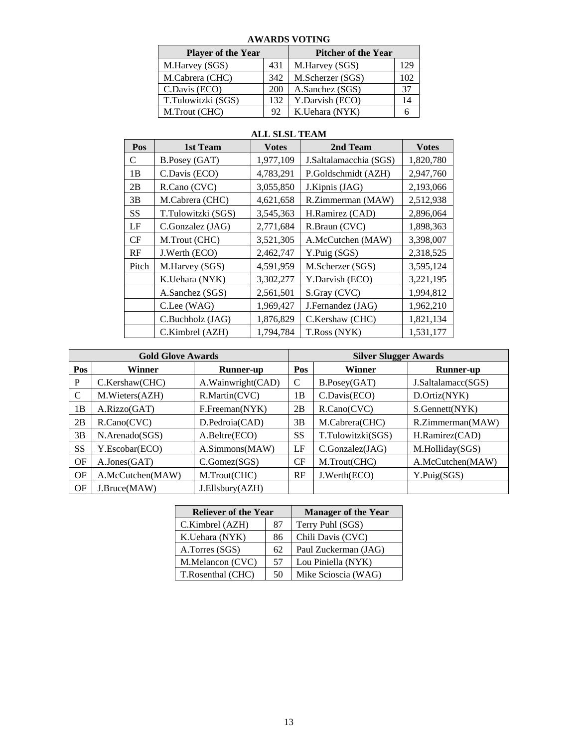## AWARDS VOTING

| Player of the Year | | Pitcher of the Year | |
|---|---|---|---|
| M.Harvey (SGS) | 431 | M.Harvey (SGS) | 129 |
| M.Cabrera (CHC) | 342 | M.Scherzer (SGS) | 102 |
| C.Davis (ECO) | 200 | A.Sanchez (SGS) | 37 |
| T.Tulowitzki (SGS) | 132 | Y.Darvish (ECO) | 14 |
| M.Trout (CHC) | 92 | K.Uehara (NYK) | 6 |

## ALL SLSL TEAM

| Pos | 1st Team | Votes | 2nd Team | Votes |
|---|---|---|---|---|
| C | B.Posey (GAT) | 1,977,109 | J.Saltalamacchia (SGS) | 1,820,780 |
| 1B | C.Davis (ECO) | 4,783,291 | P.Goldschmidt (AZH) | 2,947,760 |
| 2B | R.Cano (CVC) | 3,055,850 | J.Kipnis (JAG) | 2,193,066 |
| 3B | M.Cabrera (CHC) | 4,621,658 | R.Zimmerman (MAW) | 2,512,938 |
| SS | T.Tulowitzki (SGS) | 3,545,363 | H.Ramirez (CAD) | 2,896,064 |
| LF | C.Gonzalez (JAG) | 2,771,684 | R.Braun (CVC) | 1,898,363 |
| CF | M.Trout (CHC) | 3,521,305 | A.McCutchen (MAW) | 3,398,007 |
| RF | J.Werth (ECO) | 2,462,747 | Y.Puig (SGS) | 2,318,525 |
| Pitch | M.Harvey (SGS) | 4,591,959 | M.Scherzer (SGS) | 3,595,124 |
| | K.Uehara (NYK) | 3,302,277 | Y.Darvish (ECO) | 3,221,195 |
| | A.Sanchez (SGS) | 2,561,501 | S.Gray (CVC) | 1,994,812 |
| | C.Lee (WAG) | 1,969,427 | J.Fernandez (JAG) | 1,962,210 |
| | C.Buchholz (JAG) | 1,876,829 | C.Kershaw (CHC) | 1,821,134 |
| | C.Kimbrel (AZH) | 1,794,784 | T.Ross (NYK) | 1,531,177 |

| Gold Glove Awards | | | Silver Slugger Awards | | |
|---|---|---|---|---|---|
| Pos | Winner | Runner-up | Pos | Winner | Runner-up |
| P | C.Kershaw(CHC) | A.Wainwright(CAD) | C | B.Posey(GAT) | J.Saltalamacc(SGS) |
| C | M.Wieters(AZH) | R.Martin(CVC) | 1B | C.Davis(ECO) | D.Ortiz(NYK) |
| 1B | A.Rizzo(GAT) | F.Freeman(NYK) | 2B | R.Cano(CVC) | S.Gennett(NYK) |
| 2B | R.Cano(CVC) | D.Pedroia(CAD) | 3B | M.Cabrera(CHC) | R.Zimmerman(MAW) |
| 3B | N.Arenado(SGS) | A.Beltre(ECO) | SS | T.Tulowitzki(SGS) | H.Ramirez(CAD) |
| SS | Y.Escobar(ECO) | A.Simmons(MAW) | LF | C.Gonzalez(JAG) | M.Holliday(SGS) |
| OF | A.Jones(GAT) | C.Gomez(SGS) | CF | M.Trout(CHC) | A.McCutchen(MAW) |
| OF | A.McCutchen(MAW) | M.Trout(CHC) | RF | J.Werth(ECO) | Y.Puig(SGS) |
| OF | J.Bruce(MAW) | J.Ellsbury(AZH) | | | |

| Reliever of the Year | | Manager of the Year |
|---|---|---|
| C.Kimbrel (AZH) | 87 | Terry Puhl (SGS) |
| K.Uehara (NYK) | 86 | Chili Davis (CVC) |
| A.Torres (SGS) | 62 | Paul Zuckerman (JAG) |
| M.Melancon (CVC) | 57 | Lou Piniella (NYK) |
| T.Rosenthal (CHC) | 50 | Mike Scioscia (WAG) |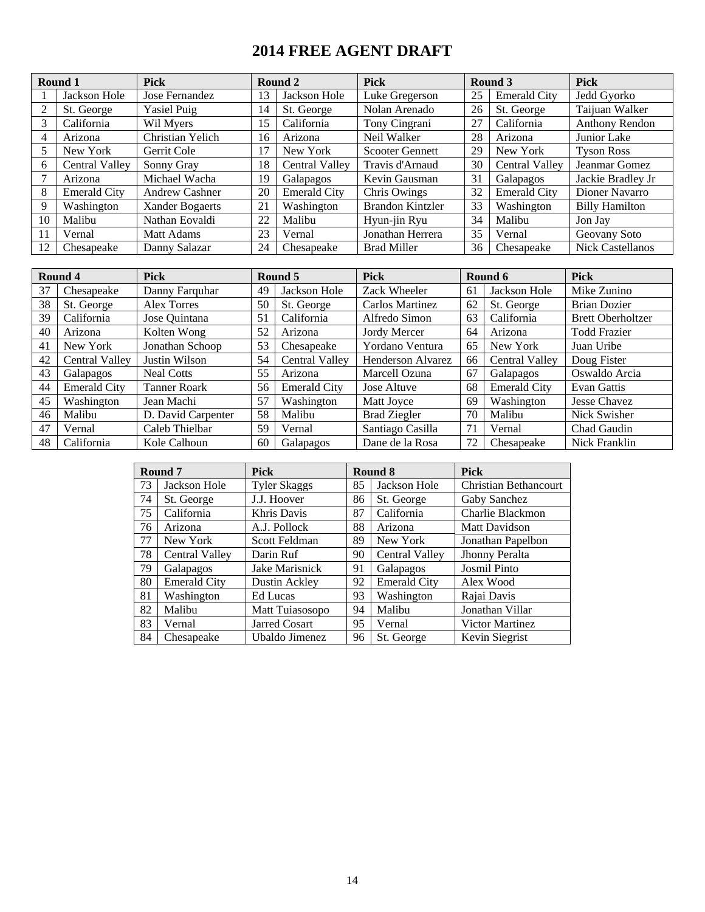# 2014 FREE AGENT DRAFT

| Round 1 | | Pick | Round 2 | | Pick | Round 3 | | Pick |
|---|---|---|---|---|---|---|---|---|
| 1 | Jackson Hole | Jose Fernandez | 13 | Jackson Hole | Luke Gregerson | 25 | Emerald City | Jedd Gyorko |
| 2 | St. George | Yasiel Puig | 14 | St. George | Nolan Arenado | 26 | St. George | Taijuan Walker |
| 3 | California | Wil Myers | 15 | California | Tony Cingrani | 27 | California | Anthony Rendon |
| 4 | Arizona | Christian Yelich | 16 | Arizona | Neil Walker | 28 | Arizona | Junior Lake |
| 5 | New York | Gerrit Cole | 17 | New York | Scooter Gennett | 29 | New York | Tyson Ross |
| 6 | Central Valley | Sonny Gray | 18 | Central Valley | Travis d'Arnaud | 30 | Central Valley | Jeanmar Gomez |
| 7 | Arizona | Michael Wacha | 19 | Galapagos | Kevin Gausman | 31 | Galapagos | Jackie Bradley Jr |
| 8 | Emerald City | Andrew Cashner | 20 | Emerald City | Chris Owings | 32 | Emerald City | Dioner Navarro |
| 9 | Washington | Xander Bogaerts | 21 | Washington | Brandon Kintzler | 33 | Washington | Billy Hamilton |
| 10 | Malibu | Nathan Eovaldi | 22 | Malibu | Hyun-jin Ryu | 34 | Malibu | Jon Jay |
| 11 | Vernal | Matt Adams | 23 | Vernal | Jonathan Herrera | 35 | Vernal | Geovany Soto |
| 12 | Chesapeake | Danny Salazar | 24 | Chesapeake | Brad Miller | 36 | Chesapeake | Nick Castellanos |

| Round 4 | | Pick | Round 5 | | Pick | Round 6 | | Pick |
|---|---|---|---|---|---|---|---|---|
| 37 | Chesapeake | Danny Farquhar | 49 | Jackson Hole | Zack Wheeler | 61 | Jackson Hole | Mike Zunino |
| 38 | St. George | Alex Torres | 50 | St. George | Carlos Martinez | 62 | St. George | Brian Dozier |
| 39 | California | Jose Quintana | 51 | California | Alfredo Simon | 63 | California | Brett Oberholtzer |
| 40 | Arizona | Kolten Wong | 52 | Arizona | Jordy Mercer | 64 | Arizona | Todd Frazier |
| 41 | New York | Jonathan Schoop | 53 | Chesapeake | Yordano Ventura | 65 | New York | Juan Uribe |
| 42 | Central Valley | Justin Wilson | 54 | Central Valley | Henderson Alvarez | 66 | Central Valley | Doug Fister |
| 43 | Galapagos | Neal Cotts | 55 | Arizona | Marcell Ozuna | 67 | Galapagos | Oswaldo Arcia |
| 44 | Emerald City | Tanner Roark | 56 | Emerald City | Jose Altuve | 68 | Emerald City | Evan Gattis |
| 45 | Washington | Jean Machi | 57 | Washington | Matt Joyce | 69 | Washington | Jesse Chavez |
| 46 | Malibu | D. David Carpenter | 58 | Malibu | Brad Ziegler | 70 | Malibu | Nick Swisher |
| 47 | Vernal | Caleb Thielbar | 59 | Vernal | Santiago Casilla | 71 | Vernal | Chad Gaudin |
| 48 | California | Kole Calhoun | 60 | Galapagos | Dane de la Rosa | 72 | Chesapeake | Nick Franklin |

| Round 7 | | Pick | Round 8 | | Pick |
|---|---|---|---|---|---|
| 73 | Jackson Hole | Tyler Skaggs | 85 | Jackson Hole | Christian Bethancourt |
| 74 | St. George | J.J. Hoover | 86 | St. George | Gaby Sanchez |
| 75 | California | Khris Davis | 87 | California | Charlie Blackmon |
| 76 | Arizona | A.J. Pollock | 88 | Arizona | Matt Davidson |
| 77 | New York | Scott Feldman | 89 | New York | Jonathan Papelbon |
| 78 | Central Valley | Darin Ruf | 90 | Central Valley | Jhonny Peralta |
| 79 | Galapagos | Jake Marisnick | 91 | Galapagos | Josmil Pinto |
| 80 | Emerald City | Dustin Ackley | 92 | Emerald City | Alex Wood |
| 81 | Washington | Ed Lucas | 93 | Washington | Rajai Davis |
| 82 | Malibu | Matt Tuiasosopo | 94 | Malibu | Jonathan Villar |
| 83 | Vernal | Jarred Cosart | 95 | Vernal | Victor Martinez |
| 84 | Chesapeake | Ubaldo Jimenez | 96 | St. George | Kevin Siegrist |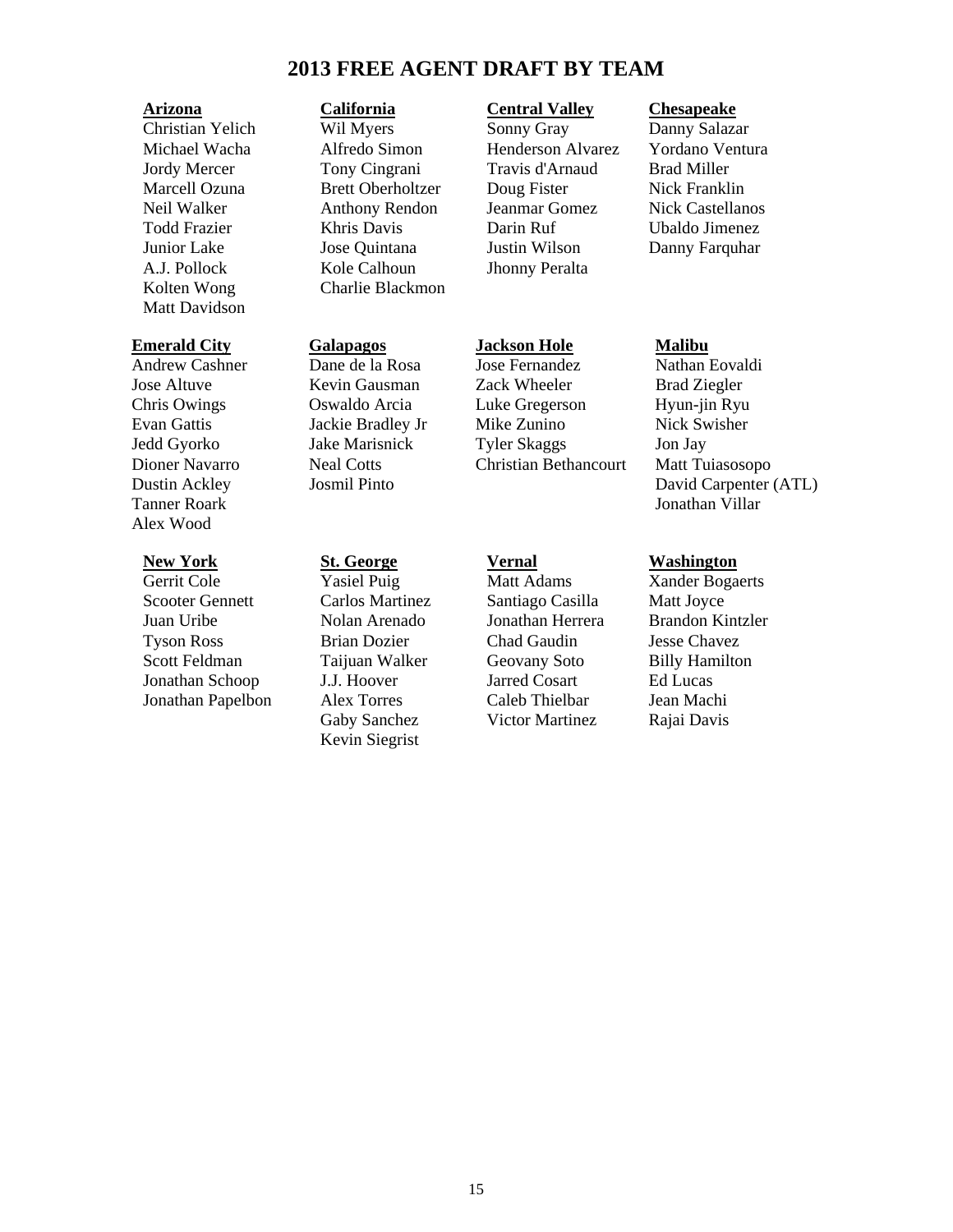# 2013 FREE AGENT DRAFT BY TEAM

**Arizona**
Christian Yelich
Michael Wacha
Jordy Mercer
Marcell Ozuna
Neil Walker
Todd Frazier
Junior Lake
A.J. Pollock
Kolten Wong
Matt Davidson

**California**
Wil Myers
Alfredo Simon
Tony Cingrani
Brett Oberholtzer
Anthony Rendon
Khris Davis
Jose Quintana
Kole Calhoun
Charlie Blackmon

**Central Valley**
Sonny Gray
Henderson Alvarez
Travis d'Arnaud
Doug Fister
Jeanmar Gomez
Darin Ruf
Justin Wilson
Jhonny Peralta

**Chesapeake**
Danny Salazar
Yordano Ventura
Brad Miller
Nick Franklin
Nick Castellanos
Ubaldo Jimenez
Danny Farquhar

**Emerald City**
Andrew Cashner
Jose Altuve
Chris Owings
Evan Gattis
Jedd Gyorko
Dioner Navarro
Dustin Ackley
Tanner Roark
Alex Wood

**Galapagos**
Dane de la Rosa
Kevin Gausman
Oswaldo Arcia
Jackie Bradley Jr
Jake Marisnick
Neal Cotts
Josmil Pinto

**Jackson Hole**
Jose Fernandez
Zack Wheeler
Luke Gregerson
Mike Zunino
Tyler Skaggs
Christian Bethancourt

**Malibu**
Nathan Eovaldi
Brad Ziegler
Hyun-jin Ryu
Nick Swisher
Jon Jay
Matt Tuiasosopo
David Carpenter (ATL)
Jonathan Villar

**New York**
Gerrit Cole
Scooter Gennett
Juan Uribe
Tyson Ross
Scott Feldman
Jonathan Schoop
Jonathan Papelbon

**St. George**
Yasiel Puig
Carlos Martinez
Nolan Arenado
Brian Dozier
Taijuan Walker
J.J. Hoover
Alex Torres
Gaby Sanchez
Kevin Siegrist

**Vernal**
Matt Adams
Santiago Casilla
Jonathan Herrera
Chad Gaudin
Geovany Soto
Jarred Cosart
Caleb Thielbar
Victor Martinez

**Washington**
Xander Bogaerts
Matt Joyce
Brandon Kintzler
Jesse Chavez
Billy Hamilton
Ed Lucas
Jean Machi
Rajai Davis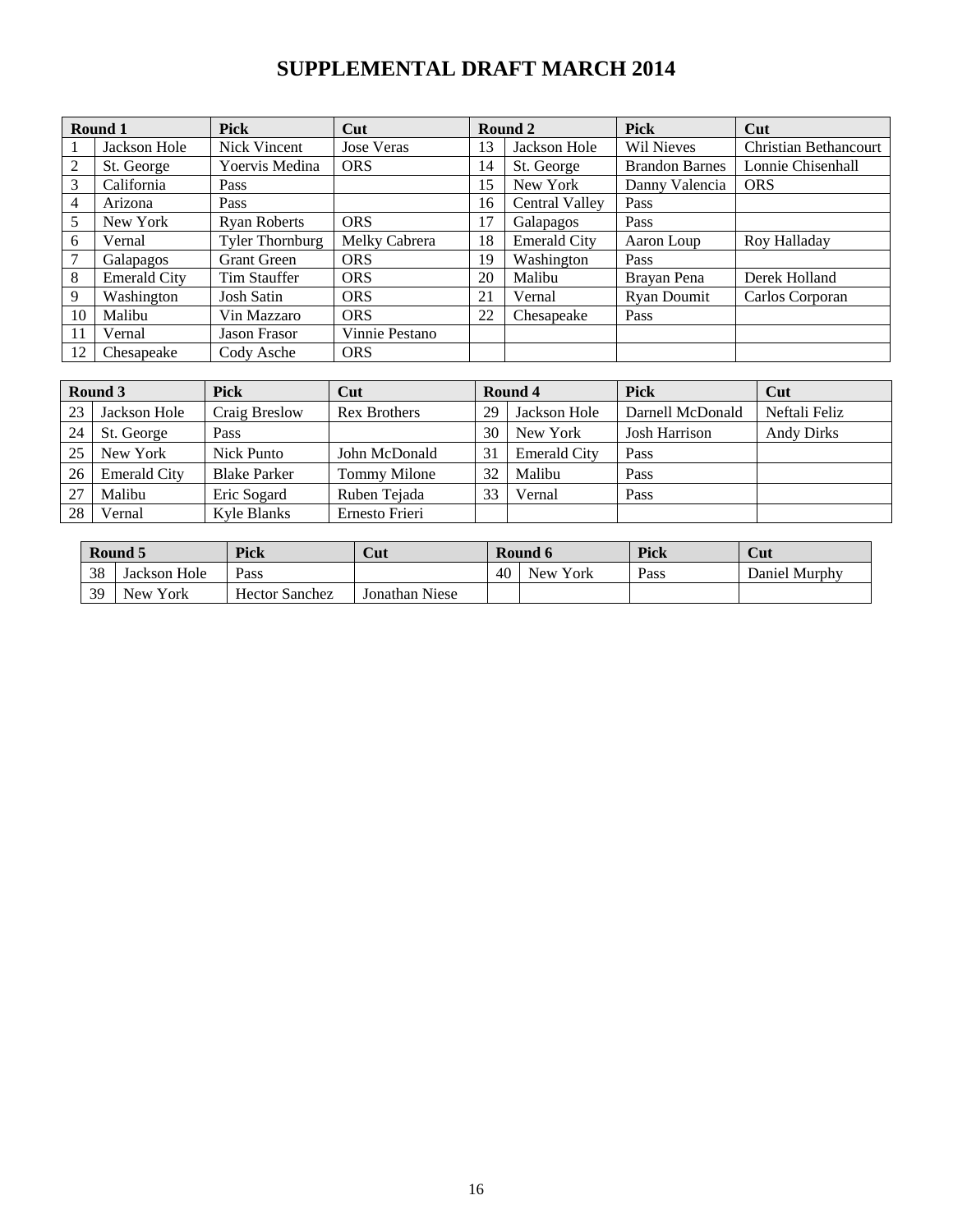# SUPPLEMENTAL DRAFT MARCH 2014

| Round 1 | | Pick | Cut | Round 2 | | Pick | Cut |
|---|---|---|---|---|---|---|---|
| 1 | Jackson Hole | Nick Vincent | Jose Veras | 13 | Jackson Hole | Wil Nieves | Christian Bethancourt |
| 2 | St. George | Yoervis Medina | ORS | 14 | St. George | Brandon Barnes | Lonnie Chisenhall |
| 3 | California | Pass | | 15 | New York | Danny Valencia | ORS |
| 4 | Arizona | Pass | | 16 | Central Valley | Pass | |
| 5 | New York | Ryan Roberts | ORS | 17 | Galapagos | Pass | |
| 6 | Vernal | Tyler Thornburg | Melky Cabrera | 18 | Emerald City | Aaron Loup | Roy Halladay |
| 7 | Galapagos | Grant Green | ORS | 19 | Washington | Pass | |
| 8 | Emerald City | Tim Stauffer | ORS | 20 | Malibu | Brayan Pena | Derek Holland |
| 9 | Washington | Josh Satin | ORS | 21 | Vernal | Ryan Doumit | Carlos Corporan |
| 10 | Malibu | Vin Mazzaro | ORS | 22 | Chesapeake | Pass | |
| 11 | Vernal | Jason Frasor | Vinnie Pestano | | | | |
| 12 | Chesapeake | Cody Asche | ORS | | | | |

| Round 3 | | Pick | Cut | Round 4 | | Pick | Cut |
|---|---|---|---|---|---|---|---|
| 23 | Jackson Hole | Craig Breslow | Rex Brothers | 29 | Jackson Hole | Darnell McDonald | Neftali Feliz |
| 24 | St. George | Pass | | 30 | New York | Josh Harrison | Andy Dirks |
| 25 | New York | Nick Punto | John McDonald | 31 | Emerald City | Pass | |
| 26 | Emerald City | Blake Parker | Tommy Milone | 32 | Malibu | Pass | |
| 27 | Malibu | Eric Sogard | Ruben Tejada | 33 | Vernal | Pass | |
| 28 | Vernal | Kyle Blanks | Ernesto Frieri | | | | |

| Round 5 | | Pick | Cut | Round 6 | | Pick | Cut |
|---|---|---|---|---|---|---|---|
| 38 | Jackson Hole | Pass | | 40 | New York | Pass | Daniel Murphy |
| 39 | New York | Hector Sanchez | Jonathan Niese | | | | |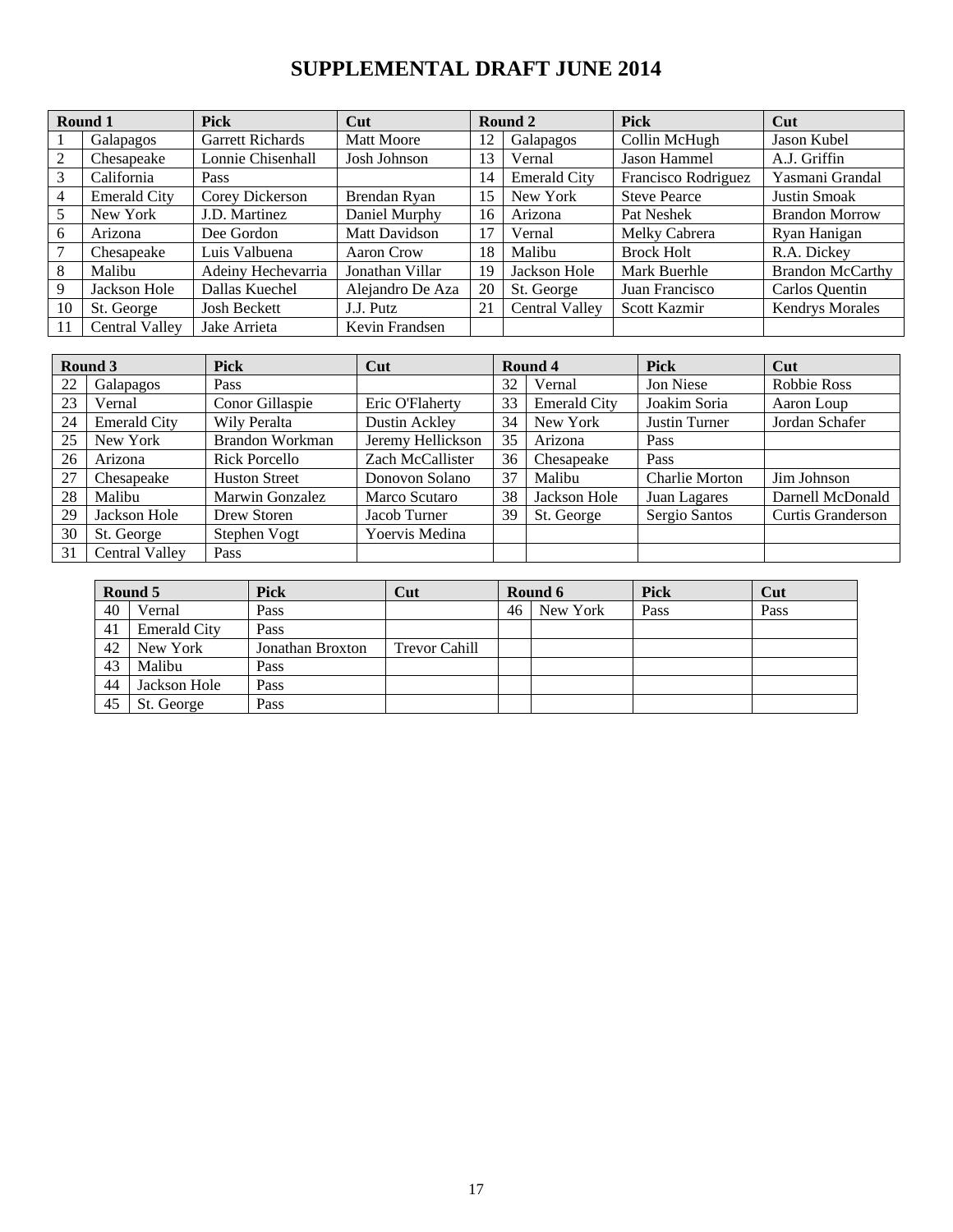# SUPPLEMENTAL DRAFT JUNE 2014

| Round 1 | | Pick | Cut | Round 2 | | Pick | Cut |
|---|---|---|---|---|---|---|---|
| 1 | Galapagos | Garrett Richards | Matt Moore | 12 | Galapagos | Collin McHugh | Jason Kubel |
| 2 | Chesapeake | Lonnie Chisenhall | Josh Johnson | 13 | Vernal | Jason Hammel | A.J. Griffin |
| 3 | California | Pass | | 14 | Emerald City | Francisco Rodriguez | Yasmani Grandal |
| 4 | Emerald City | Corey Dickerson | Brendan Ryan | 15 | New York | Steve Pearce | Justin Smoak |
| 5 | New York | J.D. Martinez | Daniel Murphy | 16 | Arizona | Pat Neshek | Brandon Morrow |
| 6 | Arizona | Dee Gordon | Matt Davidson | 17 | Vernal | Melky Cabrera | Ryan Hanigan |
| 7 | Chesapeake | Luis Valbuena | Aaron Crow | 18 | Malibu | Brock Holt | R.A. Dickey |
| 8 | Malibu | Adeiny Hechevarria | Jonathan Villar | 19 | Jackson Hole | Mark Buerhle | Brandon McCarthy |
| 9 | Jackson Hole | Dallas Kuechel | Alejandro De Aza | 20 | St. George | Juan Francisco | Carlos Quentin |
| 10 | St. George | Josh Beckett | J.J. Putz | 21 | Central Valley | Scott Kazmir | Kendrys Morales |
| 11 | Central Valley | Jake Arrieta | Kevin Frandsen | | | | |

| Round 3 | | Pick | Cut | Round 4 | | Pick | Cut |
|---|---|---|---|---|---|---|---|
| 22 | Galapagos | Pass | | 32 | Vernal | Jon Niese | Robbie Ross |
| 23 | Vernal | Conor Gillaspie | Eric O'Flaherty | 33 | Emerald City | Joakim Soria | Aaron Loup |
| 24 | Emerald City | Wily Peralta | Dustin Ackley | 34 | New York | Justin Turner | Jordan Schafer |
| 25 | New York | Brandon Workman | Jeremy Hellickson | 35 | Arizona | Pass | |
| 26 | Arizona | Rick Porcello | Zach McCallister | 36 | Chesapeake | Pass | |
| 27 | Chesapeake | Huston Street | Donovon Solano | 37 | Malibu | Charlie Morton | Jim Johnson |
| 28 | Malibu | Marwin Gonzalez | Marco Scutaro | 38 | Jackson Hole | Juan Lagares | Darnell McDonald |
| 29 | Jackson Hole | Drew Storen | Jacob Turner | 39 | St. George | Sergio Santos | Curtis Granderson |
| 30 | St. George | Stephen Vogt | Yoervis Medina | | | | |
| 31 | Central Valley | Pass | | | | | |

| Round 5 | | Pick | Cut | Round 6 | | Pick | Cut |
|---|---|---|---|---|---|---|---|
| 40 | Vernal | Pass | | 46 | New York | Pass | Pass |
| 41 | Emerald City | Pass | | | | | |
| 42 | New York | Jonathan Broxton | Trevor Cahill | | | | |
| 43 | Malibu | Pass | | | | | |
| 44 | Jackson Hole | Pass | | | | | |
| 45 | St. George | Pass | | | | | |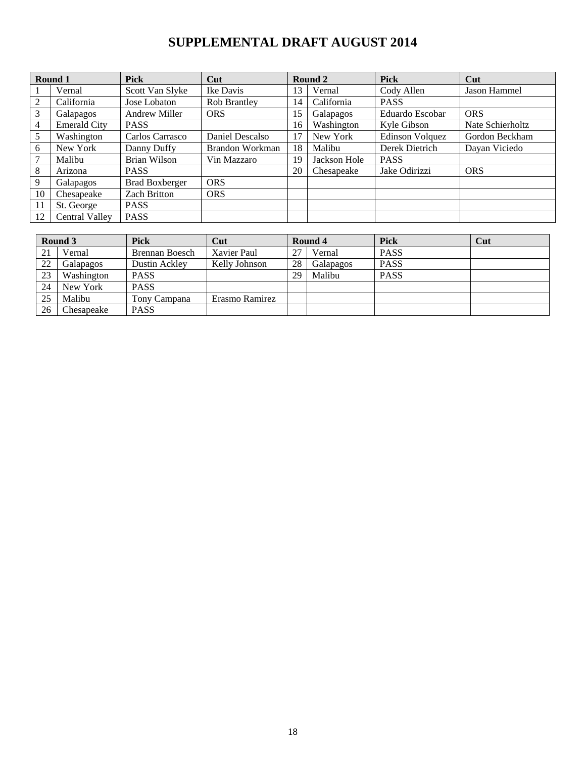# SUPPLEMENTAL DRAFT AUGUST 2014

| Round 1 | | Pick | Cut | Round 2 | | Pick | Cut |
|---|---|---|---|---|---|---|---|
| 1 | Vernal | Scott Van Slyke | Ike Davis | 13 | Vernal | Cody Allen | Jason Hammel |
| 2 | California | Jose Lobaton | Rob Brantley | 14 | California | PASS | |
| 3 | Galapagos | Andrew Miller | ORS | 15 | Galapagos | Eduardo Escobar | ORS |
| 4 | Emerald City | PASS | | 16 | Washington | Kyle Gibson | Nate Schierholtz |
| 5 | Washington | Carlos Carrasco | Daniel Descalso | 17 | New York | Edinson Volquez | Gordon Beckham |
| 6 | New York | Danny Duffy | Brandon Workman | 18 | Malibu | Derek Dietrich | Dayan Viciedo |
| 7 | Malibu | Brian Wilson | Vin Mazzaro | 19 | Jackson Hole | PASS | |
| 8 | Arizona | PASS | | 20 | Chesapeake | Jake Odirizzi | ORS |
| 9 | Galapagos | Brad Boxberger | ORS | | | | |
| 10 | Chesapeake | Zach Britton | ORS | | | | |
| 11 | St. George | PASS | | | | | |
| 12 | Central Valley | PASS | | | | | |

| Round 3 | | Pick | Cut | Round 4 | | Pick | Cut |
|---|---|---|---|---|---|---|---|
| 21 | Vernal | Brennan Boesch | Xavier Paul | 27 | Vernal | PASS | |
| 22 | Galapagos | Dustin Ackley | Kelly Johnson | 28 | Galapagos | PASS | |
| 23 | Washington | PASS | | 29 | Malibu | PASS | |
| 24 | New York | PASS | | | | | |
| 25 | Malibu | Tony Campana | Erasmo Ramirez | | | | |
| 26 | Chesapeake | PASS | | | | | |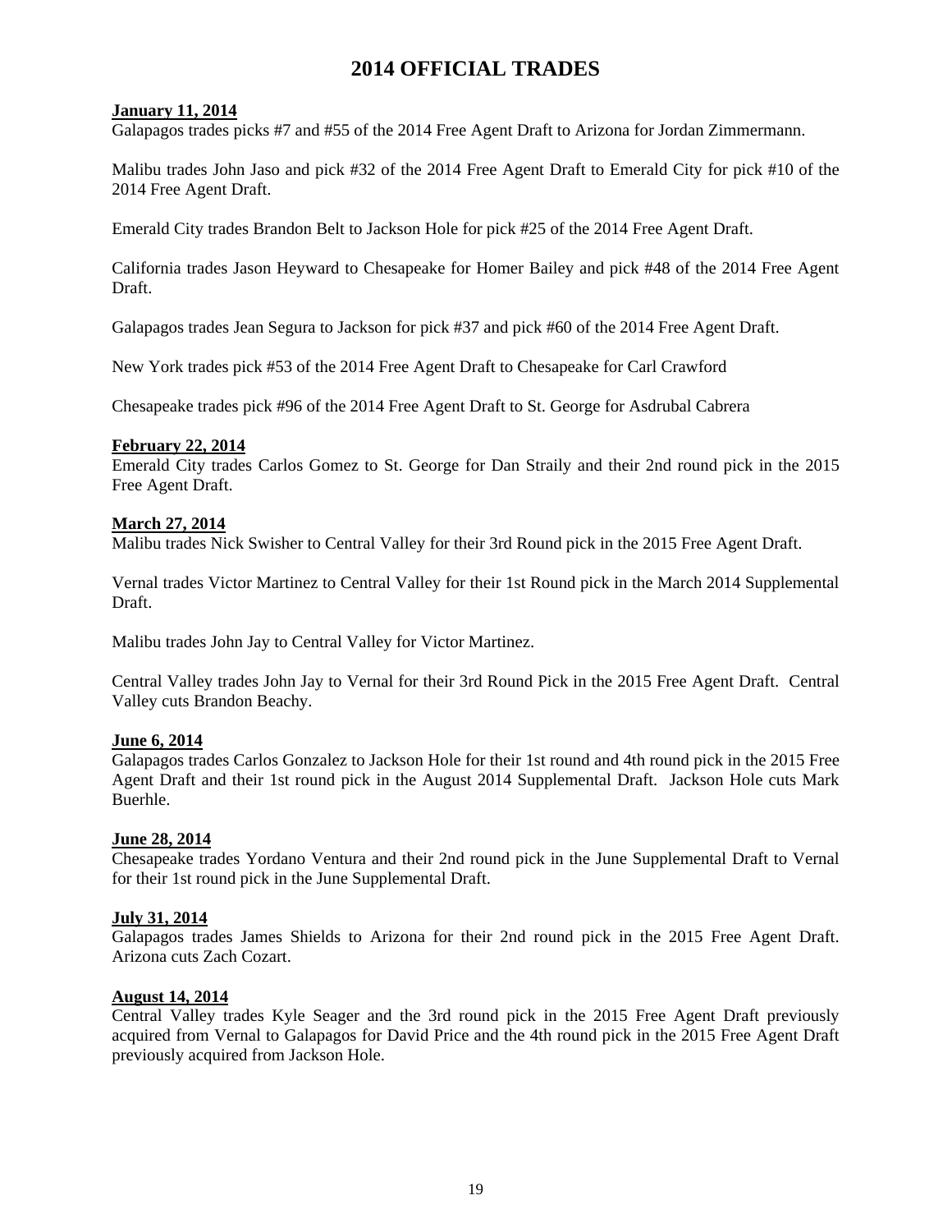# 2014 OFFICIAL TRADES

**January 11, 2014**

Galapagos trades picks #7 and #55 of the 2014 Free Agent Draft to Arizona for Jordan Zimmermann.

Malibu trades John Jaso and pick #32 of the 2014 Free Agent Draft to Emerald City for pick #10 of the 2014 Free Agent Draft.

Emerald City trades Brandon Belt to Jackson Hole for pick #25 of the 2014 Free Agent Draft.

California trades Jason Heyward to Chesapeake for Homer Bailey and pick #48 of the 2014 Free Agent Draft.

Galapagos trades Jean Segura to Jackson for pick #37 and pick #60 of the 2014 Free Agent Draft.

New York trades pick #53 of the 2014 Free Agent Draft to Chesapeake for Carl Crawford

Chesapeake trades pick #96 of the 2014 Free Agent Draft to St. George for Asdrubal Cabrera

**February 22, 2014**

Emerald City trades Carlos Gomez to St. George for Dan Straily and their 2nd round pick in the 2015 Free Agent Draft.

**March 27, 2014**

Malibu trades Nick Swisher to Central Valley for their 3rd Round pick in the 2015 Free Agent Draft.

Vernal trades Victor Martinez to Central Valley for their 1st Round pick in the March 2014 Supplemental Draft.

Malibu trades John Jay to Central Valley for Victor Martinez.

Central Valley trades John Jay to Vernal for their 3rd Round Pick in the 2015 Free Agent Draft. Central Valley cuts Brandon Beachy.

**June 6, 2014**

Galapagos trades Carlos Gonzalez to Jackson Hole for their 1st round and 4th round pick in the 2015 Free Agent Draft and their 1st round pick in the August 2014 Supplemental Draft. Jackson Hole cuts Mark Buerhle.

**June 28, 2014**

Chesapeake trades Yordano Ventura and their 2nd round pick in the June Supplemental Draft to Vernal for their 1st round pick in the June Supplemental Draft.

**July 31, 2014**

Galapagos trades James Shields to Arizona for their 2nd round pick in the 2015 Free Agent Draft. Arizona cuts Zach Cozart.

**August 14, 2014**

Central Valley trades Kyle Seager and the 3rd round pick in the 2015 Free Agent Draft previously acquired from Vernal to Galapagos for David Price and the 4th round pick in the 2015 Free Agent Draft previously acquired from Jackson Hole.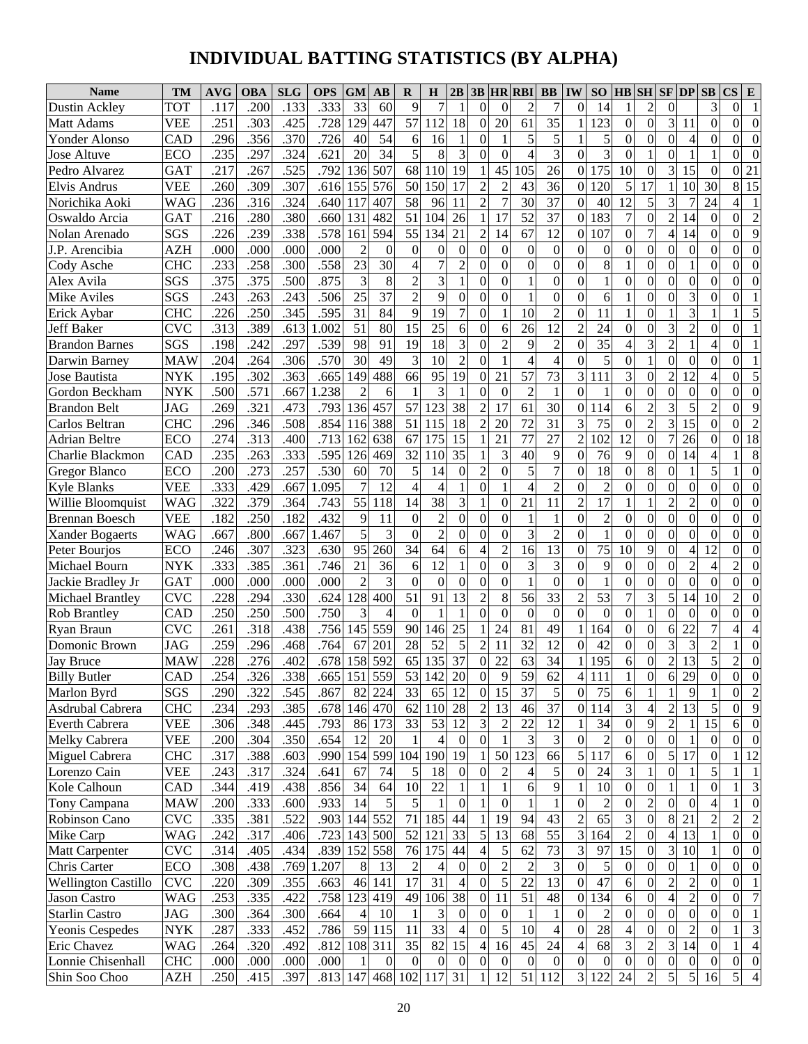# INDIVIDUAL BATTING STATISTICS (BY ALPHA)

| Name | TM | AVG | OBA | SLG | OPS | GM | AB | R | H | 2B | 3B | HR | RBI | BB | IW | SO | HB | SH | SF | DP | SB | CS | E |
|---|---|---|---|---|---|---|---|---|---|---|---|---|---|---|---|---|---|---|---|---|---|---|---|
| Dustin Ackley | TOT | .117 | .200 | .133 | .333 | 33 | 60 | 9 | 7 | 1 | 0 | 0 | 2 | 7 | 0 | 14 | 1 | 2 | 0 | | 3 | 0 | 1 |
| Matt Adams | VEE | .251 | .303 | .425 | .728 | 129 | 447 | 57 | 112 | 18 | 0 | 20 | 61 | 35 | 1 | 123 | 0 | 0 | 3 | 11 | 0 | 0 | 0 |
| Yonder Alonso | CAD | .296 | .356 | .370 | .726 | 40 | 54 | 6 | 16 | 1 | 0 | 1 | 5 | 5 | 1 | 5 | 0 | 0 | 0 | 4 | 0 | 0 | 0 |
| Jose Altuve | ECO | .235 | .297 | .324 | .621 | 20 | 34 | 5 | 8 | 3 | 0 | 0 | 4 | 3 | 0 | 3 | 0 | 1 | 0 | 1 | 1 | 0 | 0 |
| Pedro Alvarez | GAT | .217 | .267 | .525 | .792 | 136 | 507 | 68 | 110 | 19 | 1 | 45 | 105 | 26 | 0 | 175 | 10 | 0 | 3 | 15 | 0 | 0 | 21 |
| Elvis Andrus | VEE | .260 | .309 | .307 | .616 | 155 | 576 | 50 | 150 | 17 | 2 | 2 | 43 | 36 | 0 | 120 | 5 | 17 | 1 | 10 | 30 | 8 | 15 |
| Norichika Aoki | WAG | .236 | .316 | .324 | .640 | 117 | 407 | 58 | 96 | 11 | 2 | 7 | 30 | 37 | 0 | 40 | 12 | 5 | 3 | 7 | 24 | 4 | 1 |
| Oswaldo Arcia | GAT | .216 | .280 | .380 | .660 | 131 | 482 | 51 | 104 | 26 | 1 | 17 | 52 | 37 | 0 | 183 | 7 | 0 | 2 | 14 | 0 | 0 | 2 |
| Nolan Arenado | SGS | .226 | .239 | .338 | .578 | 161 | 594 | 55 | 134 | 21 | 2 | 14 | 67 | 12 | 0 | 107 | 0 | 7 | 4 | 14 | 0 | 0 | 9 |
| J.P. Arencibia | AZH | .000 | .000 | .000 | .000 | 2 | 0 | 0 | 0 | 0 | 0 | 0 | 0 | 0 | 0 | 0 | 0 | 0 | 0 | 0 | 0 | 0 | 0 |
| Cody Asche | CHC | .233 | .258 | .300 | .558 | 23 | 30 | 4 | 7 | 2 | 0 | 0 | 0 | 0 | 0 | 8 | 1 | 0 | 0 | 1 | 0 | 0 | 0 |
| Alex Avila | SGS | .375 | .375 | .500 | .875 | 3 | 8 | 2 | 3 | 1 | 0 | 0 | 1 | 0 | 0 | 1 | 0 | 0 | 0 | 0 | 0 | 0 | 0 |
| Mike Aviles | SGS | .243 | .263 | .243 | .506 | 25 | 37 | 2 | 9 | 0 | 0 | 0 | 1 | 0 | 0 | 6 | 1 | 0 | 0 | 3 | 0 | 0 | 1 |
| Erick Aybar | CHC | .226 | .250 | .345 | .595 | 31 | 84 | 9 | 19 | 7 | 0 | 1 | 10 | 2 | 0 | 11 | 1 | 0 | 1 | 3 | 1 | 1 | 5 |
| Jeff Baker | CVC | .313 | .389 | .613 | 1.002 | 51 | 80 | 15 | 25 | 6 | 0 | 6 | 26 | 12 | 2 | 24 | 0 | 0 | 3 | 2 | 0 | 0 | 1 |
| Brandon Barnes | SGS | .198 | .242 | .297 | .539 | 98 | 91 | 19 | 18 | 3 | 0 | 2 | 9 | 2 | 0 | 35 | 4 | 3 | 2 | 1 | 4 | 0 | 1 |
| Darwin Barney | MAW | .204 | .264 | .306 | .570 | 30 | 49 | 3 | 10 | 2 | 0 | 1 | 4 | 4 | 0 | 5 | 0 | 1 | 0 | 0 | 0 | 0 | 1 |
| Jose Bautista | NYK | .195 | .302 | .363 | .665 | 149 | 488 | 66 | 95 | 19 | 0 | 21 | 57 | 73 | 3 | 111 | 3 | 0 | 2 | 12 | 4 | 0 | 5 |
| Gordon Beckham | NYK | .500 | .571 | .667 | 1.238 | 2 | 6 | 1 | 3 | 1 | 0 | 0 | 2 | 1 | 0 | 1 | 0 | 0 | 0 | 0 | 0 | 0 | 0 |
| Brandon Belt | JAG | .269 | .321 | .473 | .793 | 136 | 457 | 57 | 123 | 38 | 2 | 17 | 61 | 30 | 0 | 114 | 6 | 2 | 3 | 5 | 2 | 0 | 9 |
| Carlos Beltran | CHC | .296 | .346 | .508 | .854 | 116 | 388 | 51 | 115 | 18 | 2 | 20 | 72 | 31 | 3 | 75 | 0 | 2 | 3 | 15 | 0 | 0 | 2 |
| Adrian Beltre | ECO | .274 | .313 | .400 | .713 | 162 | 638 | 67 | 175 | 15 | 1 | 21 | 77 | 27 | 2 | 102 | 12 | 0 | 7 | 26 | 0 | 0 | 18 |
| Charlie Blackmon | CAD | .235 | .263 | .333 | .595 | 126 | 469 | 32 | 110 | 35 | 1 | 3 | 40 | 9 | 0 | 76 | 9 | 0 | 0 | 14 | 4 | 1 | 8 |
| Gregor Blanco | ECO | .200 | .273 | .257 | .530 | 60 | 70 | 5 | 14 | 0 | 2 | 0 | 5 | 7 | 0 | 18 | 0 | 8 | 0 | 1 | 5 | 1 | 0 |
| Kyle Blanks | VEE | .333 | .429 | .667 | 1.095 | 7 | 12 | 4 | 4 | 1 | 0 | 1 | 4 | 2 | 0 | 2 | 0 | 0 | 0 | 0 | 0 | 0 | 0 |
| Willie Bloomquist | WAG | .322 | .379 | .364 | .743 | 55 | 118 | 14 | 38 | 3 | 1 | 0 | 21 | 11 | 2 | 17 | 1 | 1 | 2 | 2 | 0 | 0 | 0 |
| Brennan Boesch | VEE | .182 | .250 | .182 | .432 | 9 | 11 | 0 | 2 | 0 | 0 | 0 | 1 | 1 | 0 | 2 | 0 | 0 | 0 | 0 | 0 | 0 | 0 |
| Xander Bogaerts | WAG | .667 | .800 | .667 | 1.467 | 5 | 3 | 0 | 2 | 0 | 0 | 0 | 3 | 2 | 0 | 1 | 0 | 0 | 0 | 0 | 0 | 0 | 0 |
| Peter Bourjos | ECO | .246 | .307 | .323 | .630 | 95 | 260 | 34 | 64 | 6 | 4 | 2 | 16 | 13 | 0 | 75 | 10 | 9 | 0 | 4 | 12 | 0 | 0 |
| Michael Bourn | NYK | .333 | .385 | .361 | .746 | 21 | 36 | 6 | 12 | 1 | 0 | 0 | 3 | 3 | 0 | 9 | 0 | 0 | 0 | 2 | 4 | 2 | 0 |
| Jackie Bradley Jr | GAT | .000 | .000 | .000 | .000 | 2 | 3 | 0 | 0 | 0 | 0 | 0 | 1 | 0 | 0 | 1 | 0 | 0 | 0 | 0 | 0 | 0 | 0 |
| Michael Brantley | CVC | .228 | .294 | .330 | .624 | 128 | 400 | 51 | 91 | 13 | 2 | 8 | 56 | 33 | 2 | 53 | 7 | 3 | 5 | 14 | 10 | 2 | 0 |
| Rob Brantley | CAD | .250 | .250 | .500 | .750 | 3 | 4 | 0 | 1 | 1 | 0 | 0 | 0 | 0 | 0 | 0 | 0 | 1 | 0 | 0 | 0 | 0 | 0 |
| Ryan Braun | CVC | .261 | .318 | .438 | .756 | 145 | 559 | 90 | 146 | 25 | 1 | 24 | 81 | 49 | 1 | 164 | 0 | 0 | 6 | 22 | 7 | 4 | 4 |
| Domonic Brown | JAG | .259 | .296 | .468 | .764 | 67 | 201 | 28 | 52 | 5 | 2 | 11 | 32 | 12 | 0 | 42 | 0 | 0 | 3 | 3 | 2 | 1 | 0 |
| Jay Bruce | MAW | .228 | .276 | .402 | .678 | 158 | 592 | 65 | 135 | 37 | 0 | 22 | 63 | 34 | 1 | 195 | 6 | 0 | 2 | 13 | 5 | 2 | 0 |
| Billy Butler | CAD | .254 | .326 | .338 | .665 | 151 | 559 | 53 | 142 | 20 | 0 | 9 | 59 | 62 | 4 | 111 | 1 | 0 | 6 | 29 | 0 | 0 | 0 |
| Marlon Byrd | SGS | .290 | .322 | .545 | .867 | 82 | 224 | 33 | 65 | 12 | 0 | 15 | 37 | 5 | 0 | 75 | 6 | 1 | 1 | 9 | 1 | 0 | 2 |
| Asdrubal Cabrera | CHC | .234 | .293 | .385 | .678 | 146 | 470 | 62 | 110 | 28 | 2 | 13 | 46 | 37 | 0 | 114 | 3 | 4 | 2 | 13 | 5 | 0 | 9 |
| Everth Cabrera | VEE | .306 | .348 | .445 | .793 | 86 | 173 | 33 | 53 | 12 | 3 | 2 | 22 | 12 | 1 | 34 | 0 | 9 | 2 | 1 | 15 | 6 | 0 |
| Melky Cabrera | VEE | .200 | .304 | .350 | .654 | 12 | 20 | 1 | 4 | 0 | 0 | 1 | 3 | 3 | 0 | 2 | 0 | 0 | 0 | 1 | 0 | 0 | 0 |
| Miguel Cabrera | CHC | .317 | .388 | .603 | .990 | 154 | 599 | 104 | 190 | 19 | 1 | 50 | 123 | 66 | 5 | 117 | 6 | 0 | 5 | 17 | 0 | 1 | 12 |
| Lorenzo Cain | VEE | .243 | .317 | .324 | .641 | 67 | 74 | 5 | 18 | 0 | 0 | 2 | 4 | 5 | 0 | 24 | 3 | 1 | 0 | 1 | 5 | 1 | 1 |
| Kole Calhoun | CAD | .344 | .419 | .438 | .856 | 34 | 64 | 10 | 22 | 1 | 1 | 1 | 6 | 9 | 1 | 10 | 0 | 0 | 1 | 1 | 0 | 1 | 3 |
| Tony Campana | MAW | .200 | .333 | .600 | .933 | 14 | 5 | 5 | 1 | 0 | 1 | 0 | 1 | 1 | 0 | 2 | 0 | 2 | 0 | 0 | 4 | 1 | 0 |
| Robinson Cano | CVC | .335 | .381 | .522 | .903 | 144 | 552 | 71 | 185 | 44 | 1 | 19 | 94 | 43 | 2 | 65 | 3 | 0 | 8 | 21 | 2 | 2 | 2 |
| Mike Carp | WAG | .242 | .317 | .406 | .723 | 143 | 500 | 52 | 121 | 33 | 5 | 13 | 68 | 55 | 3 | 164 | 2 | 0 | 4 | 13 | 1 | 0 | 0 |
| Matt Carpenter | CVC | .314 | .405 | .434 | .839 | 152 | 558 | 76 | 175 | 44 | 4 | 5 | 62 | 73 | 3 | 97 | 15 | 0 | 3 | 10 | 1 | 0 | 0 |
| Chris Carter | ECO | .308 | .438 | .769 | 1.207 | 8 | 13 | 2 | 4 | 0 | 0 | 2 | 2 | 3 | 0 | 5 | 0 | 0 | 0 | 1 | 0 | 0 | 0 |
| Wellington Castillo | CVC | .220 | .309 | .355 | .663 | 46 | 141 | 17 | 31 | 4 | 0 | 5 | 22 | 13 | 0 | 47 | 6 | 0 | 2 | 2 | 0 | 0 | 1 |
| Jason Castro | WAG | .253 | .335 | .422 | .758 | 123 | 419 | 49 | 106 | 38 | 0 | 11 | 51 | 48 | 0 | 134 | 6 | 0 | 4 | 2 | 0 | 0 | 7 |
| Starlin Castro | JAG | .300 | .364 | .300 | .664 | 4 | 10 | 1 | 3 | 0 | 0 | 0 | 1 | 1 | 0 | 2 | 0 | 0 | 0 | 0 | 0 | 0 | 1 |
| Yeonis Cespedes | NYK | .287 | .333 | .452 | .786 | 59 | 115 | 11 | 33 | 4 | 0 | 5 | 10 | 4 | 0 | 28 | 4 | 0 | 0 | 2 | 0 | 1 | 3 |
| Eric Chavez | WAG | .264 | .320 | .492 | .812 | 108 | 311 | 35 | 82 | 15 | 4 | 16 | 45 | 24 | 4 | 68 | 3 | 2 | 3 | 14 | 0 | 1 | 4 |
| Lonnie Chisenhall | CHC | .000 | .000 | .000 | .000 | 1 | 0 | 0 | 0 | 0 | 0 | 0 | 0 | 0 | 0 | 0 | 0 | 0 | 0 | 0 | 0 | 0 | 0 |
| Shin Soo Choo | AZH | .250 | .415 | .397 | .813 | 147 | 468 | 102 | 117 | 31 | 1 | 12 | 51 | 112 | 3 | 122 | 24 | 2 | 5 | 5 | 16 | 5 | 4 |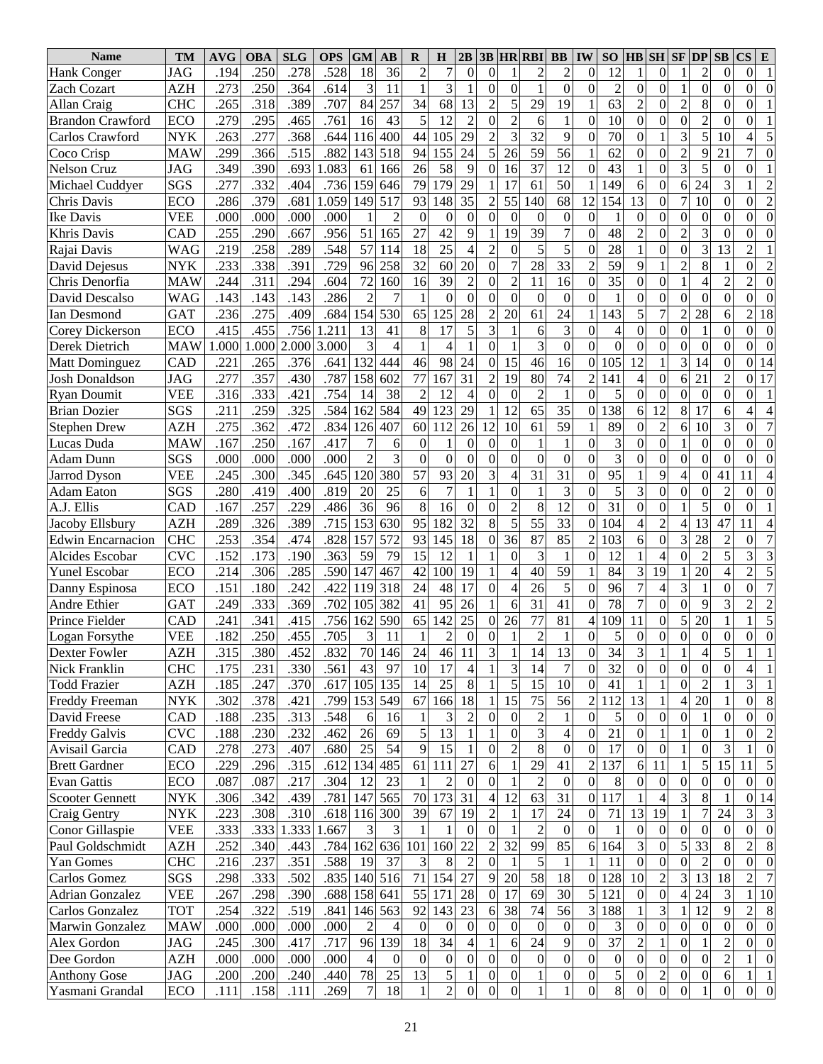| Name | TM | AVG | OBA | SLG | OPS | GM | AB | R | H | 2B | 3B | HR | RBI | BB | IW | SO | HB | SH | SF | DP | SB | CS | E |
|---|---|---|---|---|---|---|---|---|---|---|---|---|---|---|---|---|---|---|---|---|---|---|---|
| Hank Conger | JAG | .194 | .250 | .278 | .528 | 18 | 36 | 2 | 7 | 0 | 0 | 1 | 2 | 2 | 0 | 12 | 1 | 0 | 1 | 2 | 0 | 0 | 1 |
| Zach Cozart | AZH | .273 | .250 | .364 | .614 | 3 | 11 | 1 | 3 | 1 | 0 | 0 | 1 | 0 | 0 | 2 | 0 | 0 | 1 | 0 | 0 | 0 | 0 |
| Allan Craig | CHC | .265 | .318 | .389 | .707 | 84 | 257 | 34 | 68 | 13 | 2 | 5 | 29 | 19 | 1 | 63 | 2 | 0 | 2 | 8 | 0 | 0 | 1 |
| Brandon Crawford | ECO | .279 | .295 | .465 | .761 | 16 | 43 | 5 | 12 | 2 | 0 | 2 | 6 | 1 | 0 | 10 | 0 | 0 | 0 | 2 | 0 | 0 | 1 |
| Carlos Crawford | NYK | .263 | .277 | .368 | .644 | 116 | 400 | 44 | 105 | 29 | 2 | 3 | 32 | 9 | 0 | 70 | 0 | 1 | 3 | 5 | 10 | 4 | 5 |
| Coco Crisp | MAW | .299 | .366 | .515 | .882 | 143 | 518 | 94 | 155 | 24 | 5 | 26 | 59 | 56 | 1 | 62 | 0 | 0 | 2 | 9 | 21 | 7 | 0 |
| Nelson Cruz | JAG | .349 | .390 | .693 | 1.083 | 61 | 166 | 26 | 58 | 9 | 0 | 16 | 37 | 12 | 0 | 43 | 1 | 0 | 3 | 5 | 0 | 0 | 1 |
| Michael Cuddyer | SGS | .277 | .332 | .404 | .736 | 159 | 646 | 79 | 179 | 29 | 1 | 17 | 61 | 50 | 1 | 149 | 6 | 0 | 6 | 24 | 3 | 1 | 2 |
| Chris Davis | ECO | .286 | .379 | .681 | 1.059 | 149 | 517 | 93 | 148 | 35 | 2 | 55 | 140 | 68 | 12 | 154 | 13 | 0 | 7 | 10 | 0 | 0 | 2 |
| Ike Davis | VEE | .000 | .000 | .000 | .000 | 1 | 2 | 0 | 0 | 0 | 0 | 0 | 0 | 0 | 0 | 1 | 0 | 0 | 0 | 0 | 0 | 0 | 0 |
| Khris Davis | CAD | .255 | .290 | .667 | .956 | 51 | 165 | 27 | 42 | 9 | 1 | 19 | 39 | 7 | 0 | 48 | 2 | 0 | 2 | 3 | 0 | 0 | 0 |
| Rajai Davis | WAG | .219 | .258 | .289 | .548 | 57 | 114 | 18 | 25 | 4 | 2 | 0 | 5 | 5 | 0 | 28 | 1 | 0 | 0 | 3 | 13 | 2 | 1 |
| David Dejesus | NYK | .233 | .338 | .391 | .729 | 96 | 258 | 32 | 60 | 20 | 0 | 7 | 28 | 33 | 2 | 59 | 9 | 1 | 2 | 8 | 1 | 0 | 2 |
| Chris Denorfia | MAW | .244 | .311 | .294 | .604 | 72 | 160 | 16 | 39 | 2 | 0 | 2 | 11 | 16 | 0 | 35 | 0 | 0 | 1 | 4 | 2 | 2 | 0 |
| David Descalso | WAG | .143 | .143 | .143 | .286 | 2 | 7 | 1 | 0 | 0 | 0 | 0 | 0 | 0 | 0 | 1 | 0 | 0 | 0 | 0 | 0 | 0 | 0 |
| Ian Desmond | GAT | .236 | .275 | .409 | .684 | 154 | 530 | 65 | 125 | 28 | 2 | 20 | 61 | 24 | 1 | 143 | 5 | 7 | 2 | 28 | 6 | 2 | 18 |
| Corey Dickerson | ECO | .415 | .455 | .756 | 1.211 | 13 | 41 | 8 | 17 | 5 | 3 | 1 | 6 | 3 | 0 | 4 | 0 | 0 | 0 | 1 | 0 | 0 | 0 |
| Derek Dietrich | MAW | 1.000 | 1.000 | 2.000 | 3.000 | 3 | 4 | 1 | 4 | 1 | 0 | 1 | 3 | 0 | 0 | 0 | 0 | 0 | 0 | 0 | 0 | 0 | 0 |
| Matt Dominguez | CAD | .221 | .265 | .376 | .641 | 132 | 444 | 46 | 98 | 24 | 0 | 15 | 46 | 16 | 0 | 105 | 12 | 1 | 3 | 14 | 0 | 0 | 14 |
| Josh Donaldson | JAG | .277 | .357 | .430 | .787 | 158 | 602 | 77 | 167 | 31 | 2 | 19 | 80 | 74 | 2 | 141 | 4 | 0 | 6 | 21 | 2 | 0 | 17 |
| Ryan Doumit | VEE | .316 | .333 | .421 | .754 | 14 | 38 | 2 | 12 | 4 | 0 | 0 | 2 | 1 | 0 | 5 | 0 | 0 | 0 | 0 | 0 | 0 | 1 |
| Brian Dozier | SGS | .211 | .259 | .325 | .584 | 162 | 584 | 49 | 123 | 29 | 1 | 12 | 65 | 35 | 0 | 138 | 6 | 12 | 8 | 17 | 6 | 4 | 4 |
| Stephen Drew | AZH | .275 | .362 | .472 | .834 | 126 | 407 | 60 | 112 | 26 | 12 | 10 | 61 | 59 | 1 | 89 | 0 | 2 | 6 | 10 | 3 | 0 | 7 |
| Lucas Duda | MAW | .167 | .250 | .167 | .417 | 7 | 6 | 0 | 1 | 0 | 0 | 0 | 1 | 1 | 0 | 3 | 0 | 0 | 1 | 0 | 0 | 0 | 0 |
| Adam Dunn | SGS | .000 | .000 | .000 | .000 | 2 | 3 | 0 | 0 | 0 | 0 | 0 | 0 | 0 | 0 | 3 | 0 | 0 | 0 | 0 | 0 | 0 | 0 |
| Jarrod Dyson | VEE | .245 | .300 | .345 | .645 | 120 | 380 | 57 | 93 | 20 | 3 | 4 | 31 | 31 | 0 | 95 | 1 | 9 | 4 | 0 | 41 | 11 | 4 |
| Adam Eaton | SGS | .280 | .419 | .400 | .819 | 20 | 25 | 6 | 7 | 1 | 1 | 0 | 1 | 3 | 0 | 5 | 3 | 0 | 0 | 0 | 2 | 0 | 0 |
| A.J. Ellis | CAD | .167 | .257 | .229 | .486 | 36 | 96 | 8 | 16 | 0 | 0 | 2 | 8 | 12 | 0 | 31 | 0 | 0 | 1 | 5 | 0 | 0 | 1 |
| Jacoby Ellsbury | AZH | .289 | .326 | .389 | .715 | 153 | 630 | 95 | 182 | 32 | 8 | 5 | 55 | 33 | 0 | 104 | 4 | 2 | 4 | 13 | 47 | 11 | 4 |
| Edwin Encarnacion | CHC | .253 | .354 | .474 | .828 | 157 | 572 | 93 | 145 | 18 | 0 | 36 | 87 | 85 | 2 | 103 | 6 | 0 | 3 | 28 | 2 | 0 | 7 |
| Alcides Escobar | CVC | .152 | .173 | .190 | .363 | 59 | 79 | 15 | 12 | 1 | 1 | 0 | 3 | 1 | 0 | 12 | 1 | 4 | 0 | 2 | 5 | 3 | 3 |
| Yunel Escobar | ECO | .214 | .306 | .285 | .590 | 147 | 467 | 42 | 100 | 19 | 1 | 4 | 40 | 59 | 1 | 84 | 3 | 19 | 1 | 20 | 4 | 2 | 5 |
| Danny Espinosa | ECO | .151 | .180 | .242 | .422 | 119 | 318 | 24 | 48 | 17 | 0 | 4 | 26 | 5 | 0 | 96 | 7 | 4 | 3 | 1 | 0 | 0 | 7 |
| Andre Ethier | GAT | .249 | .333 | .369 | .702 | 105 | 382 | 41 | 95 | 26 | 1 | 6 | 31 | 41 | 0 | 78 | 7 | 0 | 0 | 9 | 3 | 2 | 2 |
| Prince Fielder | CAD | .241 | .341 | .415 | .756 | 162 | 590 | 65 | 142 | 25 | 0 | 26 | 77 | 81 | 4 | 109 | 11 | 0 | 5 | 20 | 1 | 1 | 5 |
| Logan Forsythe | VEE | .182 | .250 | .455 | .705 | 3 | 11 | 1 | 2 | 0 | 0 | 1 | 2 | 1 | 0 | 5 | 0 | 0 | 0 | 0 | 0 | 0 | 0 |
| Dexter Fowler | AZH | .315 | .380 | .452 | .832 | 70 | 146 | 24 | 46 | 11 | 3 | 1 | 14 | 13 | 0 | 34 | 3 | 1 | 1 | 4 | 5 | 1 | 1 |
| Nick Franklin | CHC | .175 | .231 | .330 | .561 | 43 | 97 | 10 | 17 | 4 | 1 | 3 | 14 | 7 | 0 | 32 | 0 | 0 | 0 | 0 | 0 | 4 | 1 |
| Todd Frazier | AZH | .185 | .247 | .370 | .617 | 105 | 135 | 14 | 25 | 8 | 1 | 5 | 15 | 10 | 0 | 41 | 1 | 1 | 0 | 2 | 1 | 3 | 1 |
| Freddy Freeman | NYK | .302 | .378 | .421 | .799 | 153 | 549 | 67 | 166 | 18 | 1 | 15 | 75 | 56 | 2 | 112 | 13 | 1 | 4 | 20 | 1 | 0 | 8 |
| David Freese | CAD | .188 | .235 | .313 | .548 | 6 | 16 | 1 | 3 | 2 | 0 | 0 | 2 | 1 | 0 | 5 | 0 | 0 | 0 | 1 | 0 | 0 | 0 |
| Freddy Galvis | CVC | .188 | .230 | .232 | .462 | 26 | 69 | 5 | 13 | 1 | 1 | 0 | 3 | 4 | 0 | 21 | 0 | 1 | 1 | 0 | 1 | 0 | 2 |
| Avisail Garcia | CAD | .278 | .273 | .407 | .680 | 25 | 54 | 9 | 15 | 1 | 0 | 2 | 8 | 0 | 0 | 17 | 0 | 0 | 1 | 0 | 3 | 1 | 0 |
| Brett Gardner | ECO | .229 | .296 | .315 | .612 | 134 | 485 | 61 | 111 | 27 | 6 | 1 | 29 | 41 | 2 | 137 | 6 | 11 | 1 | 5 | 15 | 11 | 5 |
| Evan Gattis | ECO | .087 | .087 | .217 | .304 | 12 | 23 | 1 | 2 | 0 | 0 | 1 | 2 | 0 | 0 | 8 | 0 | 0 | 0 | 0 | 0 | 0 | 0 |
| Scooter Gennett | NYK | .306 | .342 | .439 | .781 | 147 | 565 | 70 | 173 | 31 | 4 | 12 | 63 | 31 | 0 | 117 | 1 | 4 | 3 | 8 | 1 | 0 | 14 |
| Craig Gentry | NYK | .223 | .308 | .310 | .618 | 116 | 300 | 39 | 67 | 19 | 2 | 1 | 17 | 24 | 0 | 71 | 13 | 19 | 1 | 7 | 24 | 3 | 3 |
| Conor Gillaspie | VEE | .333 | .333 | 1.333 | 1.667 | 3 | 3 | 1 | 1 | 0 | 0 | 1 | 2 | 0 | 0 | 1 | 0 | 0 | 0 | 0 | 0 | 0 | 0 |
| Paul Goldschmidt | AZH | .252 | .340 | .443 | .784 | 162 | 636 | 101 | 160 | 22 | 2 | 32 | 99 | 85 | 6 | 164 | 3 | 0 | 5 | 33 | 8 | 2 | 8 |
| Yan Gomes | CHC | .216 | .237 | .351 | .588 | 19 | 37 | 3 | 8 | 2 | 0 | 1 | 5 | 1 | 1 | 11 | 0 | 0 | 0 | 2 | 0 | 0 | 0 |
| Carlos Gomez | SGS | .298 | .333 | .502 | .835 | 140 | 516 | 71 | 154 | 27 | 9 | 20 | 58 | 18 | 0 | 128 | 10 | 2 | 3 | 13 | 18 | 2 | 7 |
| Adrian Gonzalez | VEE | .267 | .298 | .390 | .688 | 158 | 641 | 55 | 171 | 28 | 0 | 17 | 69 | 30 | 5 | 121 | 0 | 0 | 4 | 24 | 3 | 1 | 10 |
| Carlos Gonzalez | TOT | .254 | .322 | .519 | .841 | 146 | 563 | 92 | 143 | 23 | 6 | 38 | 74 | 56 | 3 | 188 | 1 | 3 | 1 | 12 | 9 | 2 | 8 |
| Marwin Gonzalez | MAW | .000 | .000 | .000 | .000 | 2 | 4 | 0 | 0 | 0 | 0 | 0 | 0 | 0 | 0 | 3 | 0 | 0 | 0 | 0 | 0 | 0 | 0 |
| Alex Gordon | JAG | .245 | .300 | .417 | .717 | 96 | 139 | 18 | 34 | 4 | 1 | 6 | 24 | 9 | 0 | 37 | 2 | 1 | 0 | 1 | 2 | 0 | 0 |
| Dee Gordon | AZH | .000 | .000 | .000 | .000 | 4 | 0 | 0 | 0 | 0 | 0 | 0 | 0 | 0 | 0 | 0 | 0 | 0 | 0 | 0 | 2 | 1 | 0 |
| Anthony Gose | JAG | .200 | .200 | .240 | .440 | 78 | 25 | 13 | 5 | 1 | 0 | 0 | 1 | 0 | 0 | 5 | 0 | 2 | 0 | 0 | 6 | 1 | 1 |
| Yasmani Grandal | ECO | .111 | .158 | .111 | .269 | 7 | 18 | 1 | 2 | 0 | 0 | 0 | 1 | 1 | 0 | 8 | 0 | 0 | 0 | 1 | 0 | 0 | 0 |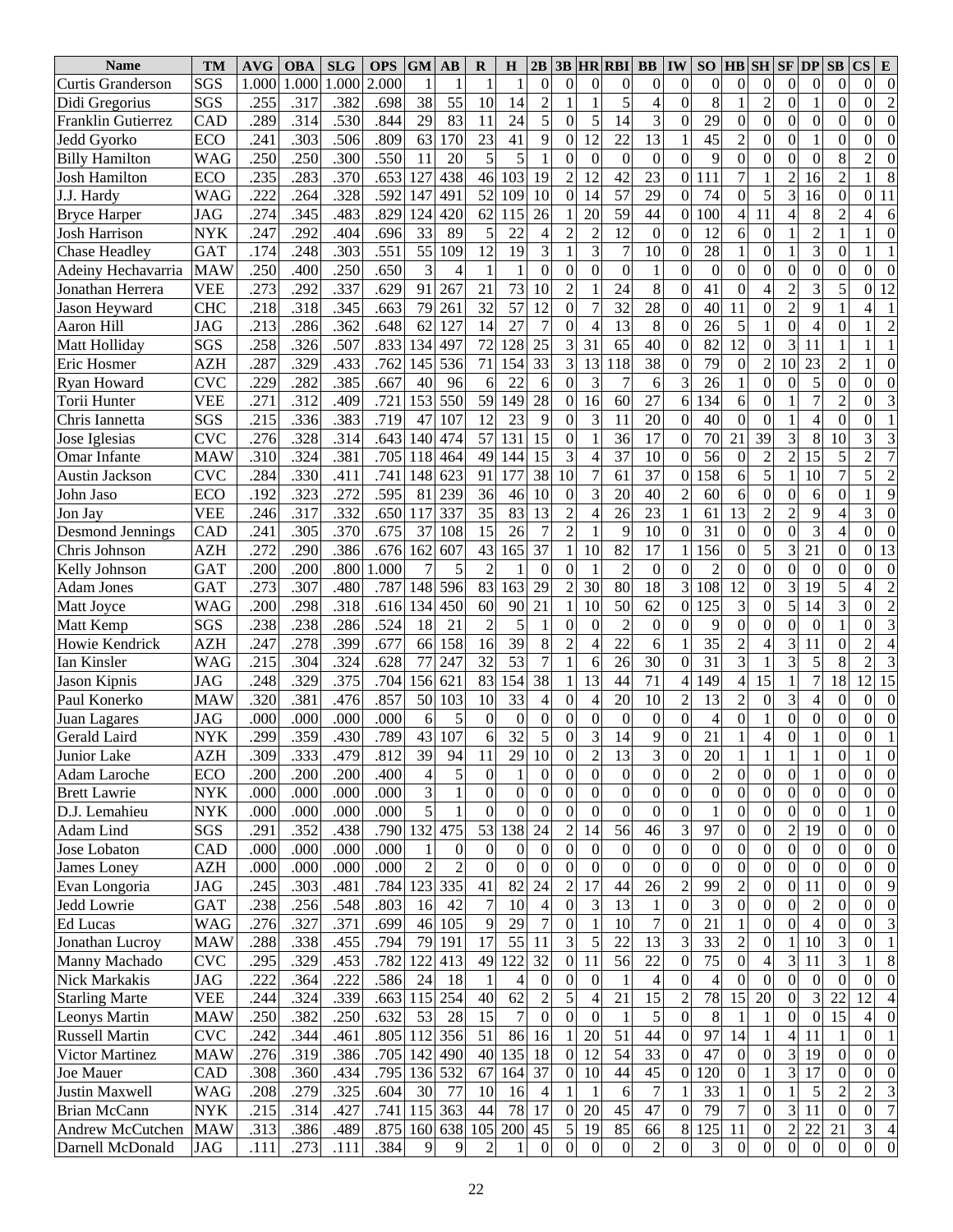| Name | TM | AVG | OBA | SLG | OPS | GM | AB | R | H | 2B | 3B | HR | RBI | BB | IW | SO | HB | SH | SF | DP | SB | CS | E |
|---|---|---|---|---|---|---|---|---|---|---|---|---|---|---|---|---|---|---|---|---|---|---|---|
| Curtis Granderson | SGS | 1.000 | 1.000 | 1.000 | 2.000 | 1 | 1 | 1 | 1 | 0 | 0 | 0 | 0 | 0 | 0 | 0 | 0 | 0 | 0 | 0 | 0 | 0 | 0 |
| Didi Gregorius | SGS | .255 | .317 | .382 | .698 | 38 | 55 | 10 | 14 | 2 | 1 | 1 | 5 | 4 | 0 | 8 | 1 | 2 | 0 | 1 | 0 | 0 | 2 |
| Franklin Gutierrez | CAD | .289 | .314 | .530 | .844 | 29 | 83 | 11 | 24 | 5 | 0 | 5 | 14 | 3 | 0 | 29 | 0 | 0 | 0 | 0 | 0 | 0 | 0 |
| Jedd Gyorko | ECO | .241 | .303 | .506 | .809 | 63 | 170 | 23 | 41 | 9 | 0 | 12 | 22 | 13 | 1 | 45 | 2 | 0 | 0 | 1 | 0 | 0 | 0 |
| Billy Hamilton | WAG | .250 | .250 | .300 | .550 | 11 | 20 | 5 | 5 | 1 | 0 | 0 | 0 | 0 | 0 | 9 | 0 | 0 | 0 | 0 | 8 | 2 | 0 |
| Josh Hamilton | ECO | .235 | .283 | .370 | .653 | 127 | 438 | 46 | 103 | 19 | 2 | 12 | 42 | 23 | 0 | 111 | 7 | 1 | 2 | 16 | 2 | 1 | 8 |
| J.J. Hardy | WAG | .222 | .264 | .328 | .592 | 147 | 491 | 52 | 109 | 10 | 0 | 14 | 57 | 29 | 0 | 74 | 0 | 5 | 3 | 16 | 0 | 0 | 11 |
| Bryce Harper | JAG | .274 | .345 | .483 | .829 | 124 | 420 | 62 | 115 | 26 | 1 | 20 | 59 | 44 | 0 | 100 | 4 | 11 | 4 | 8 | 2 | 4 | 6 |
| Josh Harrison | NYK | .247 | .292 | .404 | .696 | 33 | 89 | 5 | 22 | 4 | 2 | 2 | 12 | 0 | 0 | 12 | 6 | 0 | 1 | 2 | 1 | 1 | 0 |
| Chase Headley | GAT | .174 | .248 | .303 | .551 | 55 | 109 | 12 | 19 | 3 | 1 | 3 | 7 | 10 | 0 | 28 | 1 | 0 | 1 | 3 | 0 | 1 | 1 |
| Adeiny Hechavarria | MAW | .250 | .400 | .250 | .650 | 3 | 4 | 1 | 1 | 0 | 0 | 0 | 0 | 1 | 0 | 0 | 0 | 0 | 0 | 0 | 0 | 0 | 0 |
| Jonathan Herrera | VEE | .273 | .292 | .337 | .629 | 91 | 267 | 21 | 73 | 10 | 2 | 1 | 24 | 8 | 0 | 41 | 0 | 4 | 2 | 3 | 5 | 0 | 12 |
| Jason Heyward | CHC | .218 | .318 | .345 | .663 | 79 | 261 | 32 | 57 | 12 | 0 | 7 | 32 | 28 | 0 | 40 | 11 | 0 | 2 | 9 | 1 | 4 | 1 |
| Aaron Hill | JAG | .213 | .286 | .362 | .648 | 62 | 127 | 14 | 27 | 7 | 0 | 4 | 13 | 8 | 0 | 26 | 5 | 1 | 0 | 4 | 0 | 1 | 2 |
| Matt Holliday | SGS | .258 | .326 | .507 | .833 | 134 | 497 | 72 | 128 | 25 | 3 | 31 | 65 | 40 | 0 | 82 | 12 | 0 | 3 | 11 | 1 | 1 | 1 |
| Eric Hosmer | AZH | .287 | .329 | .433 | .762 | 145 | 536 | 71 | 154 | 33 | 3 | 13 | 118 | 38 | 0 | 79 | 0 | 2 | 10 | 23 | 2 | 1 | 0 |
| Ryan Howard | CVC | .229 | .282 | .385 | .667 | 40 | 96 | 6 | 22 | 6 | 0 | 3 | 7 | 6 | 3 | 26 | 1 | 0 | 0 | 5 | 0 | 0 | 0 |
| Torii Hunter | VEE | .271 | .312 | .409 | .721 | 153 | 550 | 59 | 149 | 28 | 0 | 16 | 60 | 27 | 6 | 134 | 6 | 0 | 1 | 7 | 2 | 0 | 3 |
| Chris Iannetta | SGS | .215 | .336 | .383 | .719 | 47 | 107 | 12 | 23 | 9 | 0 | 3 | 11 | 20 | 0 | 40 | 0 | 0 | 1 | 4 | 0 | 0 | 1 |
| Jose Iglesias | CVC | .276 | .328 | .314 | .643 | 140 | 474 | 57 | 131 | 15 | 0 | 1 | 36 | 17 | 0 | 70 | 21 | 39 | 3 | 8 | 10 | 3 | 3 |
| Omar Infante | MAW | .310 | .324 | .381 | .705 | 118 | 464 | 49 | 144 | 15 | 3 | 4 | 37 | 10 | 0 | 56 | 0 | 2 | 2 | 15 | 5 | 2 | 7 |
| Austin Jackson | CVC | .284 | .330 | .411 | .741 | 148 | 623 | 91 | 177 | 38 | 10 | 7 | 61 | 37 | 0 | 158 | 6 | 5 | 1 | 10 | 7 | 5 | 2 |
| John Jaso | ECO | .192 | .323 | .272 | .595 | 81 | 239 | 36 | 46 | 10 | 0 | 3 | 20 | 40 | 2 | 60 | 6 | 0 | 0 | 6 | 0 | 1 | 9 |
| Jon Jay | VEE | .246 | .317 | .332 | .650 | 117 | 337 | 35 | 83 | 13 | 2 | 4 | 26 | 23 | 1 | 61 | 13 | 2 | 2 | 9 | 4 | 3 | 0 |
| Desmond Jennings | CAD | .241 | .305 | .370 | .675 | 37 | 108 | 15 | 26 | 7 | 2 | 1 | 9 | 10 | 0 | 31 | 0 | 0 | 0 | 3 | 4 | 0 | 0 |
| Chris Johnson | AZH | .272 | .290 | .386 | .676 | 162 | 607 | 43 | 165 | 37 | 1 | 10 | 82 | 17 | 1 | 156 | 0 | 5 | 3 | 21 | 0 | 0 | 13 |
| Kelly Johnson | GAT | .200 | .200 | .800 | 1.000 | 7 | 5 | 2 | 1 | 0 | 0 | 1 | 2 | 0 | 0 | 2 | 0 | 0 | 0 | 0 | 0 | 0 | 0 |
| Adam Jones | GAT | .273 | .307 | .480 | .787 | 148 | 596 | 83 | 163 | 29 | 2 | 30 | 80 | 18 | 3 | 108 | 12 | 0 | 3 | 19 | 5 | 4 | 2 |
| Matt Joyce | WAG | .200 | .298 | .318 | .616 | 134 | 450 | 60 | 90 | 21 | 1 | 10 | 50 | 62 | 0 | 125 | 3 | 0 | 5 | 14 | 3 | 0 | 2 |
| Matt Kemp | SGS | .238 | .238 | .286 | .524 | 18 | 21 | 2 | 5 | 1 | 0 | 0 | 2 | 0 | 0 | 9 | 0 | 0 | 0 | 0 | 1 | 0 | 3 |
| Howie Kendrick | AZH | .247 | .278 | .399 | .677 | 66 | 158 | 16 | 39 | 8 | 2 | 4 | 22 | 6 | 1 | 35 | 2 | 4 | 3 | 11 | 0 | 2 | 4 |
| Ian Kinsler | WAG | .215 | .304 | .324 | .628 | 77 | 247 | 32 | 53 | 7 | 1 | 6 | 26 | 30 | 0 | 31 | 3 | 1 | 3 | 5 | 8 | 2 | 3 |
| Jason Kipnis | JAG | .248 | .329 | .375 | .704 | 156 | 621 | 83 | 154 | 38 | 1 | 13 | 44 | 71 | 4 | 149 | 4 | 15 | 1 | 7 | 18 | 12 | 15 |
| Paul Konerko | MAW | .320 | .381 | .476 | .857 | 50 | 103 | 10 | 33 | 4 | 0 | 4 | 20 | 10 | 2 | 13 | 2 | 0 | 3 | 4 | 0 | 0 | 0 |
| Juan Lagares | JAG | .000 | .000 | .000 | .000 | 6 | 5 | 0 | 0 | 0 | 0 | 0 | 0 | 0 | 0 | 4 | 0 | 1 | 0 | 0 | 0 | 0 | 0 |
| Gerald Laird | NYK | .299 | .359 | .430 | .789 | 43 | 107 | 6 | 32 | 5 | 0 | 3 | 14 | 9 | 0 | 21 | 1 | 4 | 0 | 1 | 0 | 0 | 1 |
| Junior Lake | AZH | .309 | .333 | .479 | .812 | 39 | 94 | 11 | 29 | 10 | 0 | 2 | 13 | 3 | 0 | 20 | 1 | 1 | 1 | 1 | 0 | 1 | 0 |
| Adam Laroche | ECO | .200 | .200 | .200 | .400 | 4 | 5 | 0 | 1 | 0 | 0 | 0 | 0 | 0 | 0 | 2 | 0 | 0 | 0 | 1 | 0 | 0 | 0 |
| Brett Lawrie | NYK | .000 | .000 | .000 | .000 | 3 | 1 | 0 | 0 | 0 | 0 | 0 | 0 | 0 | 0 | 0 | 0 | 0 | 0 | 0 | 0 | 0 | 0 |
| D.J. Lemahieu | NYK | .000 | .000 | .000 | .000 | 5 | 1 | 0 | 0 | 0 | 0 | 0 | 0 | 0 | 0 | 1 | 0 | 0 | 0 | 0 | 0 | 1 | 0 |
| Adam Lind | SGS | .291 | .352 | .438 | .790 | 132 | 475 | 53 | 138 | 24 | 2 | 14 | 56 | 46 | 3 | 97 | 0 | 0 | 2 | 19 | 0 | 0 | 0 |
| Jose Lobaton | CAD | .000 | .000 | .000 | .000 | 1 | 0 | 0 | 0 | 0 | 0 | 0 | 0 | 0 | 0 | 0 | 0 | 0 | 0 | 0 | 0 | 0 | 0 |
| James Loney | AZH | .000 | .000 | .000 | .000 | 2 | 2 | 0 | 0 | 0 | 0 | 0 | 0 | 0 | 0 | 0 | 0 | 0 | 0 | 0 | 0 | 0 | 0 |
| Evan Longoria | JAG | .245 | .303 | .481 | .784 | 123 | 335 | 41 | 82 | 24 | 2 | 17 | 44 | 26 | 2 | 99 | 2 | 0 | 0 | 11 | 0 | 0 | 9 |
| Jedd Lowrie | GAT | .238 | .256 | .548 | .803 | 16 | 42 | 7 | 10 | 4 | 0 | 3 | 13 | 1 | 0 | 3 | 0 | 0 | 0 | 2 | 0 | 0 | 0 |
| Ed Lucas | WAG | .276 | .327 | .371 | .699 | 46 | 105 | 9 | 29 | 7 | 0 | 1 | 10 | 7 | 0 | 21 | 1 | 0 | 0 | 4 | 0 | 0 | 3 |
| Jonathan Lucroy | MAW | .288 | .338 | .455 | .794 | 79 | 191 | 17 | 55 | 11 | 3 | 5 | 22 | 13 | 3 | 33 | 2 | 0 | 1 | 10 | 3 | 0 | 1 |
| Manny Machado | CVC | .295 | .329 | .453 | .782 | 122 | 413 | 49 | 122 | 32 | 0 | 11 | 56 | 22 | 0 | 75 | 0 | 4 | 3 | 11 | 3 | 1 | 8 |
| Nick Markakis | JAG | .222 | .364 | .222 | .586 | 24 | 18 | 1 | 4 | 0 | 0 | 0 | 1 | 4 | 0 | 4 | 0 | 0 | 0 | 0 | 0 | 0 | 0 |
| Starling Marte | VEE | .244 | .324 | .339 | .663 | 115 | 254 | 40 | 62 | 2 | 5 | 4 | 21 | 15 | 2 | 78 | 15 | 20 | 0 | 3 | 22 | 12 | 4 |
| Leonys Martin | MAW | .250 | .382 | .250 | .632 | 53 | 28 | 15 | 7 | 0 | 0 | 0 | 1 | 5 | 0 | 8 | 1 | 1 | 0 | 0 | 15 | 4 | 0 |
| Russell Martin | CVC | .242 | .344 | .461 | .805 | 112 | 356 | 51 | 86 | 16 | 1 | 20 | 51 | 44 | 0 | 97 | 14 | 1 | 4 | 11 | 1 | 0 | 1 |
| Victor Martinez | MAW | .276 | .319 | .386 | .705 | 142 | 490 | 40 | 135 | 18 | 0 | 12 | 54 | 33 | 0 | 47 | 0 | 0 | 3 | 19 | 0 | 0 | 0 |
| Joe Mauer | CAD | .308 | .360 | .434 | .795 | 136 | 532 | 67 | 164 | 37 | 0 | 10 | 44 | 45 | 0 | 120 | 0 | 1 | 3 | 17 | 0 | 0 | 0 |
| Justin Maxwell | WAG | .208 | .279 | .325 | .604 | 30 | 77 | 10 | 16 | 4 | 1 | 1 | 6 | 7 | 1 | 33 | 1 | 0 | 1 | 5 | 2 | 2 | 3 |
| Brian McCann | NYK | .215 | .314 | .427 | .741 | 115 | 363 | 44 | 78 | 17 | 0 | 20 | 45 | 47 | 0 | 79 | 7 | 0 | 3 | 11 | 0 | 0 | 7 |
| Andrew McCutchen | MAW | .313 | .386 | .489 | .875 | 160 | 638 | 105 | 200 | 45 | 5 | 19 | 85 | 66 | 8 | 125 | 11 | 0 | 2 | 22 | 21 | 3 | 4 |
| Darnell McDonald | JAG | .111 | .273 | .111 | .384 | 9 | 9 | 2 | 1 | 0 | 0 | 0 | 0 | 2 | 0 | 3 | 0 | 0 | 0 | 0 | 0 | 0 | 0 |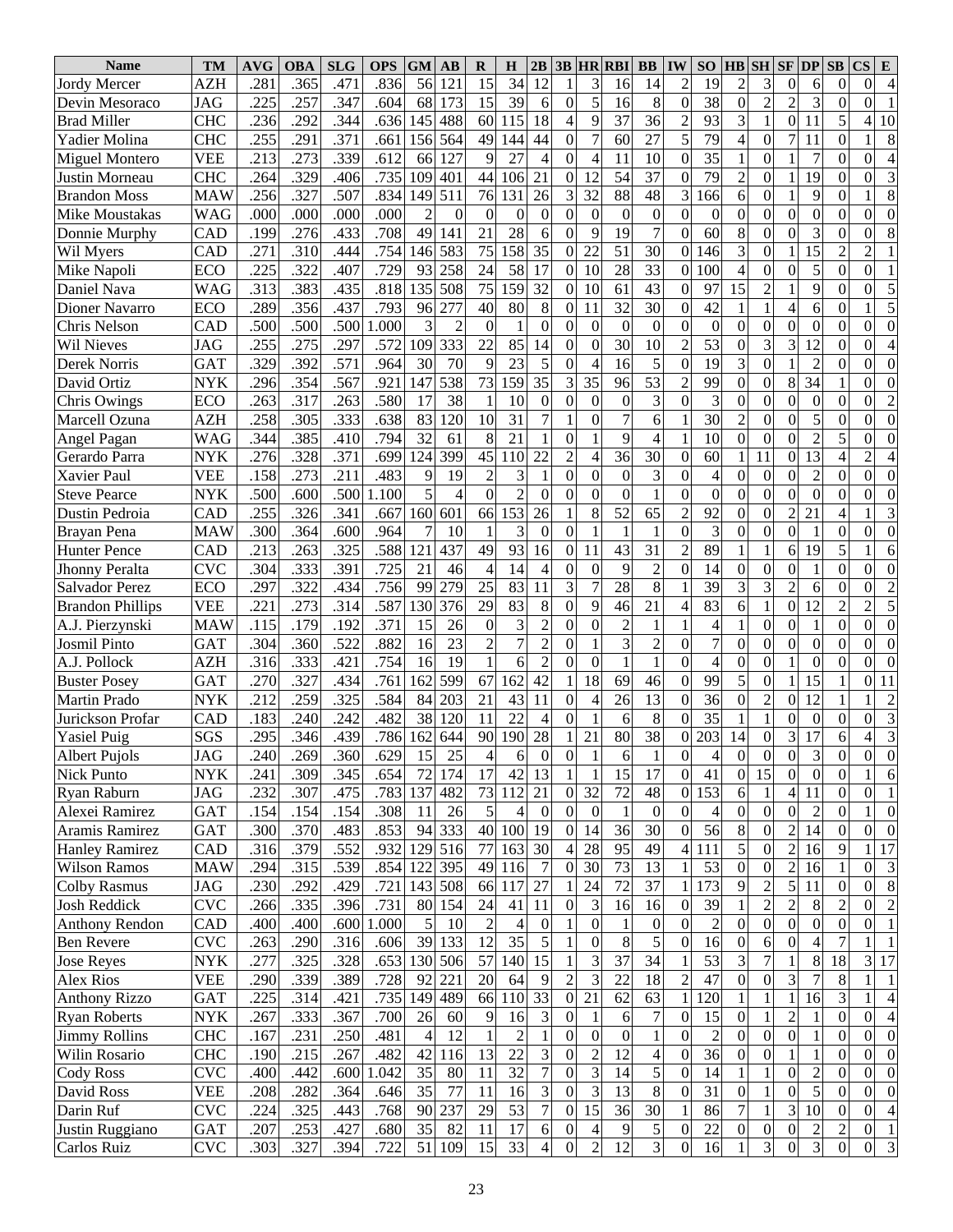| Name | TM | AVG | OBA | SLG | OPS | GM | AB | R | H | 2B | 3B | HR | RBI | BB | IW | SO | HB | SH | SF | DP | SB | CS | E |
|---|---|---|---|---|---|---|---|---|---|---|---|---|---|---|---|---|---|---|---|---|---|---|---|
| Jordy Mercer | AZH | .281 | .365 | .471 | .836 | 56 | 121 | 15 | 34 | 12 | 1 | 3 | 16 | 14 | 2 | 19 | 2 | 3 | 0 | 6 | 0 | 0 | 4 |
| Devin Mesoraco | JAG | .225 | .257 | .347 | .604 | 68 | 173 | 15 | 39 | 6 | 0 | 5 | 16 | 8 | 0 | 38 | 0 | 2 | 2 | 3 | 0 | 0 | 1 |
| Brad Miller | CHC | .236 | .292 | .344 | .636 | 145 | 488 | 60 | 115 | 18 | 4 | 9 | 37 | 36 | 2 | 93 | 3 | 1 | 0 | 11 | 5 | 4 | 10 |
| Yadier Molina | CHC | .255 | .291 | .371 | .661 | 156 | 564 | 49 | 144 | 44 | 0 | 7 | 60 | 27 | 5 | 79 | 4 | 0 | 7 | 11 | 0 | 1 | 8 |
| Miguel Montero | VEE | .213 | .273 | .339 | .612 | 66 | 127 | 9 | 27 | 4 | 0 | 4 | 11 | 10 | 0 | 35 | 1 | 0 | 1 | 7 | 0 | 0 | 4 |
| Justin Morneau | CHC | .264 | .329 | .406 | .735 | 109 | 401 | 44 | 106 | 21 | 0 | 12 | 54 | 37 | 0 | 79 | 2 | 0 | 1 | 19 | 0 | 0 | 3 |
| Brandon Moss | MAW | .256 | .327 | .507 | .834 | 149 | 511 | 76 | 131 | 26 | 3 | 32 | 88 | 48 | 3 | 166 | 6 | 0 | 1 | 9 | 0 | 1 | 8 |
| Mike Moustakas | WAG | .000 | .000 | .000 | .000 | 2 | 0 | 0 | 0 | 0 | 0 | 0 | 0 | 0 | 0 | 0 | 0 | 0 | 0 | 0 | 0 | 0 | 0 |
| Donnie Murphy | CAD | .199 | .276 | .433 | .708 | 49 | 141 | 21 | 28 | 6 | 0 | 9 | 19 | 7 | 0 | 60 | 8 | 0 | 0 | 3 | 0 | 0 | 8 |
| Wil Myers | CAD | .271 | .310 | .444 | .754 | 146 | 583 | 75 | 158 | 35 | 0 | 22 | 51 | 30 | 0 | 146 | 3 | 0 | 1 | 15 | 2 | 2 | 1 |
| Mike Napoli | ECO | .225 | .322 | .407 | .729 | 93 | 258 | 24 | 58 | 17 | 0 | 10 | 28 | 33 | 0 | 100 | 4 | 0 | 0 | 5 | 0 | 0 | 1 |
| Daniel Nava | WAG | .313 | .383 | .435 | .818 | 135 | 508 | 75 | 159 | 32 | 0 | 10 | 61 | 43 | 0 | 97 | 15 | 2 | 1 | 9 | 0 | 0 | 5 |
| Dioner Navarro | ECO | .289 | .356 | .437 | .793 | 96 | 277 | 40 | 80 | 8 | 0 | 11 | 32 | 30 | 0 | 42 | 1 | 1 | 4 | 6 | 0 | 1 | 5 |
| Chris Nelson | CAD | .500 | .500 | .500 | 1.000 | 3 | 2 | 0 | 1 | 0 | 0 | 0 | 0 | 0 | 0 | 0 | 0 | 0 | 0 | 0 | 0 | 0 | 0 |
| Wil Nieves | JAG | .255 | .275 | .297 | .572 | 109 | 333 | 22 | 85 | 14 | 0 | 0 | 30 | 10 | 2 | 53 | 0 | 3 | 3 | 12 | 0 | 0 | 4 |
| Derek Norris | GAT | .329 | .392 | .571 | .964 | 30 | 70 | 9 | 23 | 5 | 0 | 4 | 16 | 5 | 0 | 19 | 3 | 0 | 1 | 2 | 0 | 0 | 0 |
| David Ortiz | NYK | .296 | .354 | .567 | .921 | 147 | 538 | 73 | 159 | 35 | 3 | 35 | 96 | 53 | 2 | 99 | 0 | 0 | 8 | 34 | 1 | 0 | 0 |
| Chris Owings | ECO | .263 | .317 | .263 | .580 | 17 | 38 | 1 | 10 | 0 | 0 | 0 | 0 | 3 | 0 | 3 | 0 | 0 | 0 | 0 | 0 | 0 | 2 |
| Marcell Ozuna | AZH | .258 | .305 | .333 | .638 | 83 | 120 | 10 | 31 | 7 | 1 | 0 | 7 | 6 | 1 | 30 | 2 | 0 | 0 | 5 | 0 | 0 | 0 |
| Angel Pagan | WAG | .344 | .385 | .410 | .794 | 32 | 61 | 8 | 21 | 1 | 0 | 1 | 9 | 4 | 1 | 10 | 0 | 0 | 0 | 2 | 5 | 0 | 0 |
| Gerardo Parra | NYK | .276 | .328 | .371 | .699 | 124 | 399 | 45 | 110 | 22 | 2 | 4 | 36 | 30 | 0 | 60 | 1 | 11 | 0 | 13 | 4 | 2 | 4 |
| Xavier Paul | VEE | .158 | .273 | .211 | .483 | 9 | 19 | 2 | 3 | 1 | 0 | 0 | 0 | 3 | 0 | 4 | 0 | 0 | 0 | 2 | 0 | 0 | 0 |
| Steve Pearce | NYK | .500 | .600 | .500 | 1.100 | 5 | 4 | 0 | 2 | 0 | 0 | 0 | 0 | 1 | 0 | 0 | 0 | 0 | 0 | 0 | 0 | 0 | 0 |
| Dustin Pedroia | CAD | .255 | .326 | .341 | .667 | 160 | 601 | 66 | 153 | 26 | 1 | 8 | 52 | 65 | 2 | 92 | 0 | 0 | 2 | 21 | 4 | 1 | 3 |
| Brayan Pena | MAW | .300 | .364 | .600 | .964 | 7 | 10 | 1 | 3 | 0 | 0 | 1 | 1 | 1 | 0 | 3 | 0 | 0 | 0 | 1 | 0 | 0 | 0 |
| Hunter Pence | CAD | .213 | .263 | .325 | .588 | 121 | 437 | 49 | 93 | 16 | 0 | 11 | 43 | 31 | 2 | 89 | 1 | 1 | 6 | 19 | 5 | 1 | 6 |
| Jhonny Peralta | CVC | .304 | .333 | .391 | .725 | 21 | 46 | 4 | 14 | 4 | 0 | 0 | 9 | 2 | 0 | 14 | 0 | 0 | 0 | 1 | 0 | 0 | 0 |
| Salvador Perez | ECO | .297 | .322 | .434 | .756 | 99 | 279 | 25 | 83 | 11 | 3 | 7 | 28 | 8 | 1 | 39 | 3 | 3 | 2 | 6 | 0 | 0 | 2 |
| Brandon Phillips | VEE | .221 | .273 | .314 | .587 | 130 | 376 | 29 | 83 | 8 | 0 | 9 | 46 | 21 | 4 | 83 | 6 | 1 | 0 | 12 | 2 | 2 | 5 |
| A.J. Pierzynski | MAW | .115 | .179 | .192 | .371 | 15 | 26 | 0 | 3 | 2 | 0 | 0 | 2 | 1 | 1 | 4 | 1 | 0 | 0 | 1 | 0 | 0 | 0 |
| Josmil Pinto | GAT | .304 | .360 | .522 | .882 | 16 | 23 | 2 | 7 | 2 | 0 | 1 | 3 | 2 | 0 | 7 | 0 | 0 | 0 | 0 | 0 | 0 | 0 |
| A.J. Pollock | AZH | .316 | .333 | .421 | .754 | 16 | 19 | 1 | 6 | 2 | 0 | 0 | 1 | 1 | 0 | 4 | 0 | 0 | 1 | 0 | 0 | 0 | 0 |
| Buster Posey | GAT | .270 | .327 | .434 | .761 | 162 | 599 | 67 | 162 | 42 | 1 | 18 | 69 | 46 | 0 | 99 | 5 | 0 | 1 | 15 | 1 | 0 | 11 |
| Martin Prado | NYK | .212 | .259 | .325 | .584 | 84 | 203 | 21 | 43 | 11 | 0 | 4 | 26 | 13 | 0 | 36 | 0 | 2 | 0 | 12 | 1 | 1 | 2 |
| Jurickson Profar | CAD | .183 | .240 | .242 | .482 | 38 | 120 | 11 | 22 | 4 | 0 | 1 | 6 | 8 | 0 | 35 | 1 | 1 | 0 | 0 | 0 | 0 | 3 |
| Yasiel Puig | SGS | .295 | .346 | .439 | .786 | 162 | 644 | 90 | 190 | 28 | 1 | 21 | 80 | 38 | 0 | 203 | 14 | 0 | 3 | 17 | 6 | 4 | 3 |
| Albert Pujols | JAG | .240 | .269 | .360 | .629 | 15 | 25 | 4 | 6 | 0 | 0 | 1 | 6 | 1 | 0 | 4 | 0 | 0 | 0 | 3 | 0 | 0 | 0 |
| Nick Punto | NYK | .241 | .309 | .345 | .654 | 72 | 174 | 17 | 42 | 13 | 1 | 1 | 15 | 17 | 0 | 41 | 0 | 15 | 0 | 0 | 0 | 1 | 6 |
| Ryan Raburn | JAG | .232 | .307 | .475 | .783 | 137 | 482 | 73 | 112 | 21 | 0 | 32 | 72 | 48 | 0 | 153 | 6 | 1 | 4 | 11 | 0 | 0 | 1 |
| Alexei Ramirez | GAT | .154 | .154 | .154 | .308 | 11 | 26 | 5 | 4 | 0 | 0 | 0 | 1 | 0 | 0 | 4 | 0 | 0 | 0 | 2 | 0 | 1 | 0 |
| Aramis Ramirez | GAT | .300 | .370 | .483 | .853 | 94 | 333 | 40 | 100 | 19 | 0 | 14 | 36 | 30 | 0 | 56 | 8 | 0 | 2 | 14 | 0 | 0 | 0 |
| Hanley Ramirez | CAD | .316 | .379 | .552 | .932 | 129 | 516 | 77 | 163 | 30 | 4 | 28 | 95 | 49 | 4 | 111 | 5 | 0 | 2 | 16 | 9 | 1 | 17 |
| Wilson Ramos | MAW | .294 | .315 | .539 | .854 | 122 | 395 | 49 | 116 | 7 | 0 | 30 | 73 | 13 | 1 | 53 | 0 | 0 | 2 | 16 | 1 | 0 | 3 |
| Colby Rasmus | JAG | .230 | .292 | .429 | .721 | 143 | 508 | 66 | 117 | 27 | 1 | 24 | 72 | 37 | 1 | 173 | 9 | 2 | 5 | 11 | 0 | 0 | 8 |
| Josh Reddick | CVC | .266 | .335 | .396 | .731 | 80 | 154 | 24 | 41 | 11 | 0 | 3 | 16 | 16 | 0 | 39 | 1 | 2 | 2 | 8 | 2 | 0 | 2 |
| Anthony Rendon | CAD | .400 | .400 | .600 | 1.000 | 5 | 10 | 2 | 4 | 0 | 1 | 0 | 1 | 0 | 0 | 2 | 0 | 0 | 0 | 0 | 0 | 0 | 1 |
| Ben Revere | CVC | .263 | .290 | .316 | .606 | 39 | 133 | 12 | 35 | 5 | 1 | 0 | 8 | 5 | 0 | 16 | 0 | 6 | 0 | 4 | 7 | 1 | 1 |
| Jose Reyes | NYK | .277 | .325 | .328 | .653 | 130 | 506 | 57 | 140 | 15 | 1 | 3 | 37 | 34 | 1 | 53 | 3 | 7 | 1 | 8 | 18 | 3 | 17 |
| Alex Rios | VEE | .290 | .339 | .389 | .728 | 92 | 221 | 20 | 64 | 9 | 2 | 3 | 22 | 18 | 2 | 47 | 0 | 0 | 3 | 7 | 8 | 1 | 1 |
| Anthony Rizzo | GAT | .225 | .314 | .421 | .735 | 149 | 489 | 66 | 110 | 33 | 0 | 21 | 62 | 63 | 1 | 120 | 1 | 1 | 1 | 16 | 3 | 1 | 4 |
| Ryan Roberts | NYK | .267 | .333 | .367 | .700 | 26 | 60 | 9 | 16 | 3 | 0 | 1 | 6 | 7 | 0 | 15 | 0 | 1 | 2 | 1 | 0 | 0 | 4 |
| Jimmy Rollins | CHC | .167 | .231 | .250 | .481 | 4 | 12 | 1 | 2 | 1 | 0 | 0 | 0 | 1 | 0 | 2 | 0 | 0 | 0 | 1 | 0 | 0 | 0 |
| Wilin Rosario | CHC | .190 | .215 | .267 | .482 | 42 | 116 | 13 | 22 | 3 | 0 | 2 | 12 | 4 | 0 | 36 | 0 | 0 | 1 | 1 | 0 | 0 | 0 |
| Cody Ross | CVC | .400 | .442 | .600 | 1.042 | 35 | 80 | 11 | 32 | 7 | 0 | 3 | 14 | 5 | 0 | 14 | 1 | 1 | 0 | 2 | 0 | 0 | 0 |
| David Ross | VEE | .208 | .282 | .364 | .646 | 35 | 77 | 11 | 16 | 3 | 0 | 3 | 13 | 8 | 0 | 31 | 0 | 1 | 0 | 5 | 0 | 0 | 0 |
| Darin Ruf | CVC | .224 | .325 | .443 | .768 | 90 | 237 | 29 | 53 | 7 | 0 | 15 | 36 | 30 | 1 | 86 | 7 | 1 | 3 | 10 | 0 | 0 | 4 |
| Justin Ruggiano | GAT | .207 | .253 | .427 | .680 | 35 | 82 | 11 | 17 | 6 | 0 | 4 | 9 | 5 | 0 | 22 | 0 | 0 | 0 | 2 | 2 | 0 | 1 |
| Carlos Ruiz | CVC | .303 | .327 | .394 | .722 | 51 | 109 | 15 | 33 | 4 | 0 | 2 | 12 | 3 | 0 | 16 | 1 | 3 | 0 | 3 | 0 | 0 | 3 |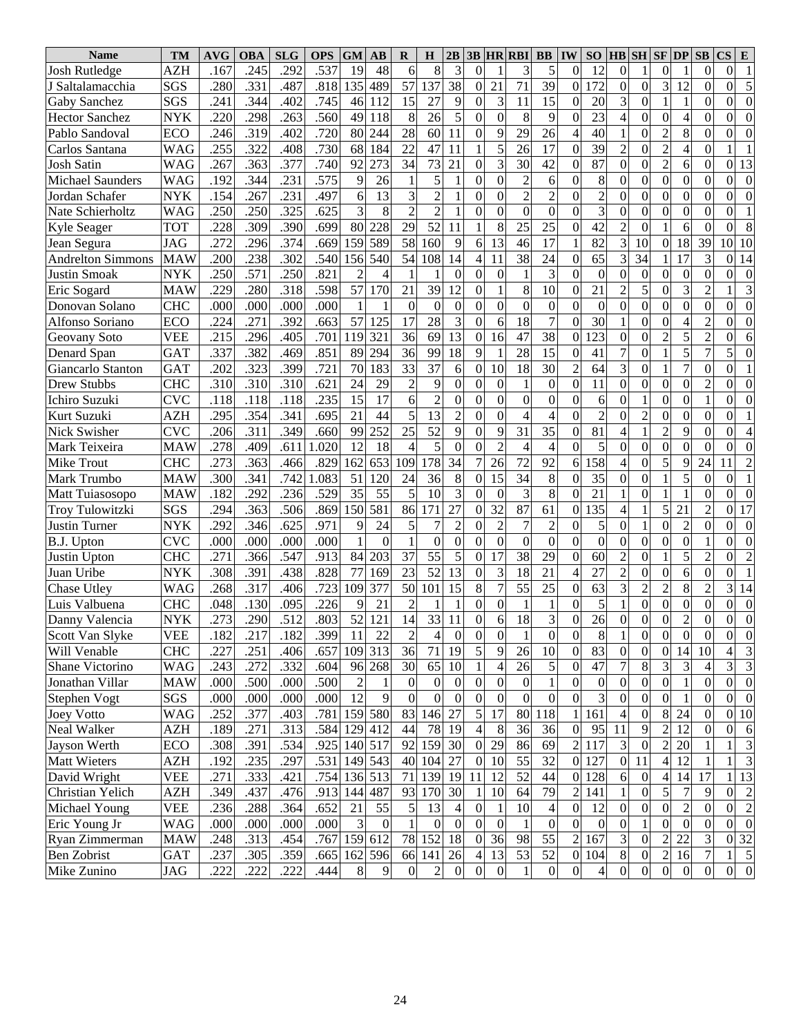| Name | TM | AVG | OBA | SLG | OPS | GM | AB | R | H | 2B | 3B | HR | RBI | BB | IW | SO | HB | SH | SF | DP | SB | CS | E |
|---|---|---|---|---|---|---|---|---|---|---|---|---|---|---|---|---|---|---|---|---|---|---|---|
| Josh Rutledge | AZH | .167 | .245 | .292 | .537 | 19 | 48 | 6 | 8 | 3 | 0 | 1 | 3 | 5 | 0 | 12 | 0 | 1 | 0 | 1 | 0 | 0 | 1 |
| J Saltalamacchia | SGS | .280 | .331 | .487 | .818 | 135 | 489 | 57 | 137 | 38 | 0 | 21 | 71 | 39 | 0 | 172 | 0 | 0 | 3 | 12 | 0 | 0 | 5 |
| Gaby Sanchez | SGS | .241 | .344 | .402 | .745 | 46 | 112 | 15 | 27 | 9 | 0 | 3 | 11 | 15 | 0 | 20 | 3 | 0 | 1 | 1 | 0 | 0 | 0 |
| Hector Sanchez | NYK | .220 | .298 | .263 | .560 | 49 | 118 | 8 | 26 | 5 | 0 | 0 | 8 | 9 | 0 | 23 | 4 | 0 | 0 | 4 | 0 | 0 | 0 |
| Pablo Sandoval | ECO | .246 | .319 | .402 | .720 | 80 | 244 | 28 | 60 | 11 | 0 | 9 | 29 | 26 | 4 | 40 | 1 | 0 | 2 | 8 | 0 | 0 | 0 |
| Carlos Santana | WAG | .255 | .322 | .408 | .730 | 68 | 184 | 22 | 47 | 11 | 1 | 5 | 26 | 17 | 0 | 39 | 2 | 0 | 2 | 4 | 0 | 1 | 1 |
| Josh Satin | WAG | .267 | .363 | .377 | .740 | 92 | 273 | 34 | 73 | 21 | 0 | 3 | 30 | 42 | 0 | 87 | 0 | 0 | 2 | 6 | 0 | 0 | 13 |
| Michael Saunders | WAG | .192 | .344 | .231 | .575 | 9 | 26 | 1 | 5 | 1 | 0 | 0 | 2 | 6 | 0 | 8 | 0 | 0 | 0 | 0 | 0 | 0 | 0 |
| Jordan Schafer | NYK | .154 | .267 | .231 | .497 | 6 | 13 | 3 | 2 | 1 | 0 | 0 | 2 | 2 | 0 | 2 | 0 | 0 | 0 | 0 | 0 | 0 | 0 |
| Nate Schierholtz | WAG | .250 | .250 | .325 | .625 | 3 | 8 | 2 | 2 | 1 | 0 | 0 | 0 | 0 | 0 | 3 | 0 | 0 | 0 | 0 | 0 | 0 | 1 |
| Kyle Seager | TOT | .228 | .309 | .390 | .699 | 80 | 228 | 29 | 52 | 11 | 1 | 8 | 25 | 25 | 0 | 42 | 2 | 0 | 1 | 6 | 0 | 0 | 8 |
| Jean Segura | JAG | .272 | .296 | .374 | .669 | 159 | 589 | 58 | 160 | 9 | 6 | 13 | 46 | 17 | 1 | 82 | 3 | 10 | 0 | 18 | 39 | 10 | 10 |
| Andrelton Simmons | MAW | .200 | .238 | .302 | .540 | 156 | 540 | 54 | 108 | 14 | 4 | 11 | 38 | 24 | 0 | 65 | 3 | 34 | 1 | 17 | 3 | 0 | 14 |
| Justin Smoak | NYK | .250 | .571 | .250 | .821 | 2 | 4 | 1 | 1 | 0 | 0 | 0 | 1 | 3 | 0 | 0 | 0 | 0 | 0 | 0 | 0 | 0 | 0 |
| Eric Sogard | MAW | .229 | .280 | .318 | .598 | 57 | 170 | 21 | 39 | 12 | 0 | 1 | 8 | 10 | 0 | 21 | 2 | 5 | 0 | 3 | 2 | 1 | 3 |
| Donovan Solano | CHC | .000 | .000 | .000 | .000 | 1 | 1 | 0 | 0 | 0 | 0 | 0 | 0 | 0 | 0 | 0 | 0 | 0 | 0 | 0 | 0 | 0 | 0 |
| Alfonso Soriano | ECO | .224 | .271 | .392 | .663 | 57 | 125 | 17 | 28 | 3 | 0 | 6 | 18 | 7 | 0 | 30 | 1 | 0 | 0 | 4 | 2 | 0 | 0 |
| Geovany Soto | VEE | .215 | .296 | .405 | .701 | 119 | 321 | 36 | 69 | 13 | 0 | 16 | 47 | 38 | 0 | 123 | 0 | 0 | 2 | 5 | 2 | 0 | 6 |
| Denard Span | GAT | .337 | .382 | .469 | .851 | 89 | 294 | 36 | 99 | 18 | 9 | 1 | 28 | 15 | 0 | 41 | 7 | 0 | 1 | 5 | 7 | 5 | 0 |
| Giancarlo Stanton | GAT | .202 | .323 | .399 | .721 | 70 | 183 | 33 | 37 | 6 | 0 | 10 | 18 | 30 | 2 | 64 | 3 | 0 | 1 | 7 | 0 | 0 | 1 |
| Drew Stubbs | CHC | .310 | .310 | .310 | .621 | 24 | 29 | 2 | 9 | 0 | 0 | 0 | 1 | 0 | 0 | 11 | 0 | 0 | 0 | 0 | 2 | 0 | 0 |
| Ichiro Suzuki | CVC | .118 | .118 | .118 | .235 | 15 | 17 | 6 | 2 | 0 | 0 | 0 | 0 | 0 | 0 | 6 | 0 | 1 | 0 | 0 | 1 | 0 | 0 |
| Kurt Suzuki | AZH | .295 | .354 | .341 | .695 | 21 | 44 | 5 | 13 | 2 | 0 | 0 | 4 | 4 | 0 | 2 | 0 | 2 | 0 | 0 | 0 | 0 | 1 |
| Nick Swisher | CVC | .206 | .311 | .349 | .660 | 99 | 252 | 25 | 52 | 9 | 0 | 9 | 31 | 35 | 0 | 81 | 4 | 1 | 2 | 9 | 0 | 0 | 4 |
| Mark Teixeira | MAW | .278 | .409 | .611 | 1.020 | 12 | 18 | 4 | 5 | 0 | 0 | 2 | 4 | 4 | 0 | 5 | 0 | 0 | 0 | 0 | 0 | 0 | 0 |
| Mike Trout | CHC | .273 | .363 | .466 | .829 | 162 | 653 | 109 | 178 | 34 | 7 | 26 | 72 | 92 | 6 | 158 | 4 | 0 | 5 | 9 | 24 | 11 | 2 |
| Mark Trumbo | MAW | .300 | .341 | .742 | 1.083 | 51 | 120 | 24 | 36 | 8 | 0 | 15 | 34 | 8 | 0 | 35 | 0 | 0 | 1 | 5 | 0 | 0 | 1 |
| Matt Tuiasosopo | MAW | .182 | .292 | .236 | .529 | 35 | 55 | 5 | 10 | 3 | 0 | 0 | 3 | 8 | 0 | 21 | 1 | 0 | 1 | 1 | 0 | 0 | 0 |
| Troy Tulowitzki | SGS | .294 | .363 | .506 | .869 | 150 | 581 | 86 | 171 | 27 | 0 | 32 | 87 | 61 | 0 | 135 | 4 | 1 | 5 | 21 | 2 | 0 | 17 |
| Justin Turner | NYK | .292 | .346 | .625 | .971 | 9 | 24 | 5 | 7 | 2 | 0 | 2 | 7 | 2 | 0 | 5 | 0 | 1 | 0 | 2 | 0 | 0 | 0 |
| B.J. Upton | CVC | .000 | .000 | .000 | .000 | 1 | 0 | 1 | 0 | 0 | 0 | 0 | 0 | 0 | 0 | 0 | 0 | 0 | 0 | 0 | 1 | 0 | 0 |
| Justin Upton | CHC | .271 | .366 | .547 | .913 | 84 | 203 | 37 | 55 | 5 | 0 | 17 | 38 | 29 | 0 | 60 | 2 | 0 | 1 | 5 | 2 | 0 | 2 |
| Juan Uribe | NYK | .308 | .391 | .438 | .828 | 77 | 169 | 23 | 52 | 13 | 0 | 3 | 18 | 21 | 4 | 27 | 2 | 0 | 0 | 6 | 0 | 0 | 1 |
| Chase Utley | WAG | .268 | .317 | .406 | .723 | 109 | 377 | 50 | 101 | 15 | 8 | 7 | 55 | 25 | 0 | 63 | 3 | 2 | 2 | 8 | 2 | 3 | 14 |
| Luis Valbuena | CHC | .048 | .130 | .095 | .226 | 9 | 21 | 2 | 1 | 1 | 0 | 0 | 1 | 1 | 0 | 5 | 1 | 0 | 0 | 0 | 0 | 0 | 0 |
| Danny Valencia | NYK | .273 | .290 | .512 | .803 | 52 | 121 | 14 | 33 | 11 | 0 | 6 | 18 | 3 | 0 | 26 | 0 | 0 | 0 | 2 | 0 | 0 | 0 |
| Scott Van Slyke | VEE | .182 | .217 | .182 | .399 | 11 | 22 | 2 | 4 | 0 | 0 | 0 | 1 | 0 | 0 | 8 | 1 | 0 | 0 | 0 | 0 | 0 | 0 |
| Will Venable | CHC | .227 | .251 | .406 | .657 | 109 | 313 | 36 | 71 | 19 | 5 | 9 | 26 | 10 | 0 | 83 | 0 | 0 | 0 | 14 | 10 | 4 | 3 |
| Shane Victorino | WAG | .243 | .272 | .332 | .604 | 96 | 268 | 30 | 65 | 10 | 1 | 4 | 26 | 5 | 0 | 47 | 7 | 8 | 3 | 3 | 4 | 3 | 3 |
| Jonathan Villar | MAW | .000 | .500 | .000 | .500 | 2 | 1 | 0 | 0 | 0 | 0 | 0 | 0 | 1 | 0 | 0 | 0 | 0 | 0 | 1 | 0 | 0 | 0 |
| Stephen Vogt | SGS | .000 | .000 | .000 | .000 | 12 | 9 | 0 | 0 | 0 | 0 | 0 | 0 | 0 | 0 | 3 | 0 | 0 | 0 | 1 | 0 | 0 | 0 |
| Joey Votto | WAG | .252 | .377 | .403 | .781 | 159 | 580 | 83 | 146 | 27 | 5 | 17 | 80 | 118 | 1 | 161 | 4 | 0 | 8 | 24 | 0 | 0 | 10 |
| Neal Walker | AZH | .189 | .271 | .313 | .584 | 129 | 412 | 44 | 78 | 19 | 4 | 8 | 36 | 36 | 0 | 95 | 11 | 9 | 2 | 12 | 0 | 0 | 6 |
| Jayson Werth | ECO | .308 | .391 | .534 | .925 | 140 | 517 | 92 | 159 | 30 | 0 | 29 | 86 | 69 | 2 | 117 | 3 | 0 | 2 | 20 | 1 | 1 | 3 |
| Matt Wieters | AZH | .192 | .235 | .297 | .531 | 149 | 543 | 40 | 104 | 27 | 0 | 10 | 55 | 32 | 0 | 127 | 0 | 11 | 4 | 12 | 1 | 1 | 3 |
| David Wright | VEE | .271 | .333 | .421 | .754 | 136 | 513 | 71 | 139 | 19 | 11 | 12 | 52 | 44 | 0 | 128 | 6 | 0 | 4 | 14 | 17 | 1 | 13 |
| Christian Yelich | AZH | .349 | .437 | .476 | .913 | 144 | 487 | 93 | 170 | 30 | 1 | 10 | 64 | 79 | 2 | 141 | 1 | 0 | 5 | 7 | 9 | 0 | 2 |
| Michael Young | VEE | .236 | .288 | .364 | .652 | 21 | 55 | 5 | 13 | 4 | 0 | 1 | 10 | 4 | 0 | 12 | 0 | 0 | 0 | 2 | 0 | 0 | 2 |
| Eric Young Jr | WAG | .000 | .000 | .000 | .000 | 3 | 0 | 1 | 0 | 0 | 0 | 0 | 1 | 0 | 0 | 0 | 0 | 1 | 0 | 0 | 0 | 0 | 0 |
| Ryan Zimmerman | MAW | .248 | .313 | .454 | .767 | 159 | 612 | 78 | 152 | 18 | 0 | 36 | 98 | 55 | 2 | 167 | 3 | 0 | 2 | 22 | 3 | 0 | 32 |
| Ben Zobrist | GAT | .237 | .305 | .359 | .665 | 162 | 596 | 66 | 141 | 26 | 4 | 13 | 53 | 52 | 0 | 104 | 8 | 0 | 2 | 16 | 7 | 1 | 5 |
| Mike Zunino | JAG | .222 | .222 | .222 | .444 | 8 | 9 | 0 | 2 | 0 | 0 | 0 | 1 | 0 | 0 | 4 | 0 | 0 | 0 | 0 | 0 | 0 | 0 |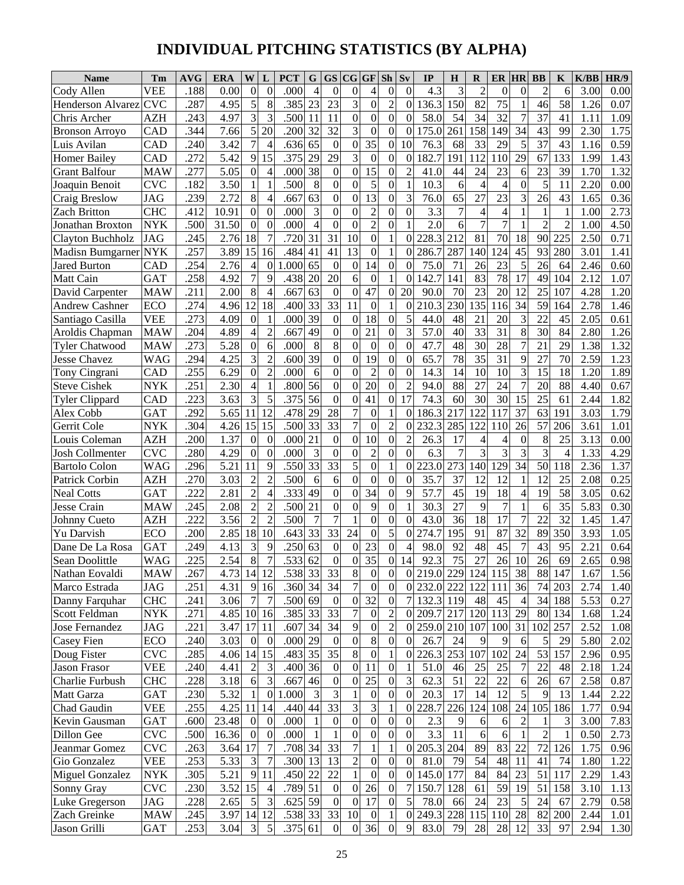# INDIVIDUAL PITCHING STATISTICS (BY ALPHA)

| Name | Tm | AVG | ERA | W | L | PCT | G | GS | CG | GF | Sh | Sv | IP | H | R | ER | HR | BB | K | K/BB | HR/9 |
|---|---|---|---|---|---|---|---|---|---|---|---|---|---|---|---|---|---|---|---|---|---|
| Cody Allen | VEE | .188 | 0.00 | 0 | 0 | .000 | 4 | 0 | 0 | 4 | 0 | 0 | 4.3 | 3 | 2 | 0 | 0 | 2 | 6 | 3.00 | 0.00 |
| Henderson Alvarez | CVC | .287 | 4.95 | 5 | 8 | .385 | 23 | 23 | 3 | 0 | 2 | 0 | 136.3 | 150 | 82 | 75 | 1 | 46 | 58 | 1.26 | 0.07 |
| Chris Archer | AZH | .243 | 4.97 | 3 | 3 | .500 | 11 | 11 | 0 | 0 | 0 | 0 | 58.0 | 54 | 34 | 32 | 7 | 37 | 41 | 1.11 | 1.09 |
| Bronson Arroyo | CAD | .344 | 7.66 | 5 | 20 | .200 | 32 | 32 | 3 | 0 | 0 | 0 | 175.0 | 261 | 158 | 149 | 34 | 43 | 99 | 2.30 | 1.75 |
| Luis Avilan | CAD | .240 | 3.42 | 7 | 4 | .636 | 65 | 0 | 0 | 35 | 0 | 10 | 76.3 | 68 | 33 | 29 | 5 | 37 | 43 | 1.16 | 0.59 |
| Homer Bailey | CAD | .272 | 5.42 | 9 | 15 | .375 | 29 | 29 | 3 | 0 | 0 | 0 | 182.7 | 191 | 112 | 110 | 29 | 67 | 133 | 1.99 | 1.43 |
| Grant Balfour | MAW | .277 | 5.05 | 0 | 4 | .000 | 38 | 0 | 0 | 15 | 0 | 2 | 41.0 | 44 | 24 | 23 | 6 | 23 | 39 | 1.70 | 1.32 |
| Joaquin Benoit | CVC | .182 | 3.50 | 1 | 1 | .500 | 8 | 0 | 0 | 5 | 0 | 1 | 10.3 | 6 | 4 | 4 | 0 | 5 | 11 | 2.20 | 0.00 |
| Craig Breslow | JAG | .239 | 2.72 | 8 | 4 | .667 | 63 | 0 | 0 | 13 | 0 | 3 | 76.0 | 65 | 27 | 23 | 3 | 26 | 43 | 1.65 | 0.36 |
| Zach Britton | CHC | .412 | 10.91 | 0 | 0 | .000 | 3 | 0 | 0 | 2 | 0 | 0 | 3.3 | 7 | 4 | 4 | 1 | 1 | 1 | 1.00 | 2.73 |
| Jonathan Broxton | NYK | .500 | 31.50 | 0 | 0 | .000 | 4 | 0 | 0 | 2 | 0 | 1 | 2.0 | 6 | 7 | 7 | 1 | 2 | 2 | 1.00 | 4.50 |
| Clayton Buchholz | JAG | .245 | 2.76 | 18 | 7 | .720 | 31 | 31 | 10 | 0 | 1 | 0 | 228.3 | 212 | 81 | 70 | 18 | 90 | 225 | 2.50 | 0.71 |
| Madisn Bumgarner | NYK | .257 | 3.89 | 15 | 16 | .484 | 41 | 41 | 13 | 0 | 1 | 0 | 286.7 | 287 | 140 | 124 | 45 | 93 | 280 | 3.01 | 1.41 |
| Jared Burton | CAD | .254 | 2.76 | 4 | 0 | 1.000 | 65 | 0 | 0 | 14 | 0 | 0 | 75.0 | 71 | 26 | 23 | 5 | 26 | 64 | 2.46 | 0.60 |
| Matt Cain | GAT | .258 | 4.92 | 7 | 9 | .438 | 20 | 20 | 6 | 0 | 1 | 0 | 142.7 | 141 | 83 | 78 | 17 | 49 | 104 | 2.12 | 1.07 |
| David Carpenter | MAW | .211 | 2.00 | 8 | 4 | .667 | 63 | 0 | 0 | 47 | 0 | 20 | 90.0 | 70 | 23 | 20 | 12 | 25 | 107 | 4.28 | 1.20 |
| Andrew Cashner | ECO | .274 | 4.96 | 12 | 18 | .400 | 33 | 33 | 11 | 0 | 1 | 0 | 210.3 | 230 | 135 | 116 | 34 | 59 | 164 | 2.78 | 1.46 |
| Santiago Casilla | VEE | .273 | 4.09 | 0 | 1 | .000 | 39 | 0 | 0 | 18 | 0 | 5 | 44.0 | 48 | 21 | 20 | 3 | 22 | 45 | 2.05 | 0.61 |
| Aroldis Chapman | MAW | .204 | 4.89 | 4 | 2 | .667 | 49 | 0 | 0 | 21 | 0 | 3 | 57.0 | 40 | 33 | 31 | 8 | 30 | 84 | 2.80 | 1.26 |
| Tyler Chatwood | MAW | .273 | 5.28 | 0 | 6 | .000 | 8 | 8 | 0 | 0 | 0 | 0 | 47.7 | 48 | 30 | 28 | 7 | 21 | 29 | 1.38 | 1.32 |
| Jesse Chavez | WAG | .294 | 4.25 | 3 | 2 | .600 | 39 | 0 | 0 | 19 | 0 | 0 | 65.7 | 78 | 35 | 31 | 9 | 27 | 70 | 2.59 | 1.23 |
| Tony Cingrani | CAD | .255 | 6.29 | 0 | 2 | .000 | 6 | 0 | 0 | 2 | 0 | 0 | 14.3 | 14 | 10 | 10 | 3 | 15 | 18 | 1.20 | 1.89 |
| Steve Cishek | NYK | .251 | 2.30 | 4 | 1 | .800 | 56 | 0 | 0 | 20 | 0 | 2 | 94.0 | 88 | 27 | 24 | 7 | 20 | 88 | 4.40 | 0.67 |
| Tyler Clippard | CAD | .223 | 3.63 | 3 | 5 | .375 | 56 | 0 | 0 | 41 | 0 | 17 | 74.3 | 60 | 30 | 30 | 15 | 25 | 61 | 2.44 | 1.82 |
| Alex Cobb | GAT | .292 | 5.65 | 11 | 12 | .478 | 29 | 28 | 7 | 0 | 1 | 0 | 186.3 | 217 | 122 | 117 | 37 | 63 | 191 | 3.03 | 1.79 |
| Gerrit Cole | NYK | .304 | 4.26 | 15 | 15 | .500 | 33 | 33 | 7 | 0 | 2 | 0 | 232.3 | 285 | 122 | 110 | 26 | 57 | 206 | 3.61 | 1.01 |
| Louis Coleman | AZH | .200 | 1.37 | 0 | 0 | .000 | 21 | 0 | 0 | 10 | 0 | 2 | 26.3 | 17 | 4 | 4 | 0 | 8 | 25 | 3.13 | 0.00 |
| Josh Collmenter | CVC | .280 | 4.29 | 0 | 0 | .000 | 3 | 0 | 0 | 2 | 0 | 0 | 6.3 | 7 | 3 | 3 | 3 | 3 | 4 | 1.33 | 4.29 |
| Bartolo Colon | WAG | .296 | 5.21 | 11 | 9 | .550 | 33 | 33 | 5 | 0 | 1 | 0 | 223.0 | 273 | 140 | 129 | 34 | 50 | 118 | 2.36 | 1.37 |
| Patrick Corbin | AZH | .270 | 3.03 | 2 | 2 | .500 | 6 | 6 | 0 | 0 | 0 | 0 | 35.7 | 37 | 12 | 12 | 1 | 12 | 25 | 2.08 | 0.25 |
| Neal Cotts | GAT | .222 | 2.81 | 2 | 4 | .333 | 49 | 0 | 0 | 34 | 0 | 9 | 57.7 | 45 | 19 | 18 | 4 | 19 | 58 | 3.05 | 0.62 |
| Jesse Crain | MAW | .245 | 2.08 | 2 | 2 | .500 | 21 | 0 | 0 | 9 | 0 | 1 | 30.3 | 27 | 9 | 7 | 1 | 6 | 35 | 5.83 | 0.30 |
| Johnny Cueto | AZH | .222 | 3.56 | 2 | 2 | .500 | 7 | 7 | 1 | 0 | 0 | 0 | 43.0 | 36 | 18 | 17 | 7 | 22 | 32 | 1.45 | 1.47 |
| Yu Darvish | ECO | .200 | 2.85 | 18 | 10 | .643 | 33 | 33 | 24 | 0 | 5 | 0 | 274.7 | 195 | 91 | 87 | 32 | 89 | 350 | 3.93 | 1.05 |
| Dane De La Rosa | GAT | .249 | 4.13 | 3 | 9 | .250 | 63 | 0 | 0 | 23 | 0 | 4 | 98.0 | 92 | 48 | 45 | 7 | 43 | 95 | 2.21 | 0.64 |
| Sean Doolittle | WAG | .225 | 2.54 | 8 | 7 | .533 | 62 | 0 | 0 | 35 | 0 | 14 | 92.3 | 75 | 27 | 26 | 10 | 26 | 69 | 2.65 | 0.98 |
| Nathan Eovaldi | MAW | .267 | 4.73 | 14 | 12 | .538 | 33 | 33 | 8 | 0 | 0 | 0 | 219.0 | 229 | 124 | 115 | 38 | 88 | 147 | 1.67 | 1.56 |
| Marco Estrada | JAG | .251 | 4.31 | 9 | 16 | .360 | 34 | 34 | 7 | 0 | 0 | 0 | 232.0 | 222 | 122 | 111 | 36 | 74 | 203 | 2.74 | 1.40 |
| Danny Farquhar | CHC | .241 | 3.06 | 7 | 7 | .500 | 69 | 0 | 0 | 32 | 0 | 7 | 132.3 | 119 | 48 | 45 | 4 | 34 | 188 | 5.53 | 0.27 |
| Scott Feldman | NYK | .271 | 4.85 | 10 | 16 | .385 | 33 | 33 | 7 | 0 | 2 | 0 | 209.7 | 217 | 120 | 113 | 29 | 80 | 134 | 1.68 | 1.24 |
| Jose Fernandez | JAG | .221 | 3.47 | 17 | 11 | .607 | 34 | 34 | 9 | 0 | 2 | 0 | 259.0 | 210 | 107 | 100 | 31 | 102 | 257 | 2.52 | 1.08 |
| Casey Fien | ECO | .240 | 3.03 | 0 | 0 | .000 | 29 | 0 | 0 | 8 | 0 | 0 | 26.7 | 24 | 9 | 9 | 6 | 5 | 29 | 5.80 | 2.02 |
| Doug Fister | CVC | .285 | 4.06 | 14 | 15 | .483 | 35 | 35 | 8 | 0 | 1 | 0 | 226.3 | 253 | 107 | 102 | 24 | 53 | 157 | 2.96 | 0.95 |
| Jason Frasor | VEE | .240 | 4.41 | 2 | 3 | .400 | 36 | 0 | 0 | 11 | 0 | 1 | 51.0 | 46 | 25 | 25 | 7 | 22 | 48 | 2.18 | 1.24 |
| Charlie Furbush | CHC | .228 | 3.18 | 6 | 3 | .667 | 46 | 0 | 0 | 25 | 0 | 3 | 62.3 | 51 | 22 | 22 | 6 | 26 | 67 | 2.58 | 0.87 |
| Matt Garza | GAT | .230 | 5.32 | 1 | 0 | 1.000 | 3 | 3 | 1 | 0 | 0 | 0 | 20.3 | 17 | 14 | 12 | 5 | 9 | 13 | 1.44 | 2.22 |
| Chad Gaudin | VEE | .255 | 4.25 | 11 | 14 | .440 | 44 | 33 | 3 | 3 | 1 | 0 | 228.7 | 226 | 124 | 108 | 24 | 105 | 186 | 1.77 | 0.94 |
| Kevin Gausman | GAT | .600 | 23.48 | 0 | 0 | .000 | 1 | 0 | 0 | 0 | 0 | 0 | 2.3 | 9 | 6 | 6 | 2 | 1 | 3 | 3.00 | 7.83 |
| Dillon Gee | CVC | .500 | 16.36 | 0 | 0 | .000 | 1 | 1 | 0 | 0 | 0 | 0 | 3.3 | 11 | 6 | 6 | 1 | 2 | 1 | 0.50 | 2.73 |
| Jeanmar Gomez | CVC | .263 | 3.64 | 17 | 7 | .708 | 34 | 33 | 7 | 1 | 1 | 0 | 205.3 | 204 | 89 | 83 | 22 | 72 | 126 | 1.75 | 0.96 |
| Gio Gonzalez | VEE | .253 | 5.33 | 3 | 7 | .300 | 13 | 13 | 2 | 0 | 0 | 0 | 81.0 | 79 | 54 | 48 | 11 | 41 | 74 | 1.80 | 1.22 |
| Miguel Gonzalez | NYK | .305 | 5.21 | 9 | 11 | .450 | 22 | 22 | 1 | 0 | 0 | 0 | 145.0 | 177 | 84 | 84 | 23 | 51 | 117 | 2.29 | 1.43 |
| Sonny Gray | CVC | .230 | 3.52 | 15 | 4 | .789 | 51 | 0 | 0 | 26 | 0 | 7 | 150.7 | 128 | 61 | 59 | 19 | 51 | 158 | 3.10 | 1.13 |
| Luke Gregerson | JAG | .228 | 2.65 | 5 | 3 | .625 | 59 | 0 | 0 | 17 | 0 | 5 | 78.0 | 66 | 24 | 23 | 5 | 24 | 67 | 2.79 | 0.58 |
| Zach Greinke | MAW | .245 | 3.97 | 14 | 12 | .538 | 33 | 33 | 10 | 0 | 1 | 0 | 249.3 | 228 | 115 | 110 | 28 | 82 | 200 | 2.44 | 1.01 |
| Jason Grilli | GAT | .253 | 3.04 | 3 | 5 | .375 | 61 | 0 | 0 | 36 | 0 | 9 | 83.0 | 79 | 28 | 28 | 12 | 33 | 97 | 2.94 | 1.30 |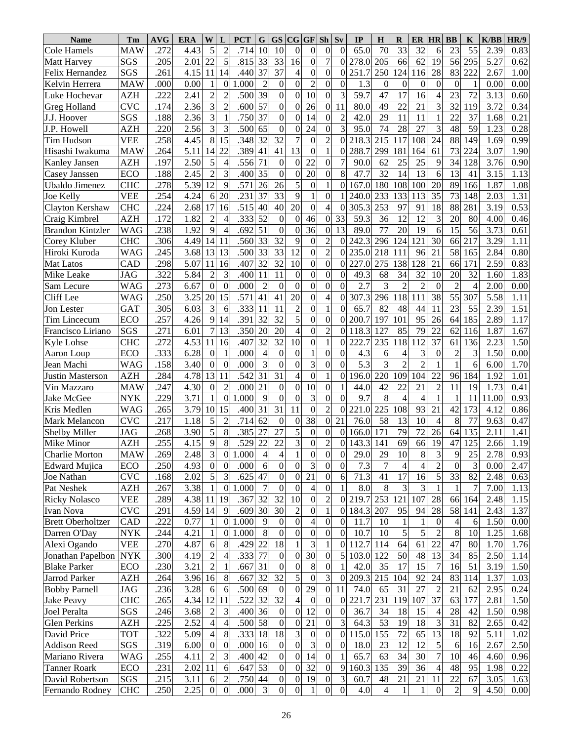| Name | Tm | AVG | ERA | W | L | PCT | G | GS | CG | GF | Sh | Sv | IP | H | R | ER | HR | BB | K | K/BB | HR/9 |
|---|---|---|---|---|---|---|---|---|---|---|---|---|---|---|---|---|---|---|---|---|---|
| Cole Hamels | MAW | .272 | 4.43 | 5 | 2 | .714 | 10 | 10 | 0 | 0 | 0 | 0 | 65.0 | 70 | 33 | 32 | 6 | 23 | 55 | 2.39 | 0.83 |
| Matt Harvey | SGS | .205 | 2.01 | 22 | 5 | .815 | 33 | 33 | 16 | 0 | 7 | 0 | 278.0 | 205 | 66 | 62 | 19 | 56 | 295 | 5.27 | 0.62 |
| Felix Hernandez | SGS | .261 | 4.15 | 11 | 14 | .440 | 37 | 37 | 4 | 0 | 0 | 0 | 251.7 | 250 | 124 | 116 | 28 | 83 | 222 | 2.67 | 1.00 |
| Kelvin Herrera | MAW | .000 | 0.00 | 1 | 0 | 1.000 | 2 | 0 | 0 | 2 | 0 | 0 | 1.3 | 0 | 0 | 0 | 0 | 0 | 1 | 0.00 | 0.00 |
| Luke Hochevar | AZH | .222 | 2.41 | 2 | 2 | .500 | 39 | 0 | 0 | 10 | 0 | 3 | 59.7 | 47 | 17 | 16 | 4 | 23 | 72 | 3.13 | 0.60 |
| Greg Holland | CVC | .174 | 2.36 | 3 | 2 | .600 | 57 | 0 | 0 | 26 | 0 | 11 | 80.0 | 49 | 22 | 21 | 3 | 32 | 119 | 3.72 | 0.34 |
| J.J. Hoover | SGS | .188 | 2.36 | 3 | 1 | .750 | 37 | 0 | 0 | 14 | 0 | 2 | 42.0 | 29 | 11 | 11 | 1 | 22 | 37 | 1.68 | 0.21 |
| J.P. Howell | AZH | .220 | 2.56 | 3 | 3 | .500 | 65 | 0 | 0 | 24 | 0 | 3 | 95.0 | 74 | 28 | 27 | 3 | 48 | 59 | 1.23 | 0.28 |
| Tim Hudson | VEE | .258 | 4.45 | 8 | 15 | .348 | 32 | 32 | 7 | 0 | 2 | 0 | 218.3 | 215 | 117 | 108 | 24 | 88 | 149 | 1.69 | 0.99 |
| Hisashi Iwakuma | MAW | .264 | 5.11 | 14 | 22 | .389 | 41 | 41 | 13 | 0 | 1 | 0 | 288.7 | 299 | 181 | 164 | 61 | 73 | 224 | 3.07 | 1.90 |
| Kanley Jansen | AZH | .197 | 2.50 | 5 | 4 | .556 | 71 | 0 | 0 | 22 | 0 | 7 | 90.0 | 62 | 25 | 25 | 9 | 34 | 128 | 3.76 | 0.90 |
| Casey Janssen | ECO | .188 | 2.45 | 2 | 3 | .400 | 35 | 0 | 0 | 20 | 0 | 8 | 47.7 | 32 | 14 | 13 | 6 | 13 | 41 | 3.15 | 1.13 |
| Ubaldo Jimenez | CHC | .278 | 5.39 | 12 | 9 | .571 | 26 | 26 | 5 | 0 | 1 | 0 | 167.0 | 180 | 108 | 100 | 20 | 89 | 166 | 1.87 | 1.08 |
| Joe Kelly | VEE | .254 | 4.24 | 6 | 20 | .231 | 37 | 33 | 9 | 1 | 0 | 1 | 240.0 | 233 | 133 | 113 | 35 | 73 | 148 | 2.03 | 1.31 |
| Clayton Kershaw | CHC | .224 | 2.68 | 17 | 16 | .515 | 40 | 40 | 20 | 0 | 4 | 0 | 305.3 | 253 | 97 | 91 | 18 | 88 | 281 | 3.19 | 0.53 |
| Craig Kimbrel | AZH | .172 | 1.82 | 2 | 4 | .333 | 52 | 0 | 0 | 46 | 0 | 33 | 59.3 | 36 | 12 | 12 | 3 | 20 | 80 | 4.00 | 0.46 |
| Brandon Kintzler | WAG | .238 | 1.92 | 9 | 4 | .692 | 51 | 0 | 0 | 36 | 0 | 13 | 89.0 | 77 | 20 | 19 | 6 | 15 | 56 | 3.73 | 0.61 |
| Corey Kluber | CHC | .306 | 4.49 | 14 | 11 | .560 | 33 | 32 | 9 | 0 | 2 | 0 | 242.3 | 296 | 124 | 121 | 30 | 66 | 217 | 3.29 | 1.11 |
| Hiroki Kuroda | WAG | .245 | 3.68 | 13 | 13 | .500 | 33 | 33 | 12 | 0 | 2 | 0 | 235.0 | 218 | 111 | 96 | 21 | 58 | 165 | 2.84 | 0.80 |
| Mat Latos | CAD | .298 | 5.07 | 11 | 16 | .407 | 32 | 32 | 10 | 0 | 0 | 0 | 227.0 | 275 | 138 | 128 | 21 | 66 | 171 | 2.59 | 0.83 |
| Mike Leake | JAG | .322 | 5.84 | 2 | 3 | .400 | 11 | 11 | 0 | 0 | 0 | 0 | 49.3 | 68 | 34 | 32 | 10 | 20 | 32 | 1.60 | 1.83 |
| Sam Lecure | WAG | .273 | 6.67 | 0 | 0 | .000 | 2 | 0 | 0 | 0 | 0 | 0 | 2.7 | 3 | 2 | 2 | 0 | 2 | 4 | 2.00 | 0.00 |
| Cliff Lee | WAG | .250 | 3.25 | 20 | 15 | .571 | 41 | 41 | 20 | 0 | 4 | 0 | 307.3 | 296 | 118 | 111 | 38 | 55 | 307 | 5.58 | 1.11 |
| Jon Lester | GAT | .305 | 6.03 | 3 | 6 | .333 | 11 | 11 | 2 | 0 | 1 | 0 | 65.7 | 82 | 48 | 44 | 11 | 23 | 55 | 2.39 | 1.51 |
| Tim Lincecum | ECO | .257 | 4.26 | 9 | 14 | .391 | 32 | 32 | 5 | 0 | 0 | 0 | 200.7 | 197 | 101 | 95 | 26 | 64 | 185 | 2.89 | 1.17 |
| Francisco Liriano | SGS | .271 | 6.01 | 7 | 13 | .350 | 20 | 20 | 4 | 0 | 2 | 0 | 118.3 | 127 | 85 | 79 | 22 | 62 | 116 | 1.87 | 1.67 |
| Kyle Lohse | CHC | .272 | 4.53 | 11 | 16 | .407 | 32 | 32 | 10 | 0 | 1 | 0 | 222.7 | 235 | 118 | 112 | 37 | 61 | 136 | 2.23 | 1.50 |
| Aaron Loup | ECO | .333 | 6.28 | 0 | 1 | .000 | 4 | 0 | 0 | 1 | 0 | 0 | 4.3 | 6 | 4 | 3 | 0 | 2 | 3 | 1.50 | 0.00 |
| Jean Machi | WAG | .158 | 3.40 | 0 | 0 | .000 | 3 | 0 | 0 | 3 | 0 | 0 | 5.3 | 3 | 2 | 2 | 1 | 1 | 6 | 6.00 | 1.70 |
| Justin Masterson | AZH | .284 | 4.78 | 13 | 11 | .542 | 31 | 31 | 4 | 0 | 1 | 0 | 196.0 | 220 | 109 | 104 | 22 | 96 | 184 | 1.92 | 1.01 |
| Vin Mazzaro | MAW | .247 | 4.30 | 0 | 2 | .000 | 21 | 0 | 0 | 10 | 0 | 1 | 44.0 | 42 | 22 | 21 | 2 | 11 | 19 | 1.73 | 0.41 |
| Jake McGee | NYK | .229 | 3.71 | 1 | 0 | 1.000 | 9 | 0 | 0 | 3 | 0 | 0 | 9.7 | 8 | 4 | 4 | 1 | 1 | 11 | 11.00 | 0.93 |
| Kris Medlen | WAG | .265 | 3.79 | 10 | 15 | .400 | 31 | 31 | 11 | 0 | 2 | 0 | 221.0 | 225 | 108 | 93 | 21 | 42 | 173 | 4.12 | 0.86 |
| Mark Melancon | CVC | .217 | 1.18 | 5 | 2 | .714 | 62 | 0 | 0 | 38 | 0 | 21 | 76.0 | 58 | 13 | 10 | 4 | 8 | 77 | 9.63 | 0.47 |
| Shelby Miller | JAG | .268 | 3.90 | 5 | 8 | .385 | 27 | 27 | 5 | 0 | 0 | 0 | 166.0 | 171 | 79 | 72 | 26 | 64 | 135 | 2.11 | 1.41 |
| Mike Minor | AZH | .255 | 4.15 | 9 | 8 | .529 | 22 | 22 | 3 | 0 | 2 | 0 | 143.3 | 141 | 69 | 66 | 19 | 47 | 125 | 2.66 | 1.19 |
| Charlie Morton | MAW | .269 | 2.48 | 3 | 0 | 1.000 | 4 | 4 | 1 | 0 | 0 | 0 | 29.0 | 29 | 10 | 8 | 3 | 9 | 25 | 2.78 | 0.93 |
| Edward Mujica | ECO | .250 | 4.93 | 0 | 0 | .000 | 6 | 0 | 0 | 3 | 0 | 0 | 7.3 | 7 | 4 | 4 | 2 | 0 | 3 | 0.00 | 2.47 |
| Joe Nathan | CVC | .168 | 2.02 | 5 | 3 | .625 | 47 | 0 | 0 | 21 | 0 | 6 | 71.3 | 41 | 17 | 16 | 5 | 33 | 82 | 2.48 | 0.63 |
| Pat Neshek | AZH | .267 | 3.38 | 1 | 0 | 1.000 | 7 | 0 | 0 | 4 | 0 | 1 | 8.0 | 8 | 3 | 3 | 1 | 1 | 7 | 7.00 | 1.13 |
| Ricky Nolasco | VEE | .289 | 4.38 | 11 | 19 | .367 | 32 | 32 | 10 | 0 | 2 | 0 | 219.7 | 253 | 121 | 107 | 28 | 66 | 164 | 2.48 | 1.15 |
| Ivan Nova | CVC | .291 | 4.59 | 14 | 9 | .609 | 30 | 30 | 2 | 0 | 1 | 0 | 184.3 | 207 | 95 | 94 | 28 | 58 | 141 | 2.43 | 1.37 |
| Brett Oberholtzer | CAD | .222 | 0.77 | 1 | 0 | 1.000 | 9 | 0 | 0 | 4 | 0 | 0 | 11.7 | 10 | 1 | 1 | 0 | 4 | 6 | 1.50 | 0.00 |
| Darren O'Day | NYK | .244 | 4.21 | 1 | 0 | 1.000 | 8 | 0 | 0 | 0 | 0 | 0 | 10.7 | 10 | 5 | 5 | 2 | 8 | 10 | 1.25 | 1.68 |
| Alexi Ogando | VEE | .270 | 4.87 | 6 | 8 | .429 | 22 | 18 | 1 | 3 | 1 | 0 | 112.7 | 114 | 64 | 61 | 22 | 47 | 80 | 1.70 | 1.76 |
| Jonathan Papelbon | NYK | .300 | 4.19 | 2 | 4 | .333 | 77 | 0 | 0 | 30 | 0 | 5 | 103.0 | 122 | 50 | 48 | 13 | 34 | 85 | 2.50 | 1.14 |
| Blake Parker | ECO | .230 | 3.21 | 2 | 1 | .667 | 31 | 0 | 0 | 8 | 0 | 1 | 42.0 | 35 | 17 | 15 | 7 | 16 | 51 | 3.19 | 1.50 |
| Jarrod Parker | AZH | .264 | 3.96 | 16 | 8 | .667 | 32 | 32 | 5 | 0 | 3 | 0 | 209.3 | 215 | 104 | 92 | 24 | 83 | 114 | 1.37 | 1.03 |
| Bobby Parnell | JAG | .236 | 3.28 | 6 | 6 | .500 | 69 | 0 | 0 | 29 | 0 | 11 | 74.0 | 65 | 31 | 27 | 2 | 21 | 62 | 2.95 | 0.24 |
| Jake Peavy | CHC | .265 | 4.34 | 12 | 11 | .522 | 32 | 32 | 4 | 0 | 0 | 0 | 221.7 | 231 | 119 | 107 | 37 | 63 | 177 | 2.81 | 1.50 |
| Joel Peralta | SGS | .246 | 3.68 | 2 | 3 | .400 | 36 | 0 | 0 | 12 | 0 | 0 | 36.7 | 34 | 18 | 15 | 4 | 28 | 42 | 1.50 | 0.98 |
| Glen Perkins | AZH | .225 | 2.52 | 4 | 4 | .500 | 58 | 0 | 0 | 21 | 0 | 3 | 64.3 | 53 | 19 | 18 | 3 | 31 | 82 | 2.65 | 0.42 |
| David Price | TOT | .322 | 5.09 | 4 | 8 | .333 | 18 | 18 | 3 | 0 | 0 | 0 | 115.0 | 155 | 72 | 65 | 13 | 18 | 92 | 5.11 | 1.02 |
| Addison Reed | SGS | .319 | 6.00 | 0 | 0 | .000 | 16 | 0 | 0 | 3 | 0 | 0 | 18.0 | 23 | 12 | 12 | 5 | 6 | 16 | 2.67 | 2.50 |
| Mariano Rivera | WAG | .255 | 4.11 | 2 | 3 | .400 | 42 | 0 | 0 | 14 | 0 | 1 | 65.7 | 63 | 34 | 30 | 7 | 10 | 46 | 4.60 | 0.96 |
| Tanner Roark | ECO | .231 | 2.02 | 11 | 6 | .647 | 53 | 0 | 0 | 32 | 0 | 9 | 160.3 | 135 | 39 | 36 | 4 | 48 | 95 | 1.98 | 0.22 |
| David Robertson | SGS | .215 | 3.11 | 6 | 2 | .750 | 44 | 0 | 0 | 19 | 0 | 3 | 60.7 | 48 | 21 | 21 | 11 | 22 | 67 | 3.05 | 1.63 |
| Fernando Rodney | CHC | .250 | 2.25 | 0 | 0 | .000 | 3 | 0 | 0 | 1 | 0 | 0 | 4.0 | 4 | 1 | 1 | 0 | 2 | 9 | 4.50 | 0.00 |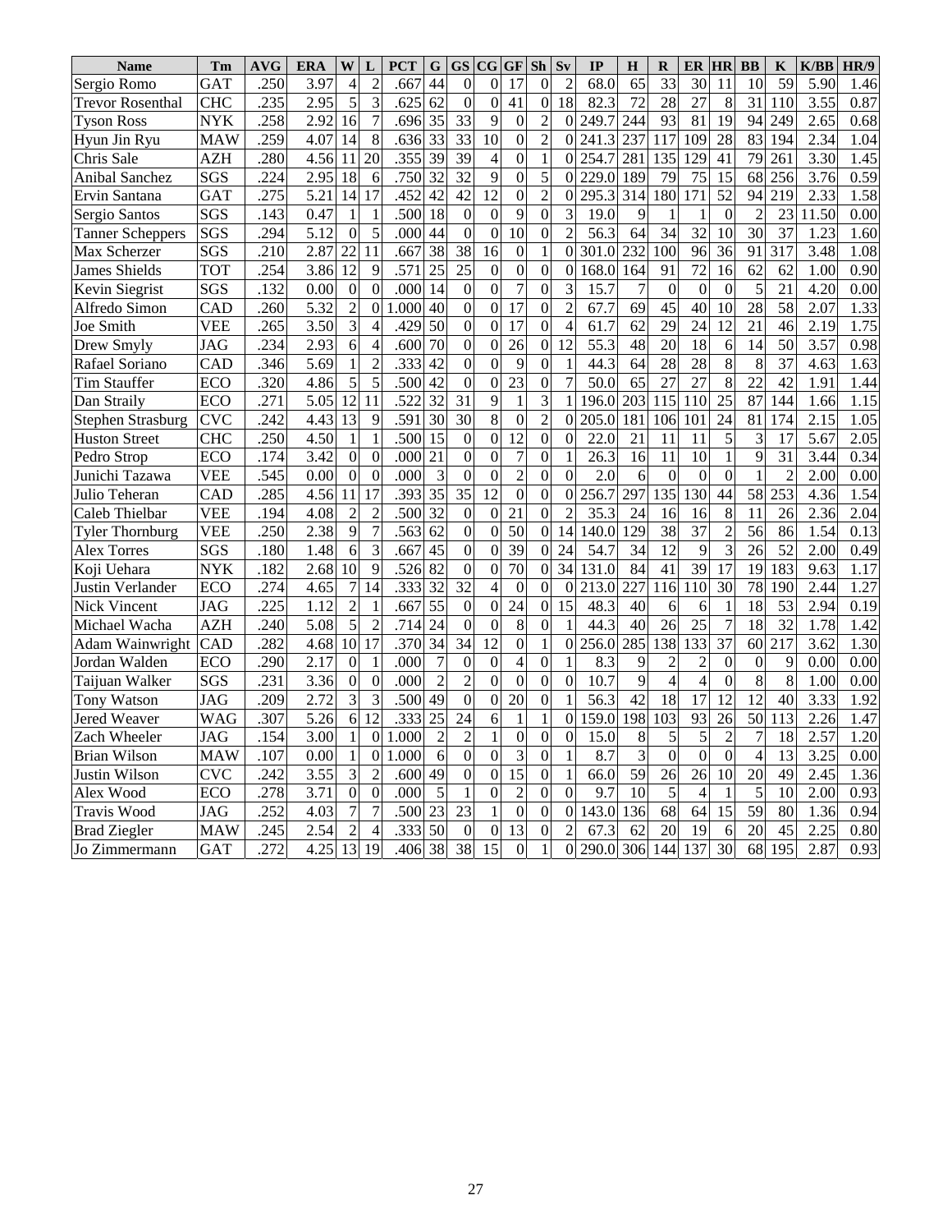| Name | Tm | AVG | ERA | W | L | PCT | G | GS | CG | GF | Sh | Sv | IP | H | R | ER | HR | BB | K | K/BB | HR/9 |
|---|---|---|---|---|---|---|---|---|---|---|---|---|---|---|---|---|---|---|---|---|---|
| Sergio Romo | GAT | .250 | 3.97 | 4 | 2 | .667 | 44 | 0 | 0 | 17 | 0 | 2 | 68.0 | 65 | 33 | 30 | 11 | 10 | 59 | 5.90 | 1.46 |
| Trevor Rosenthal | CHC | .235 | 2.95 | 5 | 3 | .625 | 62 | 0 | 0 | 41 | 0 | 18 | 82.3 | 72 | 28 | 27 | 8 | 31 | 110 | 3.55 | 0.87 |
| Tyson Ross | NYK | .258 | 2.92 | 16 | 7 | .696 | 35 | 33 | 9 | 0 | 2 | 0 | 249.7 | 244 | 93 | 81 | 19 | 94 | 249 | 2.65 | 0.68 |
| Hyun Jin Ryu | MAW | .259 | 4.07 | 14 | 8 | .636 | 33 | 33 | 10 | 0 | 2 | 0 | 241.3 | 237 | 117 | 109 | 28 | 83 | 194 | 2.34 | 1.04 |
| Chris Sale | AZH | .280 | 4.56 | 11 | 20 | .355 | 39 | 39 | 4 | 0 | 1 | 0 | 254.7 | 281 | 135 | 129 | 41 | 79 | 261 | 3.30 | 1.45 |
| Anibal Sanchez | SGS | .224 | 2.95 | 18 | 6 | .750 | 32 | 32 | 9 | 0 | 5 | 0 | 229.0 | 189 | 79 | 75 | 15 | 68 | 256 | 3.76 | 0.59 |
| Ervin Santana | GAT | .275 | 5.21 | 14 | 17 | .452 | 42 | 42 | 12 | 0 | 2 | 0 | 295.3 | 314 | 180 | 171 | 52 | 94 | 219 | 2.33 | 1.58 |
| Sergio Santos | SGS | .143 | 0.47 | 1 | 1 | .500 | 18 | 0 | 0 | 9 | 0 | 3 | 19.0 | 9 | 1 | 1 | 0 | 2 | 23 | 11.50 | 0.00 |
| Tanner Scheppers | SGS | .294 | 5.12 | 0 | 5 | .000 | 44 | 0 | 0 | 10 | 0 | 2 | 56.3 | 64 | 34 | 32 | 10 | 30 | 37 | 1.23 | 1.60 |
| Max Scherzer | SGS | .210 | 2.87 | 22 | 11 | .667 | 38 | 38 | 16 | 0 | 1 | 0 | 301.0 | 232 | 100 | 96 | 36 | 91 | 317 | 3.48 | 1.08 |
| James Shields | TOT | .254 | 3.86 | 12 | 9 | .571 | 25 | 25 | 0 | 0 | 0 | 0 | 168.0 | 164 | 91 | 72 | 16 | 62 | 62 | 1.00 | 0.90 |
| Kevin Siegrist | SGS | .132 | 0.00 | 0 | 0 | .000 | 14 | 0 | 0 | 7 | 0 | 3 | 15.7 | 7 | 0 | 0 | 0 | 5 | 21 | 4.20 | 0.00 |
| Alfredo Simon | CAD | .260 | 5.32 | 2 | 0 | 1.000 | 40 | 0 | 0 | 17 | 0 | 2 | 67.7 | 69 | 45 | 40 | 10 | 28 | 58 | 2.07 | 1.33 |
| Joe Smith | VEE | .265 | 3.50 | 3 | 4 | .429 | 50 | 0 | 0 | 17 | 0 | 4 | 61.7 | 62 | 29 | 24 | 12 | 21 | 46 | 2.19 | 1.75 |
| Drew Smyly | JAG | .234 | 2.93 | 6 | 4 | .600 | 70 | 0 | 0 | 26 | 0 | 12 | 55.3 | 48 | 20 | 18 | 6 | 14 | 50 | 3.57 | 0.98 |
| Rafael Soriano | CAD | .346 | 5.69 | 1 | 2 | .333 | 42 | 0 | 0 | 9 | 0 | 1 | 44.3 | 64 | 28 | 28 | 8 | 8 | 37 | 4.63 | 1.63 |
| Tim Stauffer | ECO | .320 | 4.86 | 5 | 5 | .500 | 42 | 0 | 0 | 23 | 0 | 7 | 50.0 | 65 | 27 | 27 | 8 | 22 | 42 | 1.91 | 1.44 |
| Dan Straily | ECO | .271 | 5.05 | 12 | 11 | .522 | 32 | 31 | 9 | 1 | 3 | 1 | 196.0 | 203 | 115 | 110 | 25 | 87 | 144 | 1.66 | 1.15 |
| Stephen Strasburg | CVC | .242 | 4.43 | 13 | 9 | .591 | 30 | 30 | 8 | 0 | 2 | 0 | 205.0 | 181 | 106 | 101 | 24 | 81 | 174 | 2.15 | 1.05 |
| Huston Street | CHC | .250 | 4.50 | 1 | 1 | .500 | 15 | 0 | 0 | 12 | 0 | 0 | 22.0 | 21 | 11 | 11 | 5 | 3 | 17 | 5.67 | 2.05 |
| Pedro Strop | ECO | .174 | 3.42 | 0 | 0 | .000 | 21 | 0 | 0 | 7 | 0 | 1 | 26.3 | 16 | 11 | 10 | 1 | 9 | 31 | 3.44 | 0.34 |
| Junichi Tazawa | VEE | .545 | 0.00 | 0 | 0 | .000 | 3 | 0 | 0 | 2 | 0 | 0 | 2.0 | 6 | 0 | 0 | 0 | 1 | 2 | 2.00 | 0.00 |
| Julio Teheran | CAD | .285 | 4.56 | 11 | 17 | .393 | 35 | 35 | 12 | 0 | 0 | 0 | 256.7 | 297 | 135 | 130 | 44 | 58 | 253 | 4.36 | 1.54 |
| Caleb Thielbar | VEE | .194 | 4.08 | 2 | 2 | .500 | 32 | 0 | 0 | 21 | 0 | 2 | 35.3 | 24 | 16 | 16 | 8 | 11 | 26 | 2.36 | 2.04 |
| Tyler Thornburg | VEE | .250 | 2.38 | 9 | 7 | .563 | 62 | 0 | 0 | 50 | 0 | 14 | 140.0 | 129 | 38 | 37 | 2 | 56 | 86 | 1.54 | 0.13 |
| Alex Torres | SGS | .180 | 1.48 | 6 | 3 | .667 | 45 | 0 | 0 | 39 | 0 | 24 | 54.7 | 34 | 12 | 9 | 3 | 26 | 52 | 2.00 | 0.49 |
| Koji Uehara | NYK | .182 | 2.68 | 10 | 9 | .526 | 82 | 0 | 0 | 70 | 0 | 34 | 131.0 | 84 | 41 | 39 | 17 | 19 | 183 | 9.63 | 1.17 |
| Justin Verlander | ECO | .274 | 4.65 | 7 | 14 | .333 | 32 | 32 | 4 | 0 | 0 | 0 | 213.0 | 227 | 116 | 110 | 30 | 78 | 190 | 2.44 | 1.27 |
| Nick Vincent | JAG | .225 | 1.12 | 2 | 1 | .667 | 55 | 0 | 0 | 24 | 0 | 15 | 48.3 | 40 | 6 | 6 | 1 | 18 | 53 | 2.94 | 0.19 |
| Michael Wacha | AZH | .240 | 5.08 | 5 | 2 | .714 | 24 | 0 | 0 | 8 | 0 | 1 | 44.3 | 40 | 26 | 25 | 7 | 18 | 32 | 1.78 | 1.42 |
| Adam Wainwright | CAD | .282 | 4.68 | 10 | 17 | .370 | 34 | 34 | 12 | 0 | 1 | 0 | 256.0 | 285 | 138 | 133 | 37 | 60 | 217 | 3.62 | 1.30 |
| Jordan Walden | ECO | .290 | 2.17 | 0 | 1 | .000 | 7 | 0 | 0 | 4 | 0 | 1 | 8.3 | 9 | 2 | 2 | 0 | 0 | 9 | 0.00 | 0.00 |
| Taijuan Walker | SGS | .231 | 3.36 | 0 | 0 | .000 | 2 | 2 | 0 | 0 | 0 | 0 | 10.7 | 9 | 4 | 4 | 0 | 8 | 8 | 1.00 | 0.00 |
| Tony Watson | JAG | .209 | 2.72 | 3 | 3 | .500 | 49 | 0 | 0 | 20 | 0 | 1 | 56.3 | 42 | 18 | 17 | 12 | 12 | 40 | 3.33 | 1.92 |
| Jered Weaver | WAG | .307 | 5.26 | 6 | 12 | .333 | 25 | 24 | 6 | 1 | 1 | 0 | 159.0 | 198 | 103 | 93 | 26 | 50 | 113 | 2.26 | 1.47 |
| Zach Wheeler | JAG | .154 | 3.00 | 1 | 0 | 1.000 | 2 | 2 | 1 | 0 | 0 | 0 | 15.0 | 8 | 5 | 5 | 2 | 7 | 18 | 2.57 | 1.20 |
| Brian Wilson | MAW | .107 | 0.00 | 1 | 0 | 1.000 | 6 | 0 | 0 | 3 | 0 | 1 | 8.7 | 3 | 0 | 0 | 0 | 4 | 13 | 3.25 | 0.00 |
| Justin Wilson | CVC | .242 | 3.55 | 3 | 2 | .600 | 49 | 0 | 0 | 15 | 0 | 1 | 66.0 | 59 | 26 | 26 | 10 | 20 | 49 | 2.45 | 1.36 |
| Alex Wood | ECO | .278 | 3.71 | 0 | 0 | .000 | 5 | 1 | 0 | 2 | 0 | 0 | 9.7 | 10 | 5 | 4 | 1 | 5 | 10 | 2.00 | 0.93 |
| Travis Wood | JAG | .252 | 4.03 | 7 | 7 | .500 | 23 | 23 | 1 | 0 | 0 | 0 | 143.0 | 136 | 68 | 64 | 15 | 59 | 80 | 1.36 | 0.94 |
| Brad Ziegler | MAW | .245 | 2.54 | 2 | 4 | .333 | 50 | 0 | 0 | 13 | 0 | 2 | 67.3 | 62 | 20 | 19 | 6 | 20 | 45 | 2.25 | 0.80 |
| Jo Zimmermann | GAT | .272 | 4.25 | 13 | 19 | .406 | 38 | 38 | 15 | 0 | 1 | 0 | 290.0 | 306 | 144 | 137 | 30 | 68 | 195 | 2.87 | 0.93 |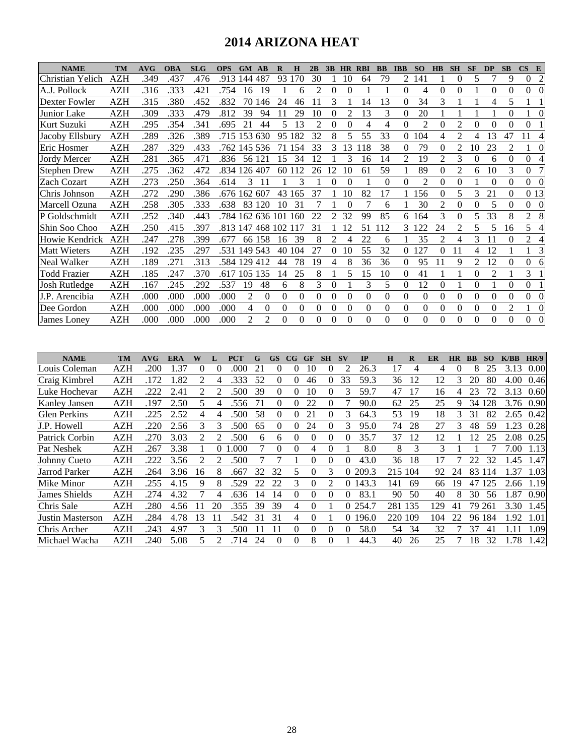# 2014 ARIZONA HEAT

| NAME | TM | AVG | OBA | SLG | OPS | GM | AB | R | H | 2B | 3B | HR | RBI | BB | IBB | SO | HB | SH | SF | DP | SB | CS | E |
|---|---|---|---|---|---|---|---|---|---|---|---|---|---|---|---|---|---|---|---|---|---|---|---|
| Christian Yelich | AZH | .349 | .437 | .476 | .913 | 144 | 487 | 93 | 170 | 30 | 1 | 10 | 64 | 79 | 2 | 141 | 1 | 0 | 5 | 7 | 9 | 0 | 2 |
| A.J. Pollock | AZH | .316 | .333 | .421 | .754 | 16 | 19 | 1 | 6 | 2 | 0 | 0 | 1 | 1 | 0 | 4 | 0 | 0 | 1 | 0 | 0 | 0 | 0 |
| Dexter Fowler | AZH | .315 | .380 | .452 | .832 | 70 | 146 | 24 | 46 | 11 | 3 | 1 | 14 | 13 | 0 | 34 | 3 | 1 | 1 | 4 | 5 | 1 | 1 |
| Junior Lake | AZH | .309 | .333 | .479 | .812 | 39 | 94 | 11 | 29 | 10 | 0 | 2 | 13 | 3 | 0 | 20 | 1 | 1 | 1 | 1 | 0 | 1 | 0 |
| Kurt Suzuki | AZH | .295 | .354 | .341 | .695 | 21 | 44 | 5 | 13 | 2 | 0 | 0 | 4 | 4 | 0 | 2 | 0 | 2 | 0 | 0 | 0 | 0 | 1 |
| Jacoby Ellsbury | AZH | .289 | .326 | .389 | .715 | 153 | 630 | 95 | 182 | 32 | 8 | 5 | 55 | 33 | 0 | 104 | 4 | 2 | 4 | 13 | 47 | 11 | 4 |
| Eric Hosmer | AZH | .287 | .329 | .433 | .762 | 145 | 536 | 71 | 154 | 33 | 3 | 13 | 118 | 38 | 0 | 79 | 0 | 2 | 10 | 23 | 2 | 1 | 0 |
| Jordy Mercer | AZH | .281 | .365 | .471 | .836 | 56 | 121 | 15 | 34 | 12 | 1 | 3 | 16 | 14 | 2 | 19 | 2 | 3 | 0 | 6 | 0 | 0 | 4 |
| Stephen Drew | AZH | .275 | .362 | .472 | .834 | 126 | 407 | 60 | 112 | 26 | 12 | 10 | 61 | 59 | 1 | 89 | 0 | 2 | 6 | 10 | 3 | 0 | 7 |
| Zach Cozart | AZH | .273 | .250 | .364 | .614 | 3 | 11 | 1 | 3 | 1 | 0 | 0 | 1 | 0 | 0 | 2 | 0 | 0 | 1 | 0 | 0 | 0 | 0 |
| Chris Johnson | AZH | .272 | .290 | .386 | .676 | 162 | 607 | 43 | 165 | 37 | 1 | 10 | 82 | 17 | 1 | 156 | 0 | 5 | 3 | 21 | 0 | 0 | 13 |
| Marcell Ozuna | AZH | .258 | .305 | .333 | .638 | 83 | 120 | 10 | 31 | 7 | 1 | 0 | 7 | 6 | 1 | 30 | 2 | 0 | 0 | 5 | 0 | 0 | 0 |
| P Goldschmidt | AZH | .252 | .340 | .443 | .784 | 162 | 636 | 101 | 160 | 22 | 2 | 32 | 99 | 85 | 6 | 164 | 3 | 0 | 5 | 33 | 8 | 2 | 8 |
| Shin Soo Choo | AZH | .250 | .415 | .397 | .813 | 147 | 468 | 102 | 117 | 31 | 1 | 12 | 51 | 112 | 3 | 122 | 24 | 2 | 5 | 5 | 16 | 5 | 4 |
| Howie Kendrick | AZH | .247 | .278 | .399 | .677 | 66 | 158 | 16 | 39 | 8 | 2 | 4 | 22 | 6 | 1 | 35 | 2 | 4 | 3 | 11 | 0 | 2 | 4 |
| Matt Wieters | AZH | .192 | .235 | .297 | .531 | 149 | 543 | 40 | 104 | 27 | 0 | 10 | 55 | 32 | 0 | 127 | 0 | 11 | 4 | 12 | 1 | 1 | 3 |
| Neal Walker | AZH | .189 | .271 | .313 | .584 | 129 | 412 | 44 | 78 | 19 | 4 | 8 | 36 | 36 | 0 | 95 | 11 | 9 | 2 | 12 | 0 | 0 | 6 |
| Todd Frazier | AZH | .185 | .247 | .370 | .617 | 105 | 135 | 14 | 25 | 8 | 1 | 5 | 15 | 10 | 0 | 41 | 1 | 1 | 0 | 2 | 1 | 3 | 1 |
| Josh Rutledge | AZH | .167 | .245 | .292 | .537 | 19 | 48 | 6 | 8 | 3 | 0 | 1 | 3 | 5 | 0 | 12 | 0 | 1 | 0 | 1 | 0 | 0 | 1 |
| J.P. Arencibia | AZH | .000 | .000 | .000 | .000 | 2 | 0 | 0 | 0 | 0 | 0 | 0 | 0 | 0 | 0 | 0 | 0 | 0 | 0 | 0 | 0 | 0 | 0 |
| Dee Gordon | AZH | .000 | .000 | .000 | .000 | 4 | 0 | 0 | 0 | 0 | 0 | 0 | 0 | 0 | 0 | 0 | 0 | 0 | 0 | 0 | 2 | 1 | 0 |
| James Loney | AZH | .000 | .000 | .000 | .000 | 2 | 2 | 0 | 0 | 0 | 0 | 0 | 0 | 0 | 0 | 0 | 0 | 0 | 0 | 0 | 0 | 0 | 0 |

| NAME | TM | AVG | ERA | W | L | PCT | G | GS | CG | GF | SH | SV | IP | H | R | ER | HR | BB | SO | K/BB | HR/9 |
|---|---|---|---|---|---|---|---|---|---|---|---|---|---|---|---|---|---|---|---|---|---|
| Louis Coleman | AZH | .200 | 1.37 | 0 | 0 | .000 | 21 | 0 | 0 | 10 | 0 | 2 | 26.3 | 17 | 4 | 4 | 0 | 8 | 25 | 3.13 | 0.00 |
| Craig Kimbrel | AZH | .172 | 1.82 | 2 | 4 | .333 | 52 | 0 | 0 | 46 | 0 | 33 | 59.3 | 36 | 12 | 12 | 3 | 20 | 80 | 4.00 | 0.46 |
| Luke Hochevar | AZH | .222 | 2.41 | 2 | 2 | .500 | 39 | 0 | 0 | 10 | 0 | 3 | 59.7 | 47 | 17 | 16 | 4 | 23 | 72 | 3.13 | 0.60 |
| Kanley Jansen | AZH | .197 | 2.50 | 5 | 4 | .556 | 71 | 0 | 0 | 22 | 0 | 7 | 90.0 | 62 | 25 | 25 | 9 | 34 | 128 | 3.76 | 0.90 |
| Glen Perkins | AZH | .225 | 2.52 | 4 | 4 | .500 | 58 | 0 | 0 | 21 | 0 | 3 | 64.3 | 53 | 19 | 18 | 3 | 31 | 82 | 2.65 | 0.42 |
| J.P. Howell | AZH | .220 | 2.56 | 3 | 3 | .500 | 65 | 0 | 0 | 24 | 0 | 3 | 95.0 | 74 | 28 | 27 | 3 | 48 | 59 | 1.23 | 0.28 |
| Patrick Corbin | AZH | .270 | 3.03 | 2 | 2 | .500 | 6 | 6 | 0 | 0 | 0 | 0 | 35.7 | 37 | 12 | 12 | 1 | 12 | 25 | 2.08 | 0.25 |
| Pat Neshek | AZH | .267 | 3.38 | 1 | 0 | 1.000 | 7 | 0 | 0 | 4 | 0 | 1 | 8.0 | 8 | 3 | 3 | 1 | 1 | 7 | 7.00 | 1.13 |
| Johnny Cueto | AZH | .222 | 3.56 | 2 | 2 | .500 | 7 | 7 | 1 | 0 | 0 | 0 | 43.0 | 36 | 18 | 17 | 7 | 22 | 32 | 1.45 | 1.47 |
| Jarrod Parker | AZH | .264 | 3.96 | 16 | 8 | .667 | 32 | 32 | 5 | 0 | 3 | 0 | 209.3 | 215 | 104 | 92 | 24 | 83 | 114 | 1.37 | 1.03 |
| Mike Minor | AZH | .255 | 4.15 | 9 | 8 | .529 | 22 | 22 | 3 | 0 | 2 | 0 | 143.3 | 141 | 69 | 66 | 19 | 47 | 125 | 2.66 | 1.19 |
| James Shields | AZH | .274 | 4.32 | 7 | 4 | .636 | 14 | 14 | 0 | 0 | 0 | 0 | 83.1 | 90 | 50 | 40 | 8 | 30 | 56 | 1.87 | 0.90 |
| Chris Sale | AZH | .280 | 4.56 | 11 | 20 | .355 | 39 | 39 | 4 | 0 | 1 | 0 | 254.7 | 281 | 135 | 129 | 41 | 79 | 261 | 3.30 | 1.45 |
| Justin Masterson | AZH | .284 | 4.78 | 13 | 11 | .542 | 31 | 31 | 4 | 0 | 1 | 0 | 196.0 | 220 | 109 | 104 | 22 | 96 | 184 | 1.92 | 1.01 |
| Chris Archer | AZH | .243 | 4.97 | 3 | 3 | .500 | 11 | 11 | 0 | 0 | 0 | 0 | 58.0 | 54 | 34 | 32 | 7 | 37 | 41 | 1.11 | 1.09 |
| Michael Wacha | AZH | .240 | 5.08 | 5 | 2 | .714 | 24 | 0 | 0 | 8 | 0 | 1 | 44.3 | 40 | 26 | 25 | 7 | 18 | 32 | 1.78 | 1.42 |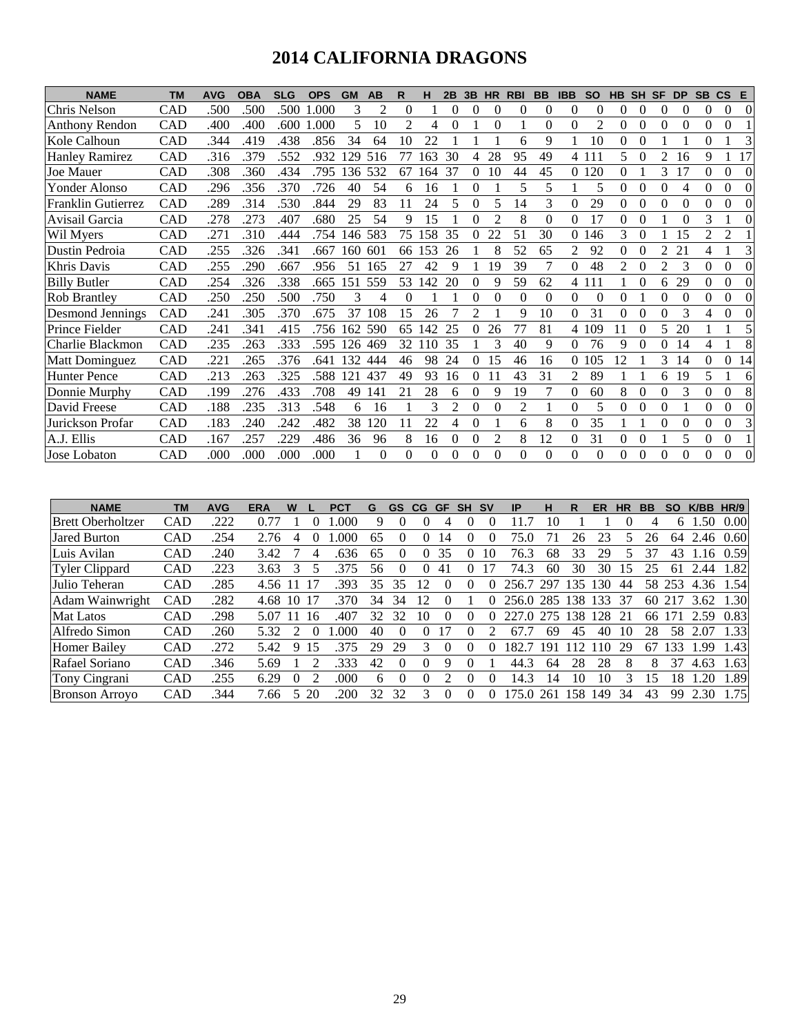# 2014 CALIFORNIA DRAGONS

| NAME | TM | AVG | OBA | SLG | OPS | GM | AB | R | H | 2B | 3B | HR | RBI | BB | IBB | SO | HB | SH | SF | DP | SB | CS | E |
|---|---|---|---|---|---|---|---|---|---|---|---|---|---|---|---|---|---|---|---|---|---|---|---|
| Chris Nelson | CAD | .500 | .500 | .500 | 1.000 | 3 | 2 | 0 | 1 | 0 | 0 | 0 | 0 | 0 | 0 | 0 | 0 | 0 | 0 | 0 | 0 | 0 | 0 |
| Anthony Rendon | CAD | .400 | .400 | .600 | 1.000 | 5 | 10 | 2 | 4 | 0 | 1 | 0 | 1 | 0 | 0 | 2 | 0 | 0 | 0 | 0 | 0 | 0 | 1 |
| Kole Calhoun | CAD | .344 | .419 | .438 | .856 | 34 | 64 | 10 | 22 | 1 | 1 | 1 | 6 | 9 | 1 | 10 | 0 | 0 | 1 | 1 | 0 | 1 | 3 |
| Hanley Ramirez | CAD | .316 | .379 | .552 | .932 | 129 | 516 | 77 | 163 | 30 | 4 | 28 | 95 | 49 | 4 | 111 | 5 | 0 | 2 | 16 | 9 | 1 | 17 |
| Joe Mauer | CAD | .308 | .360 | .434 | .795 | 136 | 532 | 67 | 164 | 37 | 0 | 10 | 44 | 45 | 0 | 120 | 0 | 1 | 3 | 17 | 0 | 0 | 0 |
| Yonder Alonso | CAD | .296 | .356 | .370 | .726 | 40 | 54 | 6 | 16 | 1 | 0 | 1 | 5 | 5 | 1 | 5 | 0 | 0 | 0 | 4 | 0 | 0 | 0 |
| Franklin Gutierrez | CAD | .289 | .314 | .530 | .844 | 29 | 83 | 11 | 24 | 5 | 0 | 5 | 14 | 3 | 0 | 29 | 0 | 0 | 0 | 0 | 0 | 0 | 0 |
| Avisail Garcia | CAD | .278 | .273 | .407 | .680 | 25 | 54 | 9 | 15 | 1 | 0 | 2 | 8 | 0 | 0 | 17 | 0 | 0 | 1 | 0 | 3 | 1 | 0 |
| Wil Myers | CAD | .271 | .310 | .444 | .754 | 146 | 583 | 75 | 158 | 35 | 0 | 22 | 51 | 30 | 0 | 146 | 3 | 0 | 1 | 15 | 2 | 2 | 1 |
| Dustin Pedroia | CAD | .255 | .326 | .341 | .667 | 160 | 601 | 66 | 153 | 26 | 1 | 8 | 52 | 65 | 2 | 92 | 0 | 0 | 2 | 21 | 4 | 1 | 3 |
| Khris Davis | CAD | .255 | .290 | .667 | .956 | 51 | 165 | 27 | 42 | 9 | 1 | 19 | 39 | 7 | 0 | 48 | 2 | 0 | 2 | 3 | 0 | 0 | 0 |
| Billy Butler | CAD | .254 | .326 | .338 | .665 | 151 | 559 | 53 | 142 | 20 | 0 | 9 | 59 | 62 | 4 | 111 | 1 | 0 | 6 | 29 | 0 | 0 | 0 |
| Rob Brantley | CAD | .250 | .250 | .500 | .750 | 3 | 4 | 0 | 1 | 1 | 0 | 0 | 0 | 0 | 0 | 0 | 0 | 1 | 0 | 0 | 0 | 0 | 0 |
| Desmond Jennings | CAD | .241 | .305 | .370 | .675 | 37 | 108 | 15 | 26 | 7 | 2 | 1 | 9 | 10 | 0 | 31 | 0 | 0 | 0 | 3 | 4 | 0 | 0 |
| Prince Fielder | CAD | .241 | .341 | .415 | .756 | 162 | 590 | 65 | 142 | 25 | 0 | 26 | 77 | 81 | 4 | 109 | 11 | 0 | 5 | 20 | 1 | 1 | 5 |
| Charlie Blackmon | CAD | .235 | .263 | .333 | .595 | 126 | 469 | 32 | 110 | 35 | 1 | 3 | 40 | 9 | 0 | 76 | 9 | 0 | 0 | 14 | 4 | 1 | 8 |
| Matt Dominguez | CAD | .221 | .265 | .376 | .641 | 132 | 444 | 46 | 98 | 24 | 0 | 15 | 46 | 16 | 0 | 105 | 12 | 1 | 3 | 14 | 0 | 0 | 14 |
| Hunter Pence | CAD | .213 | .263 | .325 | .588 | 121 | 437 | 49 | 93 | 16 | 0 | 11 | 43 | 31 | 2 | 89 | 1 | 1 | 6 | 19 | 5 | 1 | 6 |
| Donnie Murphy | CAD | .199 | .276 | .433 | .708 | 49 | 141 | 21 | 28 | 6 | 0 | 9 | 19 | 7 | 0 | 60 | 8 | 0 | 0 | 3 | 0 | 0 | 8 |
| David Freese | CAD | .188 | .235 | .313 | .548 | 6 | 16 | 1 | 3 | 2 | 0 | 0 | 2 | 1 | 0 | 5 | 0 | 0 | 0 | 1 | 0 | 0 | 0 |
| Jurickson Profar | CAD | .183 | .240 | .242 | .482 | 38 | 120 | 11 | 22 | 4 | 0 | 1 | 6 | 8 | 0 | 35 | 1 | 1 | 0 | 0 | 0 | 0 | 3 |
| A.J. Ellis | CAD | .167 | .257 | .229 | .486 | 36 | 96 | 8 | 16 | 0 | 0 | 2 | 8 | 12 | 0 | 31 | 0 | 0 | 1 | 5 | 0 | 0 | 1 |
| Jose Lobaton | CAD | .000 | .000 | .000 | .000 | 1 | 0 | 0 | 0 | 0 | 0 | 0 | 0 | 0 | 0 | 0 | 0 | 0 | 0 | 0 | 0 | 0 | 0 |

| NAME | TM | AVG | ERA | W | L | PCT | G | GS | CG | GF | SH | SV | IP | H | R | ER | HR | BB | SO | K/BB | HR/9 |
|---|---|---|---|---|---|---|---|---|---|---|---|---|---|---|---|---|---|---|---|---|---|
| Brett Oberholtzer | CAD | .222 | 0.77 | 1 | 0 | 1.000 | 9 | 0 | 0 | 4 | 0 | 0 | 11.7 | 10 | 1 | 1 | 0 | 4 | 6 | 1.50 | 0.00 |
| Jared Burton | CAD | .254 | 2.76 | 4 | 0 | 1.000 | 65 | 0 | 0 | 14 | 0 | 0 | 75.0 | 71 | 26 | 23 | 5 | 26 | 64 | 2.46 | 0.60 |
| Luis Avilan | CAD | .240 | 3.42 | 7 | 4 | .636 | 65 | 0 | 0 | 35 | 0 | 10 | 76.3 | 68 | 33 | 29 | 5 | 37 | 43 | 1.16 | 0.59 |
| Tyler Clippard | CAD | .223 | 3.63 | 3 | 5 | .375 | 56 | 0 | 0 | 41 | 0 | 17 | 74.3 | 60 | 30 | 30 | 15 | 25 | 61 | 2.44 | 1.82 |
| Julio Teheran | CAD | .285 | 4.56 | 11 | 17 | .393 | 35 | 35 | 12 | 0 | 0 | 0 | 256.7 | 297 | 135 | 130 | 44 | 58 | 253 | 4.36 | 1.54 |
| Adam Wainwright | CAD | .282 | 4.68 | 10 | 17 | .370 | 34 | 34 | 12 | 0 | 1 | 0 | 256.0 | 285 | 138 | 133 | 37 | 60 | 217 | 3.62 | 1.30 |
| Mat Latos | CAD | .298 | 5.07 | 11 | 16 | .407 | 32 | 32 | 10 | 0 | 0 | 0 | 227.0 | 275 | 138 | 128 | 21 | 66 | 171 | 2.59 | 0.83 |
| Alfredo Simon | CAD | .260 | 5.32 | 2 | 0 | 1.000 | 40 | 0 | 0 | 17 | 0 | 2 | 67.7 | 69 | 45 | 40 | 10 | 28 | 58 | 2.07 | 1.33 |
| Homer Bailey | CAD | .272 | 5.42 | 9 | 15 | .375 | 29 | 29 | 3 | 0 | 0 | 0 | 182.7 | 191 | 112 | 110 | 29 | 67 | 133 | 1.99 | 1.43 |
| Rafael Soriano | CAD | .346 | 5.69 | 1 | 2 | .333 | 42 | 0 | 0 | 9 | 0 | 1 | 44.3 | 64 | 28 | 28 | 8 | 8 | 37 | 4.63 | 1.63 |
| Tony Cingrani | CAD | .255 | 6.29 | 0 | 2 | .000 | 6 | 0 | 0 | 2 | 0 | 0 | 14.3 | 14 | 10 | 10 | 3 | 15 | 18 | 1.20 | 1.89 |
| Bronson Arroyo | CAD | .344 | 7.66 | 5 | 20 | .200 | 32 | 32 | 3 | 0 | 0 | 0 | 175.0 | 261 | 158 | 149 | 34 | 43 | 99 | 2.30 | 1.75 |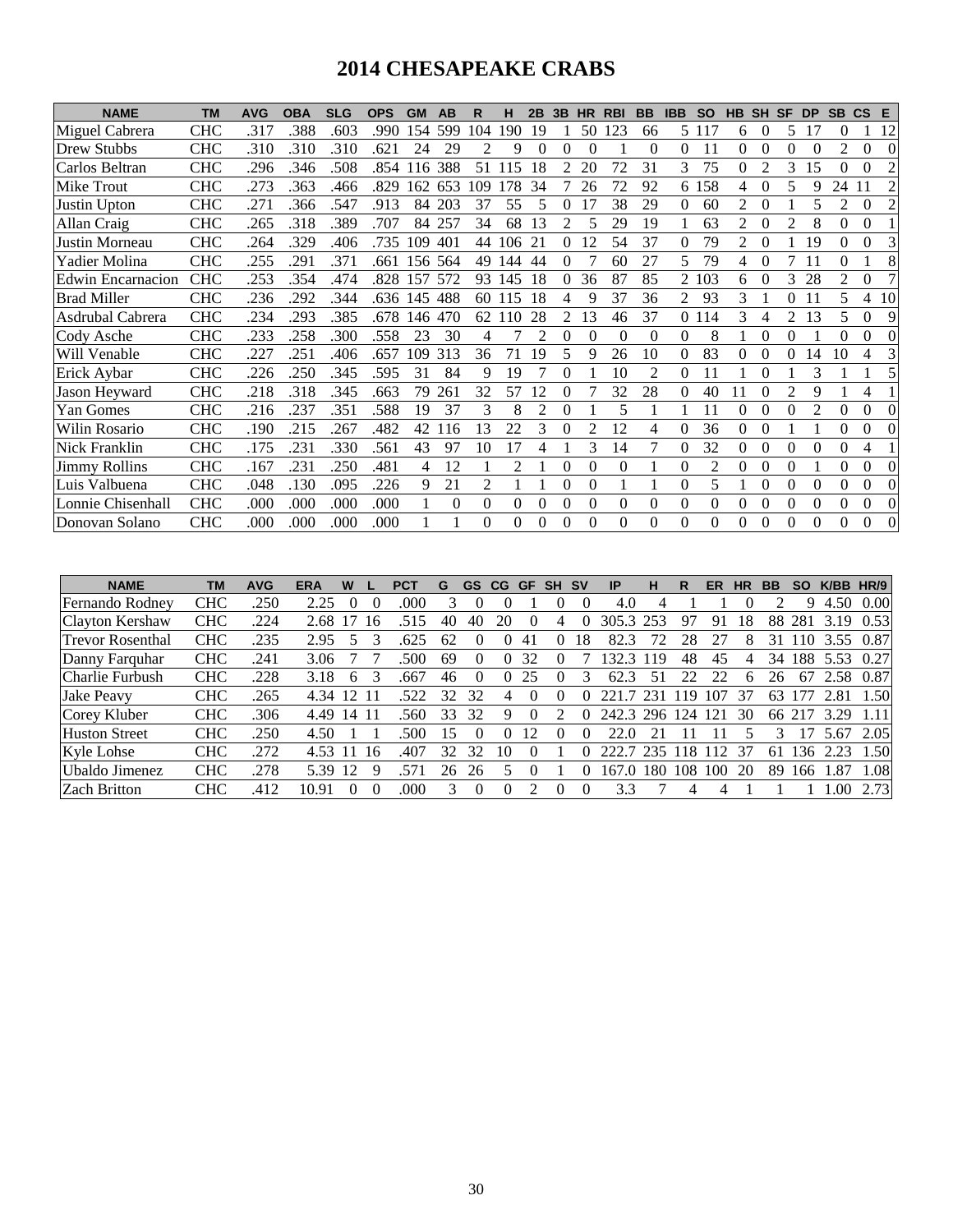# 2014 CHESAPEAKE CRABS

| NAME | TM | AVG | OBA | SLG | OPS | GM | AB | R | H | 2B | 3B | HR | RBI | BB | IBB | SO | HB | SH | SF | DP | SB | CS | E |
|---|---|---|---|---|---|---|---|---|---|---|---|---|---|---|---|---|---|---|---|---|---|---|---|
| Miguel Cabrera | CHC | .317 | .388 | .603 | .990 | 154 | 599 | 104 | 190 | 19 | 1 | 50 | 123 | 66 | 5 | 117 | 6 | 0 | 5 | 17 | 0 | 1 | 12 |
| Drew Stubbs | CHC | .310 | .310 | .310 | .621 | 24 | 29 | 2 | 9 | 0 | 0 | 0 | 1 | 0 | 0 | 11 | 0 | 0 | 0 | 0 | 2 | 0 | 0 |
| Carlos Beltran | CHC | .296 | .346 | .508 | .854 | 116 | 388 | 51 | 115 | 18 | 2 | 20 | 72 | 31 | 3 | 75 | 0 | 2 | 3 | 15 | 0 | 0 | 2 |
| Mike Trout | CHC | .273 | .363 | .466 | .829 | 162 | 653 | 109 | 178 | 34 | 7 | 26 | 72 | 92 | 6 | 158 | 4 | 0 | 5 | 9 | 24 | 11 | 2 |
| Justin Upton | CHC | .271 | .366 | .547 | .913 | 84 | 203 | 37 | 55 | 5 | 0 | 17 | 38 | 29 | 0 | 60 | 2 | 0 | 1 | 5 | 2 | 0 | 2 |
| Allan Craig | CHC | .265 | .318 | .389 | .707 | 84 | 257 | 34 | 68 | 13 | 2 | 5 | 29 | 19 | 1 | 63 | 2 | 0 | 2 | 8 | 0 | 0 | 1 |
| Justin Morneau | CHC | .264 | .329 | .406 | .735 | 109 | 401 | 44 | 106 | 21 | 0 | 12 | 54 | 37 | 0 | 79 | 2 | 0 | 1 | 19 | 0 | 0 | 3 |
| Yadier Molina | CHC | .255 | .291 | .371 | .661 | 156 | 564 | 49 | 144 | 44 | 0 | 7 | 60 | 27 | 5 | 79 | 4 | 0 | 7 | 11 | 0 | 1 | 8 |
| Edwin Encarnacion | CHC | .253 | .354 | .474 | .828 | 157 | 572 | 93 | 145 | 18 | 0 | 36 | 87 | 85 | 2 | 103 | 6 | 0 | 3 | 28 | 2 | 0 | 7 |
| Brad Miller | CHC | .236 | .292 | .344 | .636 | 145 | 488 | 60 | 115 | 18 | 4 | 9 | 37 | 36 | 2 | 93 | 3 | 1 | 0 | 11 | 5 | 4 | 10 |
| Asdrubal Cabrera | CHC | .234 | .293 | .385 | .678 | 146 | 470 | 62 | 110 | 28 | 2 | 13 | 46 | 37 | 0 | 114 | 3 | 4 | 2 | 13 | 5 | 0 | 9 |
| Cody Asche | CHC | .233 | .258 | .300 | .558 | 23 | 30 | 4 | 7 | 2 | 0 | 0 | 0 | 0 | 0 | 8 | 1 | 0 | 0 | 1 | 0 | 0 | 0 |
| Will Venable | CHC | .227 | .251 | .406 | .657 | 109 | 313 | 36 | 71 | 19 | 5 | 9 | 26 | 10 | 0 | 83 | 0 | 0 | 0 | 14 | 10 | 4 | 3 |
| Erick Aybar | CHC | .226 | .250 | .345 | .595 | 31 | 84 | 9 | 19 | 7 | 0 | 1 | 10 | 2 | 0 | 11 | 1 | 0 | 1 | 3 | 1 | 1 | 5 |
| Jason Heyward | CHC | .218 | .318 | .345 | .663 | 79 | 261 | 32 | 57 | 12 | 0 | 7 | 32 | 28 | 0 | 40 | 11 | 0 | 2 | 9 | 1 | 4 | 1 |
| Yan Gomes | CHC | .216 | .237 | .351 | .588 | 19 | 37 | 3 | 8 | 2 | 0 | 1 | 5 | 1 | 1 | 11 | 0 | 0 | 0 | 2 | 0 | 0 | 0 |
| Wilin Rosario | CHC | .190 | .215 | .267 | .482 | 42 | 116 | 13 | 22 | 3 | 0 | 2 | 12 | 4 | 0 | 36 | 0 | 0 | 1 | 1 | 0 | 0 | 0 |
| Nick Franklin | CHC | .175 | .231 | .330 | .561 | 43 | 97 | 10 | 17 | 4 | 1 | 3 | 14 | 7 | 0 | 32 | 0 | 0 | 0 | 0 | 0 | 4 | 1 |
| Jimmy Rollins | CHC | .167 | .231 | .250 | .481 | 4 | 12 | 1 | 2 | 1 | 0 | 0 | 0 | 1 | 0 | 2 | 0 | 0 | 0 | 1 | 0 | 0 | 0 |
| Luis Valbuena | CHC | .048 | .130 | .095 | .226 | 9 | 21 | 2 | 1 | 1 | 0 | 0 | 1 | 1 | 0 | 5 | 1 | 0 | 0 | 0 | 0 | 0 | 0 |
| Lonnie Chisenhall | CHC | .000 | .000 | .000 | .000 | 1 | 0 | 0 | 0 | 0 | 0 | 0 | 0 | 0 | 0 | 0 | 0 | 0 | 0 | 0 | 0 | 0 | 0 |
| Donovan Solano | CHC | .000 | .000 | .000 | .000 | 1 | 1 | 0 | 0 | 0 | 0 | 0 | 0 | 0 | 0 | 0 | 0 | 0 | 0 | 0 | 0 | 0 | 0 |

| NAME | TM | AVG | ERA | W | L | PCT | G | GS | CG | GF | SH | SV | IP | H | R | ER | HR | BB | SO | K/BB | HR/9 |
|---|---|---|---|---|---|---|---|---|---|---|---|---|---|---|---|---|---|---|---|---|---|
| Fernando Rodney | CHC | .250 | 2.25 | 0 | 0 | .000 | 3 | 0 | 0 | 1 | 0 | 0 | 4.0 | 4 | 1 | 1 | 0 | 2 | 9 | 4.50 | 0.00 |
| Clayton Kershaw | CHC | .224 | 2.68 | 17 | 16 | .515 | 40 | 40 | 20 | 0 | 4 | 0 | 305.3 | 253 | 97 | 91 | 18 | 88 | 281 | 3.19 | 0.53 |
| Trevor Rosenthal | CHC | .235 | 2.95 | 5 | 3 | .625 | 62 | 0 | 0 | 41 | 0 | 18 | 82.3 | 72 | 28 | 27 | 8 | 31 | 110 | 3.55 | 0.87 |
| Danny Farquhar | CHC | .241 | 3.06 | 7 | 7 | .500 | 69 | 0 | 0 | 32 | 0 | 7 | 132.3 | 119 | 48 | 45 | 4 | 34 | 188 | 5.53 | 0.27 |
| Charlie Furbush | CHC | .228 | 3.18 | 6 | 3 | .667 | 46 | 0 | 0 | 25 | 0 | 3 | 62.3 | 51 | 22 | 22 | 6 | 26 | 67 | 2.58 | 0.87 |
| Jake Peavy | CHC | .265 | 4.34 | 12 | 11 | .522 | 32 | 32 | 4 | 0 | 0 | 0 | 221.7 | 231 | 119 | 107 | 37 | 63 | 177 | 2.81 | 1.50 |
| Corey Kluber | CHC | .306 | 4.49 | 14 | 11 | .560 | 33 | 32 | 9 | 0 | 2 | 0 | 242.3 | 296 | 124 | 121 | 30 | 66 | 217 | 3.29 | 1.11 |
| Huston Street | CHC | .250 | 4.50 | 1 | 1 | .500 | 15 | 0 | 0 | 12 | 0 | 0 | 22.0 | 21 | 11 | 11 | 5 | 3 | 17 | 5.67 | 2.05 |
| Kyle Lohse | CHC | .272 | 4.53 | 11 | 16 | .407 | 32 | 32 | 10 | 0 | 1 | 0 | 222.7 | 235 | 118 | 112 | 37 | 61 | 136 | 2.23 | 1.50 |
| Ubaldo Jimenez | CHC | .278 | 5.39 | 12 | 9 | .571 | 26 | 26 | 5 | 0 | 1 | 0 | 167.0 | 180 | 108 | 100 | 20 | 89 | 166 | 1.87 | 1.08 |
| Zach Britton | CHC | .412 | 10.91 | 0 | 0 | .000 | 3 | 0 | 0 | 2 | 0 | 0 | 3.3 | 7 | 4 | 4 | 1 | 1 | 1 | 1.00 | 2.73 |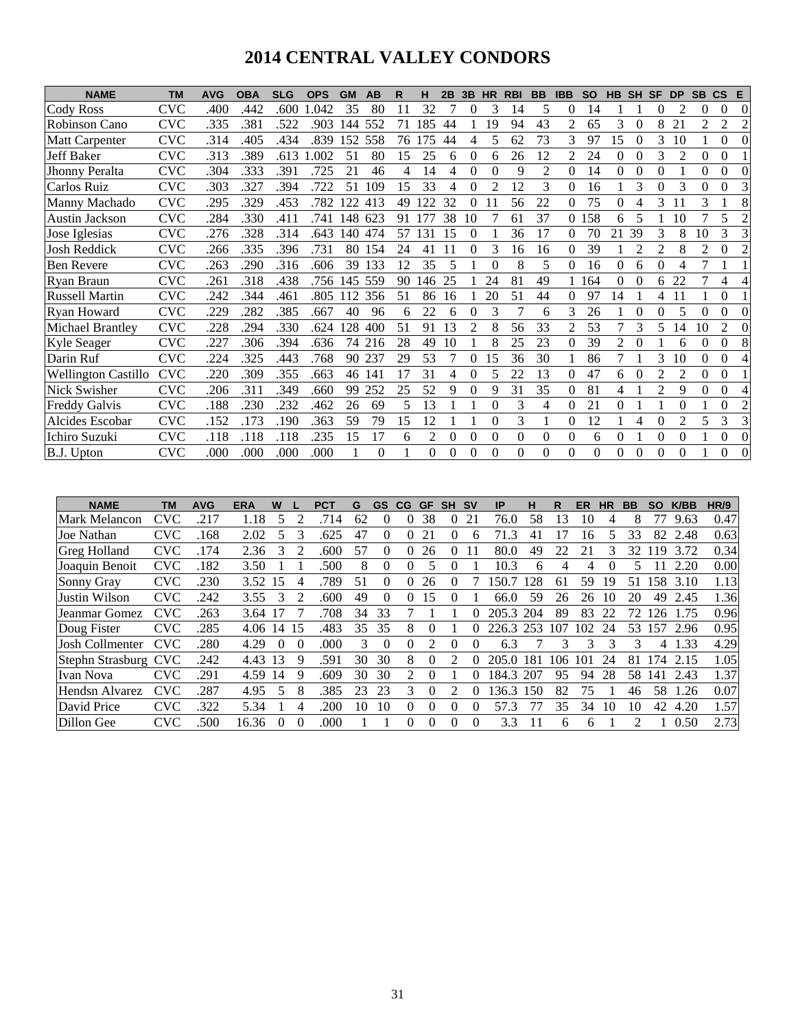# 2014 CENTRAL VALLEY CONDORS

| NAME | TM | AVG | OBA | SLG | OPS | GM | AB | R | H | 2B | 3B | HR | RBI | BB | IBB | SO | HB | SH | SF | DP | SB | CS | E |
|---|---|---|---|---|---|---|---|---|---|---|---|---|---|---|---|---|---|---|---|---|---|---|---|
| Cody Ross | CVC | .400 | .442 | .600 | 1.042 | 35 | 80 | 11 | 32 | 7 | 0 | 3 | 14 | 5 | 0 | 14 | 1 | 1 | 0 | 2 | 0 | 0 | 0 |
| Robinson Cano | CVC | .335 | .381 | .522 | .903 | 144 | 552 | 71 | 185 | 44 | 1 | 19 | 94 | 43 | 2 | 65 | 3 | 0 | 8 | 21 | 2 | 2 | 2 |
| Matt Carpenter | CVC | .314 | .405 | .434 | .839 | 152 | 558 | 76 | 175 | 44 | 4 | 5 | 62 | 73 | 3 | 97 | 15 | 0 | 3 | 10 | 1 | 0 | 0 |
| Jeff Baker | CVC | .313 | .389 | .613 | 1.002 | 51 | 80 | 15 | 25 | 6 | 0 | 6 | 26 | 12 | 2 | 24 | 0 | 0 | 3 | 2 | 0 | 0 | 1 |
| Jhonny Peralta | CVC | .304 | .333 | .391 | .725 | 21 | 46 | 4 | 14 | 4 | 0 | 0 | 9 | 2 | 0 | 14 | 0 | 0 | 0 | 1 | 0 | 0 | 0 |
| Carlos Ruiz | CVC | .303 | .327 | .394 | .722 | 51 | 109 | 15 | 33 | 4 | 0 | 2 | 12 | 3 | 0 | 16 | 1 | 3 | 0 | 3 | 0 | 0 | 3 |
| Manny Machado | CVC | .295 | .329 | .453 | .782 | 122 | 413 | 49 | 122 | 32 | 0 | 11 | 56 | 22 | 0 | 75 | 0 | 4 | 3 | 11 | 3 | 1 | 8 |
| Austin Jackson | CVC | .284 | .330 | .411 | .741 | 148 | 623 | 91 | 177 | 38 | 10 | 7 | 61 | 37 | 0 | 158 | 6 | 5 | 1 | 10 | 7 | 5 | 2 |
| Jose Iglesias | CVC | .276 | .328 | .314 | .643 | 140 | 474 | 57 | 131 | 15 | 0 | 1 | 36 | 17 | 0 | 70 | 21 | 39 | 3 | 8 | 10 | 3 | 3 |
| Josh Reddick | CVC | .266 | .335 | .396 | .731 | 80 | 154 | 24 | 41 | 11 | 0 | 3 | 16 | 16 | 0 | 39 | 1 | 2 | 2 | 8 | 2 | 0 | 2 |
| Ben Revere | CVC | .263 | .290 | .316 | .606 | 39 | 133 | 12 | 35 | 5 | 1 | 0 | 8 | 5 | 0 | 16 | 0 | 6 | 0 | 4 | 7 | 1 | 1 |
| Ryan Braun | CVC | .261 | .318 | .438 | .756 | 145 | 559 | 90 | 146 | 25 | 1 | 24 | 81 | 49 | 1 | 164 | 0 | 0 | 6 | 22 | 7 | 4 | 4 |
| Russell Martin | CVC | .242 | .344 | .461 | .805 | 112 | 356 | 51 | 86 | 16 | 1 | 20 | 51 | 44 | 0 | 97 | 14 | 1 | 4 | 11 | 1 | 0 | 1 |
| Ryan Howard | CVC | .229 | .282 | .385 | .667 | 40 | 96 | 6 | 22 | 6 | 0 | 3 | 7 | 6 | 3 | 26 | 1 | 0 | 0 | 5 | 0 | 0 | 0 |
| Michael Brantley | CVC | .228 | .294 | .330 | .624 | 128 | 400 | 51 | 91 | 13 | 2 | 8 | 56 | 33 | 2 | 53 | 7 | 3 | 5 | 14 | 10 | 2 | 0 |
| Kyle Seager | CVC | .227 | .306 | .394 | .636 | 74 | 216 | 28 | 49 | 10 | 1 | 8 | 25 | 23 | 0 | 39 | 2 | 0 | 1 | 6 | 0 | 0 | 8 |
| Darin Ruf | CVC | .224 | .325 | .443 | .768 | 90 | 237 | 29 | 53 | 7 | 0 | 15 | 36 | 30 | 1 | 86 | 7 | 1 | 3 | 10 | 0 | 0 | 4 |
| Wellington Castillo | CVC | .220 | .309 | .355 | .663 | 46 | 141 | 17 | 31 | 4 | 0 | 5 | 22 | 13 | 0 | 47 | 6 | 0 | 2 | 2 | 0 | 0 | 1 |
| Nick Swisher | CVC | .206 | .311 | .349 | .660 | 99 | 252 | 25 | 52 | 9 | 0 | 9 | 31 | 35 | 0 | 81 | 4 | 1 | 2 | 9 | 0 | 0 | 4 |
| Freddy Galvis | CVC | .188 | .230 | .232 | .462 | 26 | 69 | 5 | 13 | 1 | 1 | 0 | 3 | 4 | 0 | 21 | 0 | 1 | 1 | 0 | 1 | 0 | 2 |
| Alcides Escobar | CVC | .152 | .173 | .190 | .363 | 59 | 79 | 15 | 12 | 1 | 1 | 0 | 3 | 1 | 0 | 12 | 1 | 4 | 0 | 2 | 5 | 3 | 3 |
| Ichiro Suzuki | CVC | .118 | .118 | .118 | .235 | 15 | 17 | 6 | 2 | 0 | 0 | 0 | 0 | 0 | 0 | 6 | 0 | 1 | 0 | 0 | 1 | 0 | 0 |
| B.J. Upton | CVC | .000 | .000 | .000 | .000 | 1 | 0 | 1 | 0 | 0 | 0 | 0 | 0 | 0 | 0 | 0 | 0 | 0 | 0 | 0 | 1 | 0 | 0 |

| NAME | TM | AVG | ERA | W | L | PCT | G | GS | CG | GF | SH | SV | IP | H | R | ER | HR | BB | SO | K/BB | HR/9 |
|---|---|---|---|---|---|---|---|---|---|---|---|---|---|---|---|---|---|---|---|---|---|
| Mark Melancon | CVC | .217 | 1.18 | 5 | 2 | .714 | 62 | 0 | 0 | 38 | 0 | 21 | 76.0 | 58 | 13 | 10 | 4 | 8 | 77 | 9.63 | 0.47 |
| Joe Nathan | CVC | .168 | 2.02 | 5 | 3 | .625 | 47 | 0 | 0 | 21 | 0 | 6 | 71.3 | 41 | 17 | 16 | 5 | 33 | 82 | 2.48 | 0.63 |
| Greg Holland | CVC | .174 | 2.36 | 3 | 2 | .600 | 57 | 0 | 0 | 26 | 0 | 11 | 80.0 | 49 | 22 | 21 | 3 | 32 | 119 | 3.72 | 0.34 |
| Joaquin Benoit | CVC | .182 | 3.50 | 1 | 1 | .500 | 8 | 0 | 0 | 5 | 0 | 1 | 10.3 | 6 | 4 | 4 | 0 | 5 | 11 | 2.20 | 0.00 |
| Sonny Gray | CVC | .230 | 3.52 | 15 | 4 | .789 | 51 | 0 | 0 | 26 | 0 | 7 | 150.7 | 128 | 61 | 59 | 19 | 51 | 158 | 3.10 | 1.13 |
| Justin Wilson | CVC | .242 | 3.55 | 3 | 2 | .600 | 49 | 0 | 0 | 15 | 0 | 1 | 66.0 | 59 | 26 | 26 | 10 | 20 | 49 | 2.45 | 1.36 |
| Jeanmar Gomez | CVC | .263 | 3.64 | 17 | 7 | .708 | 34 | 33 | 7 | 1 | 1 | 0 | 205.3 | 204 | 89 | 83 | 22 | 72 | 126 | 1.75 | 0.96 |
| Doug Fister | CVC | .285 | 4.06 | 14 | 15 | .483 | 35 | 35 | 8 | 0 | 1 | 0 | 226.3 | 253 | 107 | 102 | 24 | 53 | 157 | 2.96 | 0.95 |
| Josh Collmenter | CVC | .280 | 4.29 | 0 | 0 | .000 | 3 | 0 | 0 | 2 | 0 | 0 | 6.3 | 7 | 3 | 3 | 3 | 3 | 4 | 1.33 | 4.29 |
| Stephn Strasburg | CVC | .242 | 4.43 | 13 | 9 | .591 | 30 | 30 | 8 | 0 | 2 | 0 | 205.0 | 181 | 106 | 101 | 24 | 81 | 174 | 2.15 | 1.05 |
| Ivan Nova | CVC | .291 | 4.59 | 14 | 9 | .609 | 30 | 30 | 2 | 0 | 1 | 0 | 184.3 | 207 | 95 | 94 | 28 | 58 | 141 | 2.43 | 1.37 |
| Hendsn Alvarez | CVC | .287 | 4.95 | 5 | 8 | .385 | 23 | 23 | 3 | 0 | 2 | 0 | 136.3 | 150 | 82 | 75 | 1 | 46 | 58 | 1.26 | 0.07 |
| David Price | CVC | .322 | 5.34 | 1 | 4 | .200 | 10 | 10 | 0 | 0 | 0 | 0 | 57.3 | 77 | 35 | 34 | 10 | 10 | 42 | 4.20 | 1.57 |
| Dillon Gee | CVC | .500 | 16.36 | 0 | 0 | .000 | 1 | 1 | 0 | 0 | 0 | 0 | 3.3 | 11 | 6 | 6 | 1 | 2 | 1 | 0.50 | 2.73 |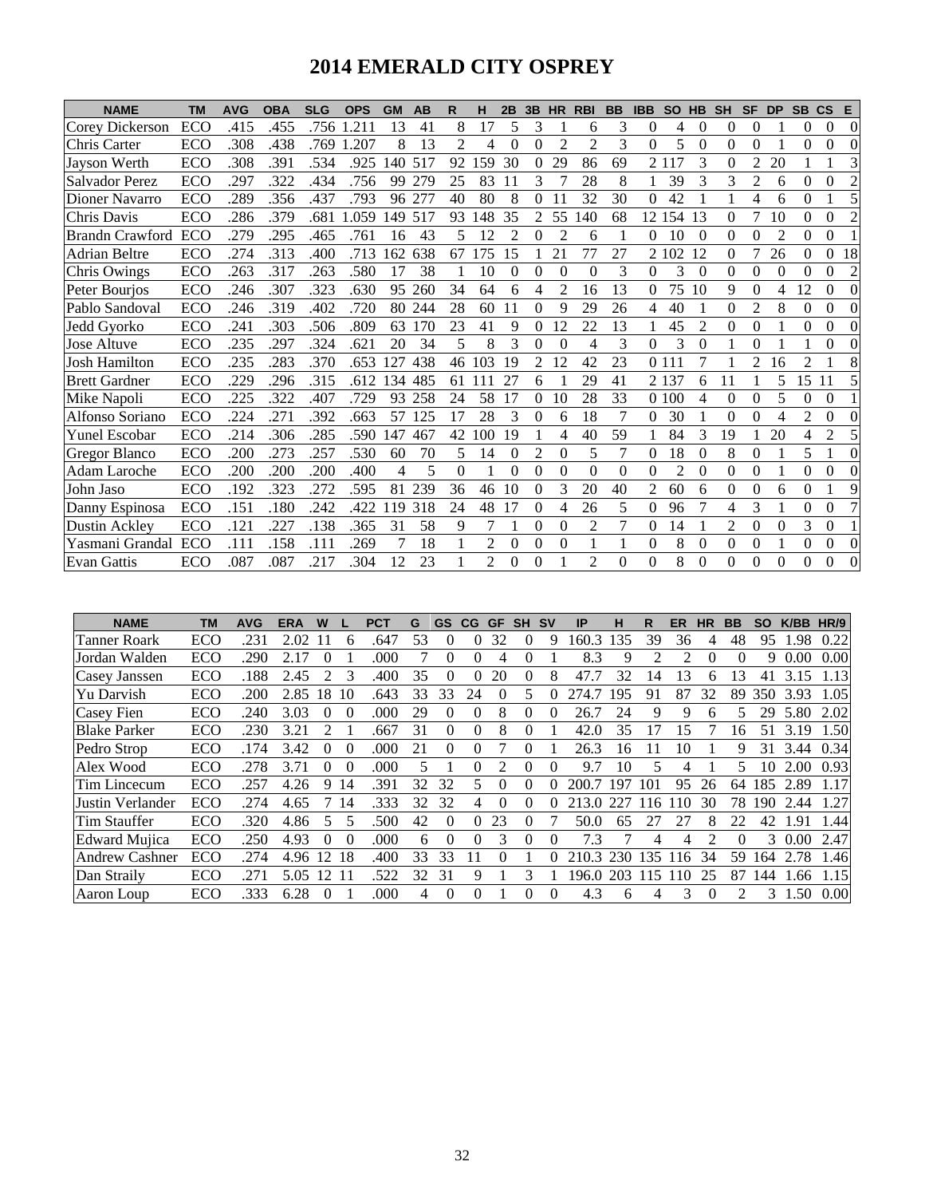# 2014 EMERALD CITY OSPREY

| NAME | TM | AVG | OBA | SLG | OPS | GM | AB | R | H | 2B | 3B | HR | RBI | BB | IBB | SO | HB | SH | SF | DP | SB | CS | E |
|---|---|---|---|---|---|---|---|---|---|---|---|---|---|---|---|---|---|---|---|---|---|---|---|
| Corey Dickerson | ECO | .415 | .455 | .756 | 1.211 | 13 | 41 | 8 | 17 | 5 | 3 | 1 | 6 | 3 | 0 | 4 | 0 | 0 | 0 | 1 | 0 | 0 | 0 |
| Chris Carter | ECO | .308 | .438 | .769 | 1.207 | 8 | 13 | 2 | 4 | 0 | 0 | 2 | 2 | 3 | 0 | 5 | 0 | 0 | 0 | 1 | 0 | 0 | 0 |
| Jayson Werth | ECO | .308 | .391 | .534 | .925 | 140 | 517 | 92 | 159 | 30 | 0 | 29 | 86 | 69 | 2 | 117 | 3 | 0 | 2 | 20 | 1 | 1 | 3 |
| Salvador Perez | ECO | .297 | .322 | .434 | .756 | 99 | 279 | 25 | 83 | 11 | 3 | 7 | 28 | 8 | 1 | 39 | 3 | 3 | 2 | 6 | 0 | 0 | 2 |
| Dioner Navarro | ECO | .289 | .356 | .437 | .793 | 96 | 277 | 40 | 80 | 8 | 0 | 11 | 32 | 30 | 0 | 42 | 1 | 1 | 4 | 6 | 0 | 1 | 5 |
| Chris Davis | ECO | .286 | .379 | .681 | 1.059 | 149 | 517 | 93 | 148 | 35 | 2 | 55 | 140 | 68 | 12 | 154 | 13 | 0 | 7 | 10 | 0 | 0 | 2 |
| Brandn Crawford | ECO | .279 | .295 | .465 | .761 | 16 | 43 | 5 | 12 | 2 | 0 | 2 | 6 | 1 | 0 | 10 | 0 | 0 | 0 | 2 | 0 | 0 | 1 |
| Adrian Beltre | ECO | .274 | .313 | .400 | .713 | 162 | 638 | 67 | 175 | 15 | 1 | 21 | 77 | 27 | 2 | 102 | 12 | 0 | 7 | 26 | 0 | 0 | 18 |
| Chris Owings | ECO | .263 | .317 | .263 | .580 | 17 | 38 | 1 | 10 | 0 | 0 | 0 | 0 | 3 | 0 | 3 | 0 | 0 | 0 | 0 | 0 | 0 | 2 |
| Peter Bourjos | ECO | .246 | .307 | .323 | .630 | 95 | 260 | 34 | 64 | 6 | 4 | 2 | 16 | 13 | 0 | 75 | 10 | 9 | 0 | 4 | 12 | 0 | 0 |
| Pablo Sandoval | ECO | .246 | .319 | .402 | .720 | 80 | 244 | 28 | 60 | 11 | 0 | 9 | 29 | 26 | 4 | 40 | 1 | 0 | 2 | 8 | 0 | 0 | 0 |
| Jedd Gyorko | ECO | .241 | .303 | .506 | .809 | 63 | 170 | 23 | 41 | 9 | 0 | 12 | 22 | 13 | 1 | 45 | 2 | 0 | 0 | 1 | 0 | 0 | 0 |
| Jose Altuve | ECO | .235 | .297 | .324 | .621 | 20 | 34 | 5 | 8 | 3 | 0 | 0 | 4 | 3 | 0 | 3 | 0 | 1 | 0 | 1 | 1 | 0 | 0 |
| Josh Hamilton | ECO | .235 | .283 | .370 | .653 | 127 | 438 | 46 | 103 | 19 | 2 | 12 | 42 | 23 | 0 | 111 | 7 | 1 | 2 | 16 | 2 | 1 | 8 |
| Brett Gardner | ECO | .229 | .296 | .315 | .612 | 134 | 485 | 61 | 111 | 27 | 6 | 1 | 29 | 41 | 2 | 137 | 6 | 11 | 1 | 5 | 15 | 11 | 5 |
| Mike Napoli | ECO | .225 | .322 | .407 | .729 | 93 | 258 | 24 | 58 | 17 | 0 | 10 | 28 | 33 | 0 | 100 | 4 | 0 | 0 | 5 | 0 | 0 | 1 |
| Alfonso Soriano | ECO | .224 | .271 | .392 | .663 | 57 | 125 | 17 | 28 | 3 | 0 | 6 | 18 | 7 | 0 | 30 | 1 | 0 | 0 | 4 | 2 | 0 | 0 |
| Yunel Escobar | ECO | .214 | .306 | .285 | .590 | 147 | 467 | 42 | 100 | 19 | 1 | 4 | 40 | 59 | 1 | 84 | 3 | 19 | 1 | 20 | 4 | 2 | 5 |
| Gregor Blanco | ECO | .200 | .273 | .257 | .530 | 60 | 70 | 5 | 14 | 0 | 2 | 0 | 5 | 7 | 0 | 18 | 0 | 8 | 0 | 1 | 5 | 1 | 0 |
| Adam Laroche | ECO | .200 | .200 | .200 | .400 | 4 | 5 | 0 | 1 | 0 | 0 | 0 | 0 | 0 | 0 | 2 | 0 | 0 | 0 | 1 | 0 | 0 | 0 |
| John Jaso | ECO | .192 | .323 | .272 | .595 | 81 | 239 | 36 | 46 | 10 | 0 | 3 | 20 | 40 | 2 | 60 | 6 | 0 | 0 | 6 | 0 | 1 | 9 |
| Danny Espinosa | ECO | .151 | .180 | .242 | .422 | 119 | 318 | 24 | 48 | 17 | 0 | 4 | 26 | 5 | 0 | 96 | 7 | 4 | 3 | 1 | 0 | 0 | 7 |
| Dustin Ackley | ECO | .121 | .227 | .138 | .365 | 31 | 58 | 9 | 7 | 1 | 0 | 0 | 2 | 7 | 0 | 14 | 1 | 2 | 0 | 0 | 3 | 0 | 1 |
| Yasmani Grandal | ECO | .111 | .158 | .111 | .269 | 7 | 18 | 1 | 2 | 0 | 0 | 0 | 1 | 1 | 0 | 8 | 0 | 0 | 0 | 1 | 0 | 0 | 0 |
| Evan Gattis | ECO | .087 | .087 | .217 | .304 | 12 | 23 | 1 | 2 | 0 | 0 | 1 | 2 | 0 | 0 | 8 | 0 | 0 | 0 | 0 | 0 | 0 | 0 |

| NAME | TM | AVG | ERA | W | L | PCT | G | GS | CG | GF | SH | SV | IP | H | R | ER | HR | BB | SO | K/BB | HR/9 |
|---|---|---|---|---|---|---|---|---|---|---|---|---|---|---|---|---|---|---|---|---|---|
| Tanner Roark | ECO | .231 | 2.02 | 11 | 6 | .647 | 53 | 0 | 0 | 32 | 0 | 9 | 160.3 | 135 | 39 | 36 | 4 | 48 | 95 | 1.98 | 0.22 |
| Jordan Walden | ECO | .290 | 2.17 | 0 | 1 | .000 | 7 | 0 | 0 | 4 | 0 | 1 | 8.3 | 9 | 2 | 2 | 0 | 0 | 9 | 0.00 | 0.00 |
| Casey Janssen | ECO | .188 | 2.45 | 2 | 3 | .400 | 35 | 0 | 0 | 20 | 0 | 8 | 47.7 | 32 | 14 | 13 | 6 | 13 | 41 | 3.15 | 1.13 |
| Yu Darvish | ECO | .200 | 2.85 | 18 | 10 | .643 | 33 | 33 | 24 | 0 | 5 | 0 | 274.7 | 195 | 91 | 87 | 32 | 89 | 350 | 3.93 | 1.05 |
| Casey Fien | ECO | .240 | 3.03 | 0 | 0 | .000 | 29 | 0 | 0 | 8 | 0 | 0 | 26.7 | 24 | 9 | 9 | 6 | 5 | 29 | 5.80 | 2.02 |
| Blake Parker | ECO | .230 | 3.21 | 2 | 1 | .667 | 31 | 0 | 0 | 8 | 0 | 1 | 42.0 | 35 | 17 | 15 | 7 | 16 | 51 | 3.19 | 1.50 |
| Pedro Strop | ECO | .174 | 3.42 | 0 | 0 | .000 | 21 | 0 | 0 | 7 | 0 | 1 | 26.3 | 16 | 11 | 10 | 1 | 9 | 31 | 3.44 | 0.34 |
| Alex Wood | ECO | .278 | 3.71 | 0 | 0 | .000 | 5 | 1 | 0 | 2 | 0 | 0 | 9.7 | 10 | 5 | 4 | 1 | 5 | 10 | 2.00 | 0.93 |
| Tim Lincecum | ECO | .257 | 4.26 | 9 | 14 | .391 | 32 | 32 | 5 | 0 | 0 | 0 | 200.7 | 197 | 101 | 95 | 26 | 64 | 185 | 2.89 | 1.17 |
| Justin Verlander | ECO | .274 | 4.65 | 7 | 14 | .333 | 32 | 32 | 4 | 0 | 0 | 0 | 213.0 | 227 | 116 | 110 | 30 | 78 | 190 | 2.44 | 1.27 |
| Tim Stauffer | ECO | .320 | 4.86 | 5 | 5 | .500 | 42 | 0 | 0 | 23 | 0 | 7 | 50.0 | 65 | 27 | 27 | 8 | 22 | 42 | 1.91 | 1.44 |
| Edward Mujica | ECO | .250 | 4.93 | 0 | 0 | .000 | 6 | 0 | 0 | 3 | 0 | 0 | 7.3 | 7 | 4 | 4 | 2 | 0 | 3 | 0.00 | 2.47 |
| Andrew Cashner | ECO | .274 | 4.96 | 12 | 18 | .400 | 33 | 33 | 11 | 0 | 1 | 0 | 210.3 | 230 | 135 | 116 | 34 | 59 | 164 | 2.78 | 1.46 |
| Dan Straily | ECO | .271 | 5.05 | 12 | 11 | .522 | 32 | 31 | 9 | 1 | 3 | 1 | 196.0 | 203 | 115 | 110 | 25 | 87 | 144 | 1.66 | 1.15 |
| Aaron Loup | ECO | .333 | 6.28 | 0 | 1 | .000 | 4 | 0 | 0 | 1 | 0 | 0 | 4.3 | 6 | 4 | 3 | 0 | 2 | 3 | 1.50 | 0.00 |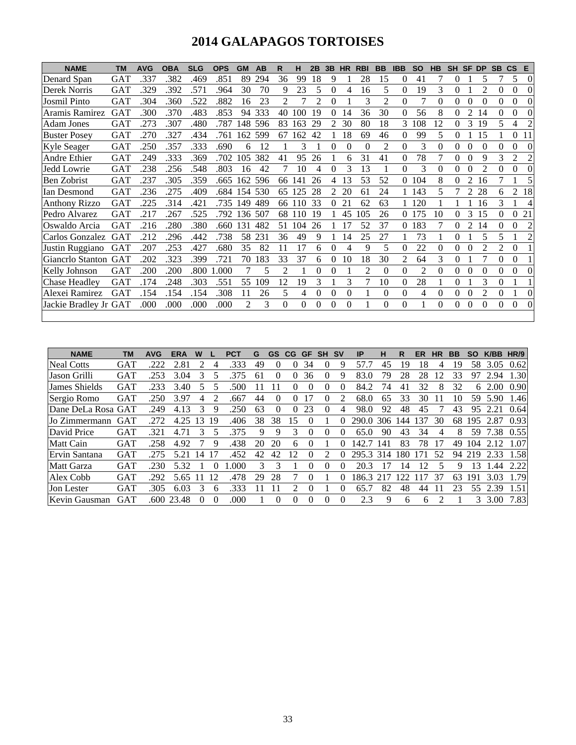# 2014 GALAPAGOS TORTOISES

| NAME | TM | AVG | OBA | SLG | OPS | GM | AB | R | H | 2B | 3B | HR | RBI | BB | IBB | SO | HB | SH | SF | DP | SB | CS | E |
|---|---|---|---|---|---|---|---|---|---|---|---|---|---|---|---|---|---|---|---|---|---|---|---|
| Denard Span | GAT | .337 | .382 | .469 | .851 | 89 | 294 | 36 | 99 | 18 | 9 | 1 | 28 | 15 | 0 | 41 | 7 | 0 | 1 | 5 | 7 | 5 | 0 |
| Derek Norris | GAT | .329 | .392 | .571 | .964 | 30 | 70 | 9 | 23 | 5 | 0 | 4 | 16 | 5 | 0 | 19 | 3 | 0 | 1 | 2 | 0 | 0 | 0 |
| Josmil Pinto | GAT | .304 | .360 | .522 | .882 | 16 | 23 | 2 | 7 | 2 | 0 | 1 | 3 | 2 | 0 | 7 | 0 | 0 | 0 | 0 | 0 | 0 | 0 |
| Aramis Ramirez | GAT | .300 | .370 | .483 | .853 | 94 | 333 | 40 | 100 | 19 | 0 | 14 | 36 | 30 | 0 | 56 | 8 | 0 | 2 | 14 | 0 | 0 | 0 |
| Adam Jones | GAT | .273 | .307 | .480 | .787 | 148 | 596 | 83 | 163 | 29 | 2 | 30 | 80 | 18 | 3 | 108 | 12 | 0 | 3 | 19 | 5 | 4 | 2 |
| Buster Posey | GAT | .270 | .327 | .434 | .761 | 162 | 599 | 67 | 162 | 42 | 1 | 18 | 69 | 46 | 0 | 99 | 5 | 0 | 1 | 15 | 1 | 0 | 11 |
| Kyle Seager | GAT | .250 | .357 | .333 | .690 | 6 | 12 | 1 | 3 | 1 | 0 | 0 | 0 | 2 | 0 | 3 | 0 | 0 | 0 | 0 | 0 | 0 | 0 |
| Andre Ethier | GAT | .249 | .333 | .369 | .702 | 105 | 382 | 41 | 95 | 26 | 1 | 6 | 31 | 41 | 0 | 78 | 7 | 0 | 0 | 9 | 3 | 2 | 2 |
| Jedd Lowrie | GAT | .238 | .256 | .548 | .803 | 16 | 42 | 7 | 10 | 4 | 0 | 3 | 13 | 1 | 0 | 3 | 0 | 0 | 0 | 2 | 0 | 0 | 0 |
| Ben Zobrist | GAT | .237 | .305 | .359 | .665 | 162 | 596 | 66 | 141 | 26 | 4 | 13 | 53 | 52 | 0 | 104 | 8 | 0 | 2 | 16 | 7 | 1 | 5 |
| Ian Desmond | GAT | .236 | .275 | .409 | .684 | 154 | 530 | 65 | 125 | 28 | 2 | 20 | 61 | 24 | 1 | 143 | 5 | 7 | 2 | 28 | 6 | 2 | 18 |
| Anthony Rizzo | GAT | .225 | .314 | .421 | .735 | 149 | 489 | 66 | 110 | 33 | 0 | 21 | 62 | 63 | 1 | 120 | 1 | 1 | 1 | 16 | 3 | 1 | 4 |
| Pedro Alvarez | GAT | .217 | .267 | .525 | .792 | 136 | 507 | 68 | 110 | 19 | 1 | 45 | 105 | 26 | 0 | 175 | 10 | 0 | 3 | 15 | 0 | 0 | 21 |
| Oswaldo Arcia | GAT | .216 | .280 | .380 | .660 | 131 | 482 | 51 | 104 | 26 | 1 | 17 | 52 | 37 | 0 | 183 | 7 | 0 | 2 | 14 | 0 | 0 | 2 |
| Carlos Gonzalez | GAT | .212 | .296 | .442 | .738 | 58 | 231 | 36 | 49 | 9 | 1 | 14 | 25 | 27 | 1 | 73 | 1 | 0 | 1 | 5 | 5 | 1 | 2 |
| Justin Ruggiano | GAT | .207 | .253 | .427 | .680 | 35 | 82 | 11 | 17 | 6 | 0 | 4 | 9 | 5 | 0 | 22 | 0 | 0 | 0 | 2 | 2 | 0 | 1 |
| Giancrlo Stanton | GAT | .202 | .323 | .399 | .721 | 70 | 183 | 33 | 37 | 6 | 0 | 10 | 18 | 30 | 2 | 64 | 3 | 0 | 1 | 7 | 0 | 0 | 1 |
| Kelly Johnson | GAT | .200 | .200 | .800 | 1.000 | 7 | 5 | 2 | 1 | 0 | 0 | 1 | 2 | 0 | 0 | 2 | 0 | 0 | 0 | 0 | 0 | 0 | 0 |
| Chase Headley | GAT | .174 | .248 | .303 | .551 | 55 | 109 | 12 | 19 | 3 | 1 | 3 | 7 | 10 | 0 | 28 | 1 | 0 | 1 | 3 | 0 | 1 | 1 |
| Alexei Ramirez | GAT | .154 | .154 | .154 | .308 | 11 | 26 | 5 | 4 | 0 | 0 | 0 | 1 | 0 | 0 | 4 | 0 | 0 | 0 | 2 | 0 | 1 | 0 |
| Jackie Bradley Jr | GAT | .000 | .000 | .000 | .000 | 2 | 3 | 0 | 0 | 0 | 0 | 0 | 1 | 0 | 0 | 1 | 0 | 0 | 0 | 0 | 0 | 0 | 0 |

| NAME | TM | AVG | ERA | W | L | PCT | G | GS | CG | GF | SH | SV | IP | H | R | ER | HR | BB | SO | K/BB | HR/9 |
|---|---|---|---|---|---|---|---|---|---|---|---|---|---|---|---|---|---|---|---|---|---|
| Neal Cotts | GAT | .222 | 2.81 | 2 | 4 | .333 | 49 | 0 | 0 | 34 | 0 | 9 | 57.7 | 45 | 19 | 18 | 4 | 19 | 58 | 3.05 | 0.62 |
| Jason Grilli | GAT | .253 | 3.04 | 3 | 5 | .375 | 61 | 0 | 0 | 36 | 0 | 9 | 83.0 | 79 | 28 | 28 | 12 | 33 | 97 | 2.94 | 1.30 |
| James Shields | GAT | .233 | 3.40 | 5 | 5 | .500 | 11 | 11 | 0 | 0 | 0 | 0 | 84.2 | 74 | 41 | 32 | 8 | 32 | 6 | 2.00 | 0.90 |
| Sergio Romo | GAT | .250 | 3.97 | 4 | 2 | .667 | 44 | 0 | 0 | 17 | 0 | 2 | 68.0 | 65 | 33 | 30 | 11 | 10 | 59 | 5.90 | 1.46 |
| Dane DeLa Rosa | GAT | .249 | 4.13 | 3 | 9 | .250 | 63 | 0 | 0 | 23 | 0 | 4 | 98.0 | 92 | 48 | 45 | 7 | 43 | 95 | 2.21 | 0.64 |
| Jo Zimmermann | GAT | .272 | 4.25 | 13 | 19 | .406 | 38 | 38 | 15 | 0 | 1 | 0 | 290.0 | 306 | 144 | 137 | 30 | 68 | 195 | 2.87 | 0.93 |
| David Price | GAT | .321 | 4.71 | 3 | 5 | .375 | 9 | 9 | 3 | 0 | 0 | 0 | 65.0 | 90 | 43 | 34 | 4 | 8 | 59 | 7.38 | 0.55 |
| Matt Cain | GAT | .258 | 4.92 | 7 | 9 | .438 | 20 | 20 | 6 | 0 | 1 | 0 | 142.7 | 141 | 83 | 78 | 17 | 49 | 104 | 2.12 | 1.07 |
| Ervin Santana | GAT | .275 | 5.21 | 14 | 17 | .452 | 42 | 42 | 12 | 0 | 2 | 0 | 295.3 | 314 | 180 | 171 | 52 | 94 | 219 | 2.33 | 1.58 |
| Matt Garza | GAT | .230 | 5.32 | 1 | 0 | 1.000 | 3 | 3 | 1 | 0 | 0 | 0 | 20.3 | 17 | 14 | 12 | 5 | 9 | 13 | 1.44 | 2.22 |
| Alex Cobb | GAT | .292 | 5.65 | 11 | 12 | .478 | 29 | 28 | 7 | 0 | 1 | 0 | 186.3 | 217 | 122 | 117 | 37 | 63 | 191 | 3.03 | 1.79 |
| Jon Lester | GAT | .305 | 6.03 | 3 | 6 | .333 | 11 | 11 | 2 | 0 | 1 | 0 | 65.7 | 82 | 48 | 44 | 11 | 23 | 55 | 2.39 | 1.51 |
| Kevin Gausman | GAT | .600 | 23.48 | 0 | 0 | .000 | 1 | 0 | 0 | 0 | 0 | 0 | 2.3 | 9 | 6 | 6 | 2 | 1 | 3 | 3.00 | 7.83 |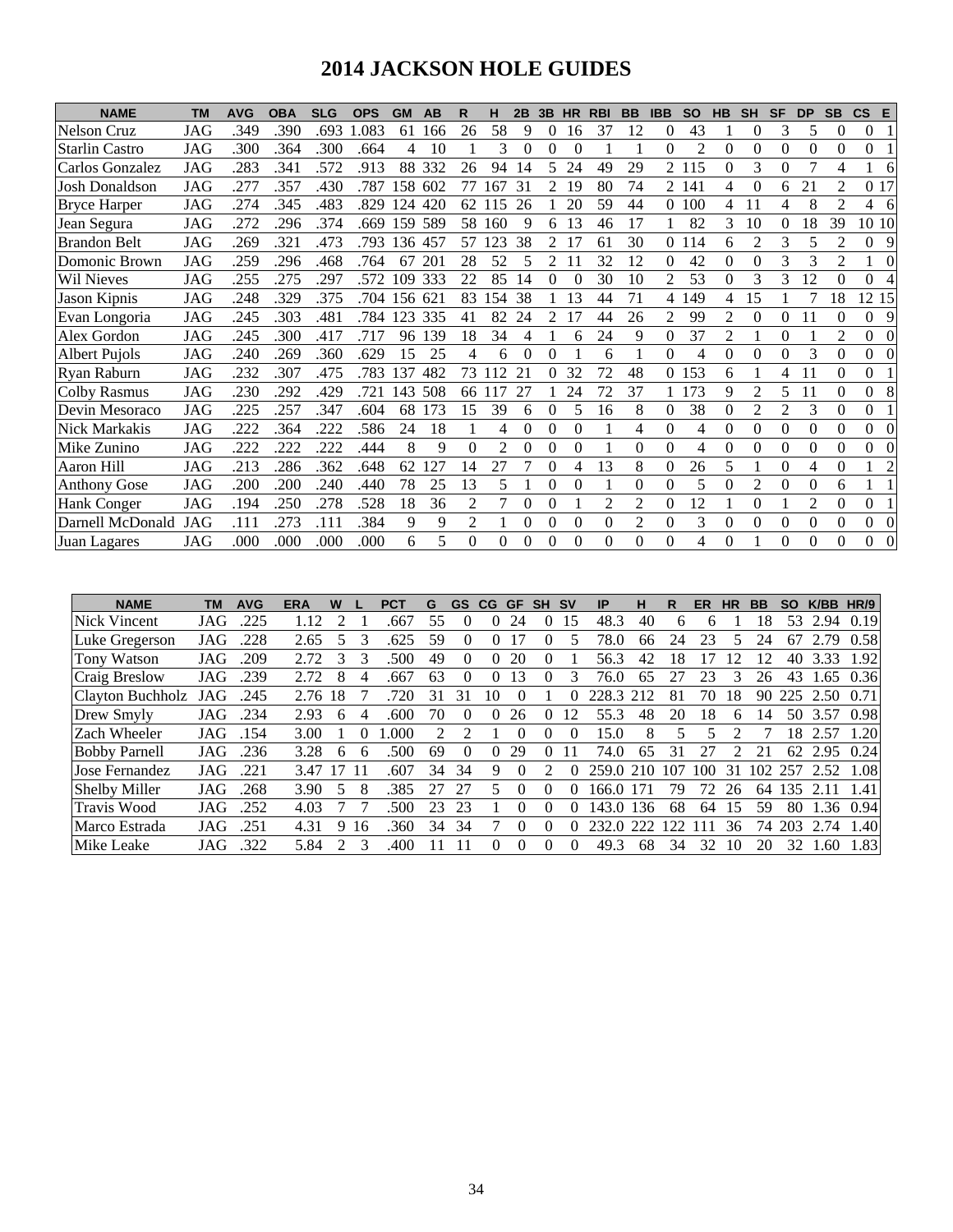# 2014 JACKSON HOLE GUIDES

| NAME | TM | AVG | OBA | SLG | OPS | GM | AB | R | H | 2B | 3B | HR | RBI | BB | IBB | SO | HB | SH | SF | DP | SB | CS | E |
|---|---|---|---|---|---|---|---|---|---|---|---|---|---|---|---|---|---|---|---|---|---|---|---|
| Nelson Cruz | JAG | .349 | .390 | .693 | 1.083 | 61 | 166 | 26 | 58 | 9 | 0 | 16 | 37 | 12 | 0 | 43 | 1 | 0 | 3 | 5 | 0 | 0 | 1 |
| Starlin Castro | JAG | .300 | .364 | .300 | .664 | 4 | 10 | 1 | 3 | 0 | 0 | 0 | 1 | 1 | 0 | 2 | 0 | 0 | 0 | 0 | 0 | 0 | 1 |
| Carlos Gonzalez | JAG | .283 | .341 | .572 | .913 | 88 | 332 | 26 | 94 | 14 | 5 | 24 | 49 | 29 | 2 | 115 | 0 | 3 | 0 | 7 | 4 | 1 | 6 |
| Josh Donaldson | JAG | .277 | .357 | .430 | .787 | 158 | 602 | 77 | 167 | 31 | 2 | 19 | 80 | 74 | 2 | 141 | 4 | 0 | 6 | 21 | 2 | 0 | 17 |
| Bryce Harper | JAG | .274 | .345 | .483 | .829 | 124 | 420 | 62 | 115 | 26 | 1 | 20 | 59 | 44 | 0 | 100 | 4 | 11 | 4 | 8 | 2 | 4 | 6 |
| Jean Segura | JAG | .272 | .296 | .374 | .669 | 159 | 589 | 58 | 160 | 9 | 6 | 13 | 46 | 17 | 1 | 82 | 3 | 10 | 0 | 18 | 39 | 10 | 10 |
| Brandon Belt | JAG | .269 | .321 | .473 | .793 | 136 | 457 | 57 | 123 | 38 | 2 | 17 | 61 | 30 | 0 | 114 | 6 | 2 | 3 | 5 | 2 | 0 | 9 |
| Domonic Brown | JAG | .259 | .296 | .468 | .764 | 67 | 201 | 28 | 52 | 5 | 2 | 11 | 32 | 12 | 0 | 42 | 0 | 0 | 3 | 3 | 2 | 1 | 0 |
| Wil Nieves | JAG | .255 | .275 | .297 | .572 | 109 | 333 | 22 | 85 | 14 | 0 | 0 | 30 | 10 | 2 | 53 | 0 | 3 | 3 | 12 | 0 | 0 | 4 |
| Jason Kipnis | JAG | .248 | .329 | .375 | .704 | 156 | 621 | 83 | 154 | 38 | 1 | 13 | 44 | 71 | 4 | 149 | 4 | 15 | 1 | 7 | 18 | 12 | 15 |
| Evan Longoria | JAG | .245 | .303 | .481 | .784 | 123 | 335 | 41 | 82 | 24 | 2 | 17 | 44 | 26 | 2 | 99 | 2 | 0 | 0 | 11 | 0 | 0 | 9 |
| Alex Gordon | JAG | .245 | .300 | .417 | .717 | 96 | 139 | 18 | 34 | 4 | 1 | 6 | 24 | 9 | 0 | 37 | 2 | 1 | 0 | 1 | 2 | 0 | 0 |
| Albert Pujols | JAG | .240 | .269 | .360 | .629 | 15 | 25 | 4 | 6 | 0 | 0 | 1 | 6 | 1 | 0 | 4 | 0 | 0 | 0 | 3 | 0 | 0 | 0 |
| Ryan Raburn | JAG | .232 | .307 | .475 | .783 | 137 | 482 | 73 | 112 | 21 | 0 | 32 | 72 | 48 | 0 | 153 | 6 | 1 | 4 | 11 | 0 | 0 | 1 |
| Colby Rasmus | JAG | .230 | .292 | .429 | .721 | 143 | 508 | 66 | 117 | 27 | 1 | 24 | 72 | 37 | 1 | 173 | 9 | 2 | 5 | 11 | 0 | 0 | 8 |
| Devin Mesoraco | JAG | .225 | .257 | .347 | .604 | 68 | 173 | 15 | 39 | 6 | 0 | 5 | 16 | 8 | 0 | 38 | 0 | 2 | 2 | 3 | 0 | 0 | 1 |
| Nick Markakis | JAG | .222 | .364 | .222 | .586 | 24 | 18 | 1 | 4 | 0 | 0 | 0 | 1 | 4 | 0 | 4 | 0 | 0 | 0 | 0 | 0 | 0 | 0 |
| Mike Zunino | JAG | .222 | .222 | .222 | .444 | 8 | 9 | 0 | 2 | 0 | 0 | 0 | 1 | 0 | 0 | 4 | 0 | 0 | 0 | 0 | 0 | 0 | 0 |
| Aaron Hill | JAG | .213 | .286 | .362 | .648 | 62 | 127 | 14 | 27 | 7 | 0 | 4 | 13 | 8 | 0 | 26 | 5 | 1 | 0 | 4 | 0 | 1 | 2 |
| Anthony Gose | JAG | .200 | .200 | .240 | .440 | 78 | 25 | 13 | 5 | 1 | 0 | 0 | 1 | 0 | 0 | 5 | 0 | 2 | 0 | 0 | 6 | 1 | 1 |
| Hank Conger | JAG | .194 | .250 | .278 | .528 | 18 | 36 | 2 | 7 | 0 | 0 | 1 | 2 | 2 | 0 | 12 | 1 | 0 | 1 | 2 | 0 | 0 | 1 |
| Darnell McDonald | JAG | .111 | .273 | .111 | .384 | 9 | 9 | 2 | 1 | 0 | 0 | 0 | 0 | 2 | 0 | 3 | 0 | 0 | 0 | 0 | 0 | 0 | 0 |
| Juan Lagares | JAG | .000 | .000 | .000 | .000 | 6 | 5 | 0 | 0 | 0 | 0 | 0 | 0 | 0 | 0 | 4 | 0 | 1 | 0 | 0 | 0 | 0 | 0 |

| NAME | TM | AVG | ERA | W | L | PCT | G | GS | CG | GF | SH | SV | IP | H | R | ER | HR | BB | SO | K/BB | HR/9 |
|---|---|---|---|---|---|---|---|---|---|---|---|---|---|---|---|---|---|---|---|---|---|
| Nick Vincent | JAG | .225 | 1.12 | 2 | 1 | .667 | 55 | 0 | 0 | 24 | 0 | 15 | 48.3 | 40 | 6 | 6 | 1 | 18 | 53 | 2.94 | 0.19 |
| Luke Gregerson | JAG | .228 | 2.65 | 5 | 3 | .625 | 59 | 0 | 0 | 17 | 0 | 5 | 78.0 | 66 | 24 | 23 | 5 | 24 | 67 | 2.79 | 0.58 |
| Tony Watson | JAG | .209 | 2.72 | 3 | 3 | .500 | 49 | 0 | 0 | 20 | 0 | 1 | 56.3 | 42 | 18 | 17 | 12 | 12 | 40 | 3.33 | 1.92 |
| Craig Breslow | JAG | .239 | 2.72 | 8 | 4 | .667 | 63 | 0 | 0 | 13 | 0 | 3 | 76.0 | 65 | 27 | 23 | 3 | 26 | 43 | 1.65 | 0.36 |
| Clayton Buchholz | JAG | .245 | 2.76 | 18 | 7 | .720 | 31 | 31 | 10 | 0 | 1 | 0 | 228.3 | 212 | 81 | 70 | 18 | 90 | 225 | 2.50 | 0.71 |
| Drew Smyly | JAG | .234 | 2.93 | 6 | 4 | .600 | 70 | 0 | 0 | 26 | 0 | 12 | 55.3 | 48 | 20 | 18 | 6 | 14 | 50 | 3.57 | 0.98 |
| Zach Wheeler | JAG | .154 | 3.00 | 1 | 0 | 1.000 | 2 | 2 | 1 | 0 | 0 | 0 | 15.0 | 8 | 5 | 5 | 2 | 7 | 18 | 2.57 | 1.20 |
| Bobby Parnell | JAG | .236 | 3.28 | 6 | 6 | .500 | 69 | 0 | 0 | 29 | 0 | 11 | 74.0 | 65 | 31 | 27 | 2 | 21 | 62 | 2.95 | 0.24 |
| Jose Fernandez | JAG | .221 | 3.47 | 17 | 11 | .607 | 34 | 34 | 9 | 0 | 2 | 0 | 259.0 | 210 | 107 | 100 | 31 | 102 | 257 | 2.52 | 1.08 |
| Shelby Miller | JAG | .268 | 3.90 | 5 | 8 | .385 | 27 | 27 | 5 | 0 | 0 | 0 | 166.0 | 171 | 79 | 72 | 26 | 64 | 135 | 2.11 | 1.41 |
| Travis Wood | JAG | .252 | 4.03 | 7 | 7 | .500 | 23 | 23 | 1 | 0 | 0 | 0 | 143.0 | 136 | 68 | 64 | 15 | 59 | 80 | 1.36 | 0.94 |
| Marco Estrada | JAG | .251 | 4.31 | 9 | 16 | .360 | 34 | 34 | 7 | 0 | 0 | 0 | 232.0 | 222 | 122 | 111 | 36 | 74 | 203 | 2.74 | 1.40 |
| Mike Leake | JAG | .322 | 5.84 | 2 | 3 | .400 | 11 | 11 | 0 | 0 | 0 | 0 | 49.3 | 68 | 34 | 32 | 10 | 20 | 32 | 1.60 | 1.83 |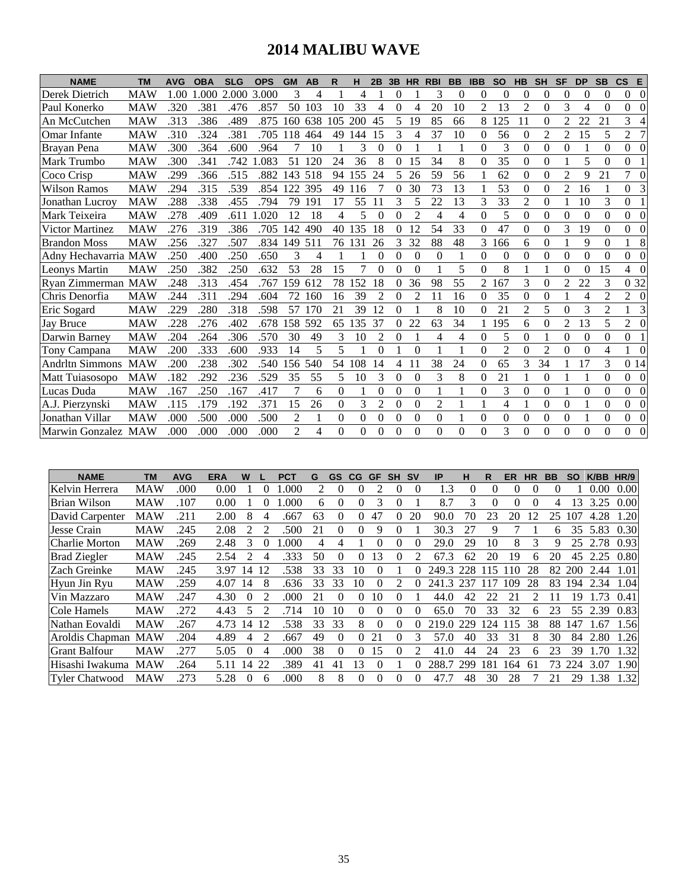# 2014 MALIBU WAVE

| NAME | TM | AVG | OBA | SLG | OPS | GM | AB | R | H | 2B | 3B | HR | RBI | BB | IBB | SO | HB | SH | SF | DP | SB | CS | E |
|---|---|---|---|---|---|---|---|---|---|---|---|---|---|---|---|---|---|---|---|---|---|---|---|
| Derek Dietrich | MAW | 1.00 | 1.000 | 2.000 | 3.000 | 3 | 4 | 1 | 4 | 1 | 0 | 1 | 3 | 0 | 0 | 0 | 0 | 0 | 0 | 0 | 0 | 0 | 0 |
| Paul Konerko | MAW | .320 | .381 | .476 | .857 | 50 | 103 | 10 | 33 | 4 | 0 | 4 | 20 | 10 | 2 | 13 | 2 | 0 | 3 | 4 | 0 | 0 | 0 |
| An McCutchen | MAW | .313 | .386 | .489 | .875 | 160 | 638 | 105 | 200 | 45 | 5 | 19 | 85 | 66 | 8 | 125 | 11 | 0 | 2 | 22 | 21 | 3 | 4 |
| Omar Infante | MAW | .310 | .324 | .381 | .705 | 118 | 464 | 49 | 144 | 15 | 3 | 4 | 37 | 10 | 0 | 56 | 0 | 2 | 2 | 15 | 5 | 2 | 7 |
| Brayan Pena | MAW | .300 | .364 | .600 | .964 | 7 | 10 | 1 | 3 | 0 | 0 | 1 | 1 | 1 | 0 | 3 | 0 | 0 | 0 | 1 | 0 | 0 | 0 |
| Mark Trumbo | MAW | .300 | .341 | .742 | 1.083 | 51 | 120 | 24 | 36 | 8 | 0 | 15 | 34 | 8 | 0 | 35 | 0 | 0 | 1 | 5 | 0 | 0 | 1 |
| Coco Crisp | MAW | .299 | .366 | .515 | .882 | 143 | 518 | 94 | 155 | 24 | 5 | 26 | 59 | 56 | 1 | 62 | 0 | 0 | 2 | 9 | 21 | 7 | 0 |
| Wilson Ramos | MAW | .294 | .315 | .539 | .854 | 122 | 395 | 49 | 116 | 7 | 0 | 30 | 73 | 13 | 1 | 53 | 0 | 0 | 2 | 16 | 1 | 0 | 3 |
| Jonathan Lucroy | MAW | .288 | .338 | .455 | .794 | 79 | 191 | 17 | 55 | 11 | 3 | 5 | 22 | 13 | 3 | 33 | 2 | 0 | 1 | 10 | 3 | 0 | 1 |
| Mark Teixeira | MAW | .278 | .409 | .611 | 1.020 | 12 | 18 | 4 | 5 | 0 | 0 | 2 | 4 | 4 | 0 | 5 | 0 | 0 | 0 | 0 | 0 | 0 | 0 |
| Victor Martinez | MAW | .276 | .319 | .386 | .705 | 142 | 490 | 40 | 135 | 18 | 0 | 12 | 54 | 33 | 0 | 47 | 0 | 0 | 3 | 19 | 0 | 0 | 0 |
| Brandon Moss | MAW | .256 | .327 | .507 | .834 | 149 | 511 | 76 | 131 | 26 | 3 | 32 | 88 | 48 | 3 | 166 | 6 | 0 | 1 | 9 | 0 | 1 | 8 |
| Adny Hechavarria | MAW | .250 | .400 | .250 | .650 | 3 | 4 | 1 | 1 | 0 | 0 | 0 | 0 | 1 | 0 | 0 | 0 | 0 | 0 | 0 | 0 | 0 | 0 |
| Leonys Martin | MAW | .250 | .382 | .250 | .632 | 53 | 28 | 15 | 7 | 0 | 0 | 0 | 1 | 5 | 0 | 8 | 1 | 1 | 0 | 0 | 15 | 4 | 0 |
| Ryan Zimmerman | MAW | .248 | .313 | .454 | .767 | 159 | 612 | 78 | 152 | 18 | 0 | 36 | 98 | 55 | 2 | 167 | 3 | 0 | 2 | 22 | 3 | 0 | 32 |
| Chris Denorfia | MAW | .244 | .311 | .294 | .604 | 72 | 160 | 16 | 39 | 2 | 0 | 2 | 11 | 16 | 0 | 35 | 0 | 0 | 1 | 4 | 2 | 2 | 0 |
| Eric Sogard | MAW | .229 | .280 | .318 | .598 | 57 | 170 | 21 | 39 | 12 | 0 | 1 | 8 | 10 | 0 | 21 | 2 | 5 | 0 | 3 | 2 | 1 | 3 |
| Jay Bruce | MAW | .228 | .276 | .402 | .678 | 158 | 592 | 65 | 135 | 37 | 0 | 22 | 63 | 34 | 1 | 195 | 6 | 0 | 2 | 13 | 5 | 2 | 0 |
| Darwin Barney | MAW | .204 | .264 | .306 | .570 | 30 | 49 | 3 | 10 | 2 | 0 | 1 | 4 | 4 | 0 | 5 | 0 | 1 | 0 | 0 | 0 | 0 | 1 |
| Tony Campana | MAW | .200 | .333 | .600 | .933 | 14 | 5 | 5 | 1 | 0 | 1 | 0 | 1 | 1 | 0 | 2 | 0 | 2 | 0 | 0 | 4 | 1 | 0 |
| Andrltn Simmons | MAW | .200 | .238 | .302 | .540 | 156 | 540 | 54 | 108 | 14 | 4 | 11 | 38 | 24 | 0 | 65 | 3 | 34 | 1 | 17 | 3 | 0 | 14 |
| Matt Tuiasosopo | MAW | .182 | .292 | .236 | .529 | 35 | 55 | 5 | 10 | 3 | 0 | 0 | 3 | 8 | 0 | 21 | 1 | 0 | 1 | 1 | 0 | 0 | 0 |
| Lucas Duda | MAW | .167 | .250 | .167 | .417 | 7 | 6 | 0 | 1 | 0 | 0 | 0 | 1 | 1 | 0 | 3 | 0 | 0 | 1 | 0 | 0 | 0 | 0 |
| A.J. Pierzynski | MAW | .115 | .179 | .192 | .371 | 15 | 26 | 0 | 3 | 2 | 0 | 0 | 2 | 1 | 1 | 4 | 1 | 0 | 0 | 1 | 0 | 0 | 0 |
| Jonathan Villar | MAW | .000 | .500 | .000 | .500 | 2 | 1 | 0 | 0 | 0 | 0 | 0 | 0 | 1 | 0 | 0 | 0 | 0 | 0 | 1 | 0 | 0 | 0 |
| Marwin Gonzalez | MAW | .000 | .000 | .000 | .000 | 2 | 4 | 0 | 0 | 0 | 0 | 0 | 0 | 0 | 0 | 3 | 0 | 0 | 0 | 0 | 0 | 0 | 0 |

| NAME | TM | AVG | ERA | W | L | PCT | G | GS | CG | GF | SH | SV | IP | H | R | ER | HR | BB | SO | K/BB | HR/9 |
|---|---|---|---|---|---|---|---|---|---|---|---|---|---|---|---|---|---|---|---|---|---|
| Kelvin Herrera | MAW | .000 | 0.00 | 1 | 0 | 1.000 | 2 | 0 | 0 | 2 | 0 | 0 | 1.3 | 0 | 0 | 0 | 0 | 0 | 1 | 0.00 | 0.00 |
| Brian Wilson | MAW | .107 | 0.00 | 1 | 0 | 1.000 | 6 | 0 | 0 | 3 | 0 | 1 | 8.7 | 3 | 0 | 0 | 0 | 4 | 13 | 3.25 | 0.00 |
| David Carpenter | MAW | .211 | 2.00 | 8 | 4 | .667 | 63 | 0 | 0 | 47 | 0 | 20 | 90.0 | 70 | 23 | 20 | 12 | 25 | 107 | 4.28 | 1.20 |
| Jesse Crain | MAW | .245 | 2.08 | 2 | 2 | .500 | 21 | 0 | 0 | 9 | 0 | 1 | 30.3 | 27 | 9 | 7 | 1 | 6 | 35 | 5.83 | 0.30 |
| Charlie Morton | MAW | .269 | 2.48 | 3 | 0 | 1.000 | 4 | 4 | 1 | 0 | 0 | 0 | 29.0 | 29 | 10 | 8 | 3 | 9 | 25 | 2.78 | 0.93 |
| Brad Ziegler | MAW | .245 | 2.54 | 2 | 4 | .333 | 50 | 0 | 0 | 13 | 0 | 2 | 67.3 | 62 | 20 | 19 | 6 | 20 | 45 | 2.25 | 0.80 |
| Zach Greinke | MAW | .245 | 3.97 | 14 | 12 | .538 | 33 | 33 | 10 | 0 | 1 | 0 | 249.3 | 228 | 115 | 110 | 28 | 82 | 200 | 2.44 | 1.01 |
| Hyun Jin Ryu | MAW | .259 | 4.07 | 14 | 8 | .636 | 33 | 33 | 10 | 0 | 2 | 0 | 241.3 | 237 | 117 | 109 | 28 | 83 | 194 | 2.34 | 1.04 |
| Vin Mazzaro | MAW | .247 | 4.30 | 0 | 2 | .000 | 21 | 0 | 0 | 10 | 0 | 1 | 44.0 | 42 | 22 | 21 | 2 | 11 | 19 | 1.73 | 0.41 |
| Cole Hamels | MAW | .272 | 4.43 | 5 | 2 | .714 | 10 | 10 | 0 | 0 | 0 | 0 | 65.0 | 70 | 33 | 32 | 6 | 23 | 55 | 2.39 | 0.83 |
| Nathan Eovaldi | MAW | .267 | 4.73 | 14 | 12 | .538 | 33 | 33 | 8 | 0 | 0 | 0 | 219.0 | 229 | 124 | 115 | 38 | 88 | 147 | 1.67 | 1.56 |
| Aroldis Chapman | MAW | .204 | 4.89 | 4 | 2 | .667 | 49 | 0 | 0 | 21 | 0 | 3 | 57.0 | 40 | 33 | 31 | 8 | 30 | 84 | 2.80 | 1.26 |
| Grant Balfour | MAW | .277 | 5.05 | 0 | 4 | .000 | 38 | 0 | 0 | 15 | 0 | 2 | 41.0 | 44 | 24 | 23 | 6 | 23 | 39 | 1.70 | 1.32 |
| Hisashi Iwakuma | MAW | .264 | 5.11 | 14 | 22 | .389 | 41 | 41 | 13 | 0 | 1 | 0 | 288.7 | 299 | 181 | 164 | 61 | 73 | 224 | 3.07 | 1.90 |
| Tyler Chatwood | MAW | .273 | 5.28 | 0 | 6 | .000 | 8 | 8 | 0 | 0 | 0 | 0 | 47.7 | 48 | 30 | 28 | 7 | 21 | 29 | 1.38 | 1.32 |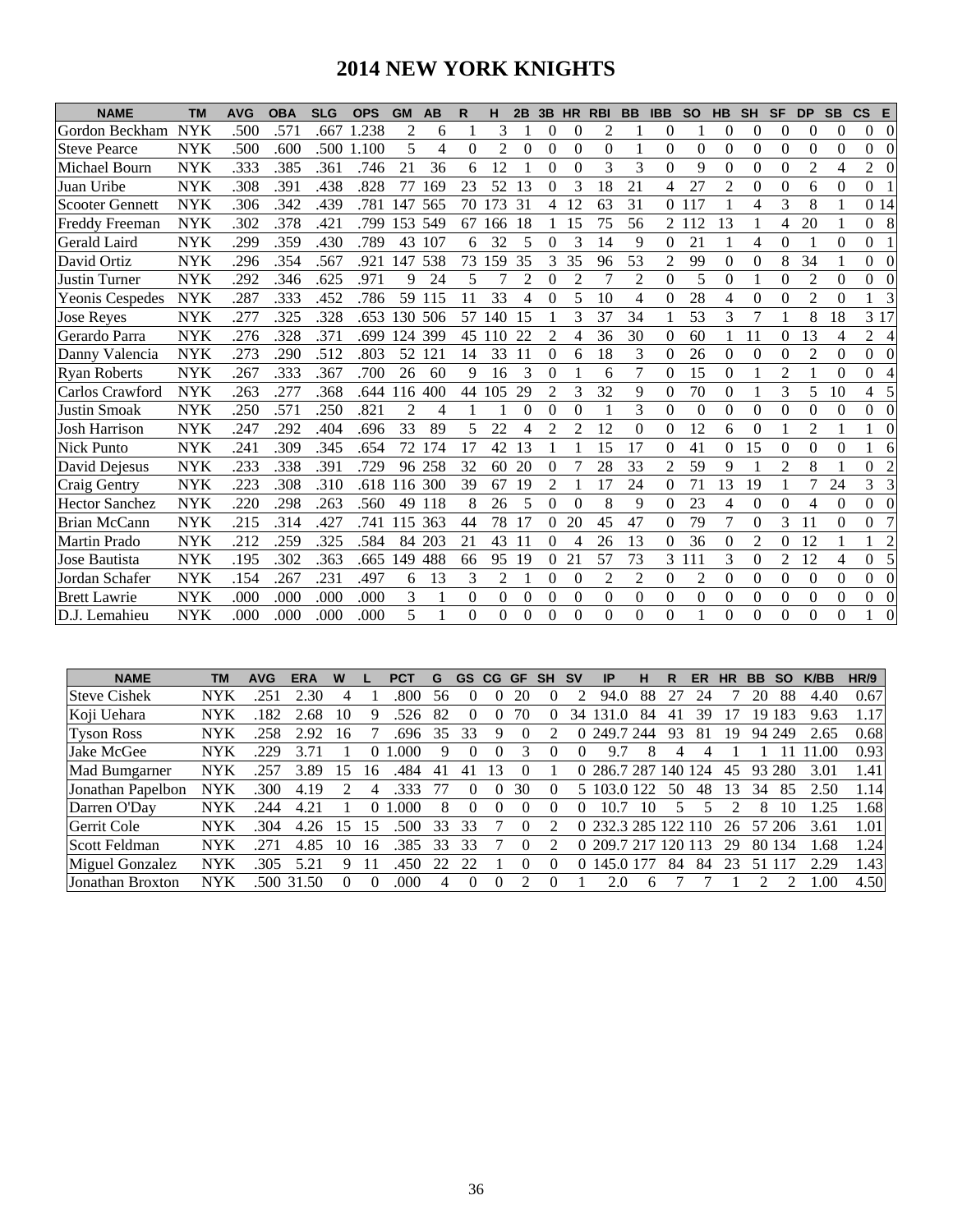# 2014 NEW YORK KNIGHTS

| NAME | TM | AVG | OBA | SLG | OPS | GM | AB | R | H | 2B | 3B | HR | RBI | BB | IBB | SO | HB | SH | SF | DP | SB | CS | E |
|---|---|---|---|---|---|---|---|---|---|---|---|---|---|---|---|---|---|---|---|---|---|---|---|
| Gordon Beckham | NYK | .500 | .571 | .667 | 1.238 | 2 | 6 | 1 | 3 | 1 | 0 | 0 | 2 | 1 | 0 | 1 | 0 | 0 | 0 | 0 | 0 | 0 | 0 |
| Steve Pearce | NYK | .500 | .600 | .500 | 1.100 | 5 | 4 | 0 | 2 | 0 | 0 | 0 | 0 | 1 | 0 | 0 | 0 | 0 | 0 | 0 | 0 | 0 | 0 |
| Michael Bourn | NYK | .333 | .385 | .361 | .746 | 21 | 36 | 6 | 12 | 1 | 0 | 0 | 3 | 3 | 0 | 9 | 0 | 0 | 0 | 2 | 4 | 2 | 0 |
| Juan Uribe | NYK | .308 | .391 | .438 | .828 | 77 | 169 | 23 | 52 | 13 | 0 | 3 | 18 | 21 | 4 | 27 | 2 | 0 | 0 | 6 | 0 | 0 | 1 |
| Scooter Gennett | NYK | .306 | .342 | .439 | .781 | 147 | 565 | 70 | 173 | 31 | 4 | 12 | 63 | 31 | 0 | 117 | 1 | 4 | 3 | 8 | 1 | 0 | 14 |
| Freddy Freeman | NYK | .302 | .378 | .421 | .799 | 153 | 549 | 67 | 166 | 18 | 1 | 15 | 75 | 56 | 2 | 112 | 13 | 1 | 4 | 20 | 1 | 0 | 8 |
| Gerald Laird | NYK | .299 | .359 | .430 | .789 | 43 | 107 | 6 | 32 | 5 | 0 | 3 | 14 | 9 | 0 | 21 | 1 | 4 | 0 | 1 | 0 | 0 | 1 |
| David Ortiz | NYK | .296 | .354 | .567 | .921 | 147 | 538 | 73 | 159 | 35 | 3 | 35 | 96 | 53 | 2 | 99 | 0 | 0 | 8 | 34 | 1 | 0 | 0 |
| Justin Turner | NYK | .292 | .346 | .625 | .971 | 9 | 24 | 5 | 7 | 2 | 0 | 2 | 7 | 2 | 0 | 5 | 0 | 1 | 0 | 2 | 0 | 0 | 0 |
| Yeonis Cespedes | NYK | .287 | .333 | .452 | .786 | 59 | 115 | 11 | 33 | 4 | 0 | 5 | 10 | 4 | 0 | 28 | 4 | 0 | 0 | 2 | 0 | 1 | 3 |
| Jose Reyes | NYK | .277 | .325 | .328 | .653 | 130 | 506 | 57 | 140 | 15 | 1 | 3 | 37 | 34 | 1 | 53 | 3 | 7 | 1 | 8 | 18 | 3 | 17 |
| Gerardo Parra | NYK | .276 | .328 | .371 | .699 | 124 | 399 | 45 | 110 | 22 | 2 | 4 | 36 | 30 | 0 | 60 | 1 | 11 | 0 | 13 | 4 | 2 | 4 |
| Danny Valencia | NYK | .273 | .290 | .512 | .803 | 52 | 121 | 14 | 33 | 11 | 0 | 6 | 18 | 3 | 0 | 26 | 0 | 0 | 0 | 2 | 0 | 0 | 0 |
| Ryan Roberts | NYK | .267 | .333 | .367 | .700 | 26 | 60 | 9 | 16 | 3 | 0 | 1 | 6 | 7 | 0 | 15 | 0 | 1 | 2 | 1 | 0 | 0 | 4 |
| Carlos Crawford | NYK | .263 | .277 | .368 | .644 | 116 | 400 | 44 | 105 | 29 | 2 | 3 | 32 | 9 | 0 | 70 | 0 | 1 | 3 | 5 | 10 | 4 | 5 |
| Justin Smoak | NYK | .250 | .571 | .250 | .821 | 2 | 4 | 1 | 1 | 0 | 0 | 0 | 1 | 3 | 0 | 0 | 0 | 0 | 0 | 0 | 0 | 0 | 0 |
| Josh Harrison | NYK | .247 | .292 | .404 | .696 | 33 | 89 | 5 | 22 | 4 | 2 | 2 | 12 | 0 | 0 | 12 | 6 | 0 | 1 | 2 | 1 | 1 | 0 |
| Nick Punto | NYK | .241 | .309 | .345 | .654 | 72 | 174 | 17 | 42 | 13 | 1 | 1 | 15 | 17 | 0 | 41 | 0 | 15 | 0 | 0 | 0 | 1 | 6 |
| David Dejesus | NYK | .233 | .338 | .391 | .729 | 96 | 258 | 32 | 60 | 20 | 0 | 7 | 28 | 33 | 2 | 59 | 9 | 1 | 2 | 8 | 1 | 0 | 2 |
| Craig Gentry | NYK | .223 | .308 | .310 | .618 | 116 | 300 | 39 | 67 | 19 | 2 | 1 | 17 | 24 | 0 | 71 | 13 | 19 | 1 | 7 | 24 | 3 | 3 |
| Hector Sanchez | NYK | .220 | .298 | .263 | .560 | 49 | 118 | 8 | 26 | 5 | 0 | 0 | 8 | 9 | 0 | 23 | 4 | 0 | 0 | 4 | 0 | 0 | 0 |
| Brian McCann | NYK | .215 | .314 | .427 | .741 | 115 | 363 | 44 | 78 | 17 | 0 | 20 | 45 | 47 | 0 | 79 | 7 | 0 | 3 | 11 | 0 | 0 | 7 |
| Martin Prado | NYK | .212 | .259 | .325 | .584 | 84 | 203 | 21 | 43 | 11 | 0 | 4 | 26 | 13 | 0 | 36 | 0 | 2 | 0 | 12 | 1 | 1 | 2 |
| Jose Bautista | NYK | .195 | .302 | .363 | .665 | 149 | 488 | 66 | 95 | 19 | 0 | 21 | 57 | 73 | 3 | 111 | 3 | 0 | 2 | 12 | 4 | 0 | 5 |
| Jordan Schafer | NYK | .154 | .267 | .231 | .497 | 6 | 13 | 3 | 2 | 1 | 0 | 0 | 2 | 2 | 0 | 2 | 0 | 0 | 0 | 0 | 0 | 0 | 0 |
| Brett Lawrie | NYK | .000 | .000 | .000 | .000 | 3 | 1 | 0 | 0 | 0 | 0 | 0 | 0 | 0 | 0 | 0 | 0 | 0 | 0 | 0 | 0 | 0 | 0 |
| D.J. Lemahieu | NYK | .000 | .000 | .000 | .000 | 5 | 1 | 0 | 0 | 0 | 0 | 0 | 0 | 0 | 0 | 1 | 0 | 0 | 0 | 0 | 0 | 1 | 0 |

| NAME | TM | AVG | ERA | W | L | PCT | G | GS | CG | GF | SH | SV | IP | H | R | ER | HR | BB | SO | K/BB | HR/9 |
|---|---|---|---|---|---|---|---|---|---|---|---|---|---|---|---|---|---|---|---|---|---|
| Steve Cishek | NYK | .251 | 2.30 | 4 | 1 | .800 | 56 | 0 | 0 | 20 | 0 | 2 | 94.0 | 88 | 27 | 24 | 7 | 20 | 88 | 4.40 | 0.67 |
| Koji Uehara | NYK | .182 | 2.68 | 10 | 9 | .526 | 82 | 0 | 0 | 70 | 0 | 34 | 131.0 | 84 | 41 | 39 | 17 | 19 | 183 | 9.63 | 1.17 |
| Tyson Ross | NYK | .258 | 2.92 | 16 | 7 | .696 | 35 | 33 | 9 | 0 | 2 | 0 | 249.7 | 244 | 93 | 81 | 19 | 94 | 249 | 2.65 | 0.68 |
| Jake McGee | NYK | .229 | 3.71 | 1 | 0 | 1.000 | 9 | 0 | 0 | 3 | 0 | 0 | 9.7 | 8 | 4 | 4 | 1 | 1 | 11 | 11.00 | 0.93 |
| Mad Bumgarner | NYK | .257 | 3.89 | 15 | 16 | .484 | 41 | 41 | 13 | 0 | 1 | 0 | 286.7 | 287 | 140 | 124 | 45 | 93 | 280 | 3.01 | 1.41 |
| Jonathan Papelbon | NYK | .300 | 4.19 | 2 | 4 | .333 | 77 | 0 | 0 | 30 | 0 | 5 | 103.0 | 122 | 50 | 48 | 13 | 34 | 85 | 2.50 | 1.14 |
| Darren O'Day | NYK | .244 | 4.21 | 1 | 0 | 1.000 | 8 | 0 | 0 | 0 | 0 | 0 | 10.7 | 10 | 5 | 5 | 2 | 8 | 10 | 1.25 | 1.68 |
| Gerrit Cole | NYK | .304 | 4.26 | 15 | 15 | .500 | 33 | 33 | 7 | 0 | 2 | 0 | 232.3 | 285 | 122 | 110 | 26 | 57 | 206 | 3.61 | 1.01 |
| Scott Feldman | NYK | .271 | 4.85 | 10 | 16 | .385 | 33 | 33 | 7 | 0 | 2 | 0 | 209.7 | 217 | 120 | 113 | 29 | 80 | 134 | 1.68 | 1.24 |
| Miguel Gonzalez | NYK | .305 | 5.21 | 9 | 11 | .450 | 22 | 22 | 1 | 0 | 0 | 0 | 145.0 | 177 | 84 | 84 | 23 | 51 | 117 | 2.29 | 1.43 |
| Jonathan Broxton | NYK | .500 | 31.50 | 0 | 0 | .000 | 4 | 0 | 0 | 2 | 0 | 1 | 2.0 | 6 | 7 | 7 | 1 | 2 | 2 | 1.00 | 4.50 |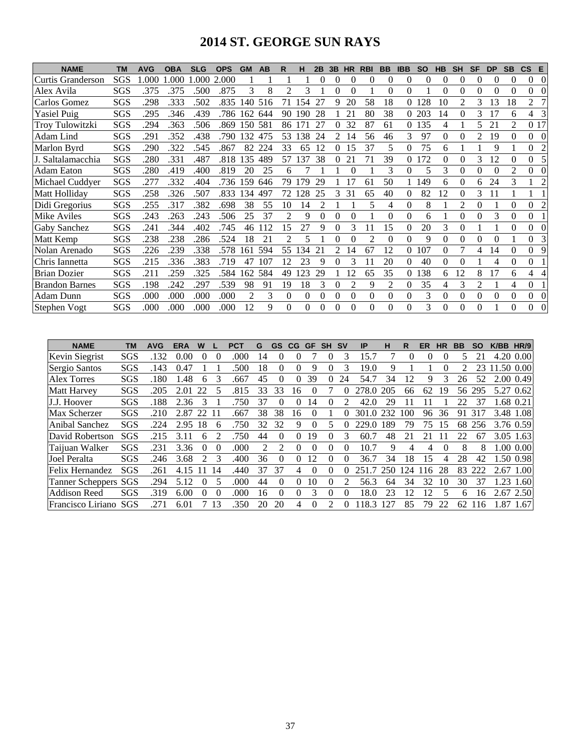# 2014 ST. GEORGE SUN RAYS

| NAME | TM | AVG | OBA | SLG | OPS | GM | AB | R | H | 2B | 3B | HR | RBI | BB | IBB | SO | HB | SH | SF | DP | SB | CS | E |
|---|---|---|---|---|---|---|---|---|---|---|---|---|---|---|---|---|---|---|---|---|---|---|---|
| Curtis Granderson | SGS | 1.000 | 1.000 | 1.000 | 2.000 | 1 | 1 | 1 | 1 | 0 | 0 | 0 | 0 | 0 | 0 | 0 | 0 | 0 | 0 | 0 | 0 | 0 | 0 |
| Alex Avila | SGS | .375 | .375 | .500 | .875 | 3 | 8 | 2 | 3 | 1 | 0 | 0 | 1 | 0 | 0 | 1 | 0 | 0 | 0 | 0 | 0 | 0 | 0 |
| Carlos Gomez | SGS | .298 | .333 | .502 | .835 | 140 | 516 | 71 | 154 | 27 | 9 | 20 | 58 | 18 | 0 | 128 | 10 | 2 | 3 | 13 | 18 | 2 | 7 |
| Yasiel Puig | SGS | .295 | .346 | .439 | .786 | 162 | 644 | 90 | 190 | 28 | 1 | 21 | 80 | 38 | 0 | 203 | 14 | 0 | 3 | 17 | 6 | 4 | 3 |
| Troy Tulowitzki | SGS | .294 | .363 | .506 | .869 | 150 | 581 | 86 | 171 | 27 | 0 | 32 | 87 | 61 | 0 | 135 | 4 | 1 | 5 | 21 | 2 | 0 | 17 |
| Adam Lind | SGS | .291 | .352 | .438 | .790 | 132 | 475 | 53 | 138 | 24 | 2 | 14 | 56 | 46 | 3 | 97 | 0 | 0 | 2 | 19 | 0 | 0 | 0 |
| Marlon Byrd | SGS | .290 | .322 | .545 | .867 | 82 | 224 | 33 | 65 | 12 | 0 | 15 | 37 | 5 | 0 | 75 | 6 | 1 | 1 | 9 | 1 | 0 | 2 |
| J. Saltalamacchia | SGS | .280 | .331 | .487 | .818 | 135 | 489 | 57 | 137 | 38 | 0 | 21 | 71 | 39 | 0 | 172 | 0 | 0 | 3 | 12 | 0 | 0 | 5 |
| Adam Eaton | SGS | .280 | .419 | .400 | .819 | 20 | 25 | 6 | 7 | 1 | 1 | 0 | 1 | 3 | 0 | 5 | 3 | 0 | 0 | 0 | 2 | 0 | 0 |
| Michael Cuddyer | SGS | .277 | .332 | .404 | .736 | 159 | 646 | 79 | 179 | 29 | 1 | 17 | 61 | 50 | 1 | 149 | 6 | 0 | 6 | 24 | 3 | 1 | 2 |
| Matt Holliday | SGS | .258 | .326 | .507 | .833 | 134 | 497 | 72 | 128 | 25 | 3 | 31 | 65 | 40 | 0 | 82 | 12 | 0 | 3 | 11 | 1 | 1 | 1 |
| Didi Gregorius | SGS | .255 | .317 | .382 | .698 | 38 | 55 | 10 | 14 | 2 | 1 | 1 | 5 | 4 | 0 | 8 | 1 | 2 | 0 | 1 | 0 | 0 | 2 |
| Mike Aviles | SGS | .243 | .263 | .243 | .506 | 25 | 37 | 2 | 9 | 0 | 0 | 0 | 1 | 0 | 0 | 6 | 1 | 0 | 0 | 3 | 0 | 0 | 1 |
| Gaby Sanchez | SGS | .241 | .344 | .402 | .745 | 46 | 112 | 15 | 27 | 9 | 0 | 3 | 11 | 15 | 0 | 20 | 3 | 0 | 1 | 1 | 0 | 0 | 0 |
| Matt Kemp | SGS | .238 | .238 | .286 | .524 | 18 | 21 | 2 | 5 | 1 | 0 | 0 | 2 | 0 | 0 | 9 | 0 | 0 | 0 | 0 | 1 | 0 | 3 |
| Nolan Arenado | SGS | .226 | .239 | .338 | .578 | 161 | 594 | 55 | 134 | 21 | 2 | 14 | 67 | 12 | 0 | 107 | 0 | 7 | 4 | 14 | 0 | 0 | 9 |
| Chris Iannetta | SGS | .215 | .336 | .383 | .719 | 47 | 107 | 12 | 23 | 9 | 0 | 3 | 11 | 20 | 0 | 40 | 0 | 0 | 1 | 4 | 0 | 0 | 1 |
| Brian Dozier | SGS | .211 | .259 | .325 | .584 | 162 | 584 | 49 | 123 | 29 | 1 | 12 | 65 | 35 | 0 | 138 | 6 | 12 | 8 | 17 | 6 | 4 | 4 |
| Brandon Barnes | SGS | .198 | .242 | .297 | .539 | 98 | 91 | 19 | 18 | 3 | 0 | 2 | 9 | 2 | 0 | 35 | 4 | 3 | 2 | 1 | 4 | 0 | 1 |
| Adam Dunn | SGS | .000 | .000 | .000 | .000 | 2 | 3 | 0 | 0 | 0 | 0 | 0 | 0 | 0 | 0 | 3 | 0 | 0 | 0 | 0 | 0 | 0 | 0 |
| Stephen Vogt | SGS | .000 | .000 | .000 | .000 | 12 | 9 | 0 | 0 | 0 | 0 | 0 | 0 | 0 | 0 | 3 | 0 | 0 | 0 | 1 | 0 | 0 | 0 |

| NAME | TM | AVG | ERA | W | L | PCT | G | GS | CG | GF | SH | SV | IP | H | R | ER | HR | BB | SO | K/BB | HR/9 |
|---|---|---|---|---|---|---|---|---|---|---|---|---|---|---|---|---|---|---|---|---|---|
| Kevin Siegrist | SGS | .132 | 0.00 | 0 | 0 | .000 | 14 | 0 | 0 | 7 | 0 | 3 | 15.7 | 7 | 0 | 0 | 0 | 5 | 21 | 4.20 | 0.00 |
| Sergio Santos | SGS | .143 | 0.47 | 1 | 1 | .500 | 18 | 0 | 0 | 9 | 0 | 3 | 19.0 | 9 | 1 | 1 | 0 | 2 | 23 | 11.50 | 0.00 |
| Alex Torres | SGS | .180 | 1.48 | 6 | 3 | .667 | 45 | 0 | 0 | 39 | 0 | 24 | 54.7 | 34 | 12 | 9 | 3 | 26 | 52 | 2.00 | 0.49 |
| Matt Harvey | SGS | .205 | 2.01 | 22 | 5 | .815 | 33 | 33 | 16 | 0 | 7 | 0 | 278.0 | 205 | 66 | 62 | 19 | 56 | 295 | 5.27 | 0.62 |
| J.J. Hoover | SGS | .188 | 2.36 | 3 | 1 | .750 | 37 | 0 | 0 | 14 | 0 | 2 | 42.0 | 29 | 11 | 11 | 1 | 22 | 37 | 1.68 | 0.21 |
| Max Scherzer | SGS | .210 | 2.87 | 22 | 11 | .667 | 38 | 38 | 16 | 0 | 1 | 0 | 301.0 | 232 | 100 | 96 | 36 | 91 | 317 | 3.48 | 1.08 |
| Anibal Sanchez | SGS | .224 | 2.95 | 18 | 6 | .750 | 32 | 32 | 9 | 0 | 5 | 0 | 229.0 | 189 | 79 | 75 | 15 | 68 | 256 | 3.76 | 0.59 |
| David Robertson | SGS | .215 | 3.11 | 6 | 2 | .750 | 44 | 0 | 0 | 19 | 0 | 3 | 60.7 | 48 | 21 | 21 | 11 | 22 | 67 | 3.05 | 1.63 |
| Taijuan Walker | SGS | .231 | 3.36 | 0 | 0 | .000 | 2 | 2 | 0 | 0 | 0 | 0 | 10.7 | 9 | 4 | 4 | 0 | 8 | 8 | 1.00 | 0.00 |
| Joel Peralta | SGS | .246 | 3.68 | 2 | 3 | .400 | 36 | 0 | 0 | 12 | 0 | 0 | 36.7 | 34 | 18 | 15 | 4 | 28 | 42 | 1.50 | 0.98 |
| Felix Hernandez | SGS | .261 | 4.15 | 11 | 14 | .440 | 37 | 37 | 4 | 0 | 0 | 0 | 251.7 | 250 | 124 | 116 | 28 | 83 | 222 | 2.67 | 1.00 |
| Tanner Scheppers | SGS | .294 | 5.12 | 0 | 5 | .000 | 44 | 0 | 0 | 10 | 0 | 2 | 56.3 | 64 | 34 | 32 | 10 | 30 | 37 | 1.23 | 1.60 |
| Addison Reed | SGS | .319 | 6.00 | 0 | 0 | .000 | 16 | 0 | 0 | 3 | 0 | 0 | 18.0 | 23 | 12 | 12 | 5 | 6 | 16 | 2.67 | 2.50 |
| Francisco Liriano | SGS | .271 | 6.01 | 7 | 13 | .350 | 20 | 20 | 4 | 0 | 2 | 0 | 118.3 | 127 | 85 | 79 | 22 | 62 | 116 | 1.87 | 1.67 |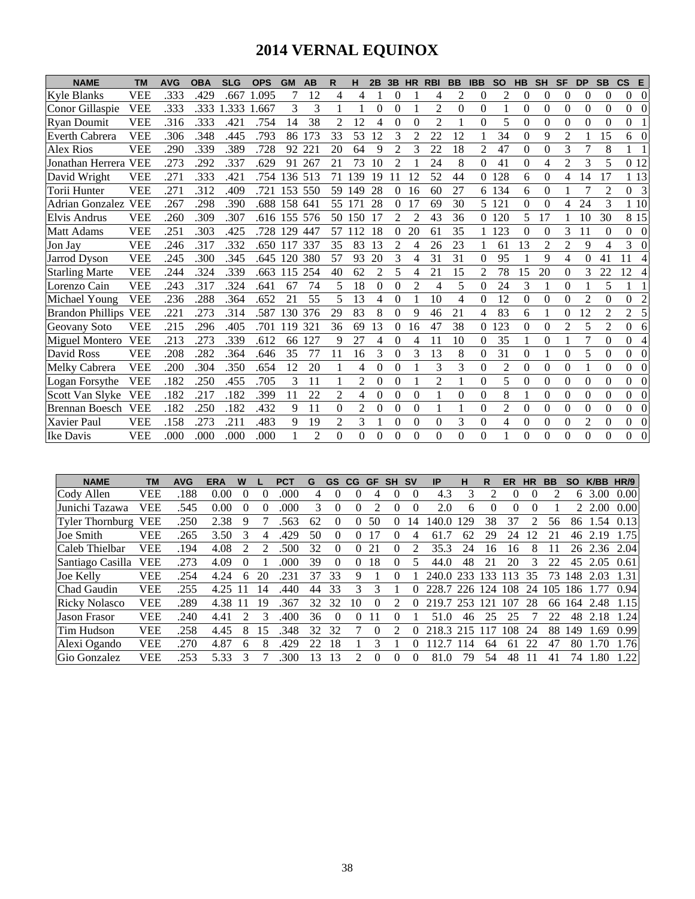# 2014 VERNAL EQUINOX

| NAME | TM | AVG | OBA | SLG | OPS | GM | AB | R | H | 2B | 3B | HR | RBI | BB | IBB | SO | HB | SH | SF | DP | SB | CS | E |
|---|---|---|---|---|---|---|---|---|---|---|---|---|---|---|---|---|---|---|---|---|---|---|---|
| Kyle Blanks | VEE | .333 | .429 | .667 | 1.095 | 7 | 12 | 4 | 4 | 1 | 0 | 1 | 4 | 2 | 0 | 2 | 0 | 0 | 0 | 0 | 0 | 0 | 0 |
| Conor Gillaspie | VEE | .333 | .333 | 1.333 | 1.667 | 3 | 3 | 1 | 1 | 0 | 0 | 1 | 2 | 0 | 0 | 1 | 0 | 0 | 0 | 0 | 0 | 0 | 0 |
| Ryan Doumit | VEE | .316 | .333 | .421 | .754 | 14 | 38 | 2 | 12 | 4 | 0 | 0 | 2 | 1 | 0 | 5 | 0 | 0 | 0 | 0 | 0 | 0 | 1 |
| Everth Cabrera | VEE | .306 | .348 | .445 | .793 | 86 | 173 | 33 | 53 | 12 | 3 | 2 | 22 | 12 | 1 | 34 | 0 | 9 | 2 | 1 | 15 | 6 | 0 |
| Alex Rios | VEE | .290 | .339 | .389 | .728 | 92 | 221 | 20 | 64 | 9 | 2 | 3 | 22 | 18 | 2 | 47 | 0 | 0 | 3 | 7 | 8 | 1 | 1 |
| Jonathan Herrera | VEE | .273 | .292 | .337 | .629 | 91 | 267 | 21 | 73 | 10 | 2 | 1 | 24 | 8 | 0 | 41 | 0 | 4 | 2 | 3 | 5 | 0 | 12 |
| David Wright | VEE | .271 | .333 | .421 | .754 | 136 | 513 | 71 | 139 | 19 | 11 | 12 | 52 | 44 | 0 | 128 | 6 | 0 | 4 | 14 | 17 | 1 | 13 |
| Torii Hunter | VEE | .271 | .312 | .409 | .721 | 153 | 550 | 59 | 149 | 28 | 0 | 16 | 60 | 27 | 6 | 134 | 6 | 0 | 1 | 7 | 2 | 0 | 3 |
| Adrian Gonzalez | VEE | .267 | .298 | .390 | .688 | 158 | 641 | 55 | 171 | 28 | 0 | 17 | 69 | 30 | 5 | 121 | 0 | 0 | 4 | 24 | 3 | 1 | 10 |
| Elvis Andrus | VEE | .260 | .309 | .307 | .616 | 155 | 576 | 50 | 150 | 17 | 2 | 2 | 43 | 36 | 0 | 120 | 5 | 17 | 1 | 10 | 30 | 8 | 15 |
| Matt Adams | VEE | .251 | .303 | .425 | .728 | 129 | 447 | 57 | 112 | 18 | 0 | 20 | 61 | 35 | 1 | 123 | 0 | 0 | 3 | 11 | 0 | 0 | 0 |
| Jon Jay | VEE | .246 | .317 | .332 | .650 | 117 | 337 | 35 | 83 | 13 | 2 | 4 | 26 | 23 | 1 | 61 | 13 | 2 | 2 | 9 | 4 | 3 | 0 |
| Jarrod Dyson | VEE | .245 | .300 | .345 | .645 | 120 | 380 | 57 | 93 | 20 | 3 | 4 | 31 | 31 | 0 | 95 | 1 | 9 | 4 | 0 | 41 | 11 | 4 |
| Starling Marte | VEE | .244 | .324 | .339 | .663 | 115 | 254 | 40 | 62 | 2 | 5 | 4 | 21 | 15 | 2 | 78 | 15 | 20 | 0 | 3 | 22 | 12 | 4 |
| Lorenzo Cain | VEE | .243 | .317 | .324 | .641 | 67 | 74 | 5 | 18 | 0 | 0 | 2 | 4 | 5 | 0 | 24 | 3 | 1 | 0 | 1 | 5 | 1 | 1 |
| Michael Young | VEE | .236 | .288 | .364 | .652 | 21 | 55 | 5 | 13 | 4 | 0 | 1 | 10 | 4 | 0 | 12 | 0 | 0 | 0 | 2 | 0 | 0 | 2 |
| Brandon Phillips | VEE | .221 | .273 | .314 | .587 | 130 | 376 | 29 | 83 | 8 | 0 | 9 | 46 | 21 | 4 | 83 | 6 | 1 | 0 | 12 | 2 | 2 | 5 |
| Geovany Soto | VEE | .215 | .296 | .405 | .701 | 119 | 321 | 36 | 69 | 13 | 0 | 16 | 47 | 38 | 0 | 123 | 0 | 0 | 2 | 5 | 2 | 0 | 6 |
| Miguel Montero | VEE | .213 | .273 | .339 | .612 | 66 | 127 | 9 | 27 | 4 | 0 | 4 | 11 | 10 | 0 | 35 | 1 | 0 | 1 | 7 | 0 | 0 | 4 |
| David Ross | VEE | .208 | .282 | .364 | .646 | 35 | 77 | 11 | 16 | 3 | 0 | 3 | 13 | 8 | 0 | 31 | 0 | 1 | 0 | 5 | 0 | 0 | 0 |
| Melky Cabrera | VEE | .200 | .304 | .350 | .654 | 12 | 20 | 1 | 4 | 0 | 0 | 1 | 3 | 3 | 0 | 2 | 0 | 0 | 0 | 1 | 0 | 0 | 0 |
| Logan Forsythe | VEE | .182 | .250 | .455 | .705 | 3 | 11 | 1 | 2 | 0 | 0 | 1 | 2 | 1 | 0 | 5 | 0 | 0 | 0 | 0 | 0 | 0 | 0 |
| Scott Van Slyke | VEE | .182 | .217 | .182 | .399 | 11 | 22 | 2 | 4 | 0 | 0 | 0 | 1 | 0 | 0 | 8 | 1 | 0 | 0 | 0 | 0 | 0 | 0 |
| Brennan Boesch | VEE | .182 | .250 | .182 | .432 | 9 | 11 | 0 | 2 | 0 | 0 | 0 | 1 | 1 | 0 | 2 | 0 | 0 | 0 | 0 | 0 | 0 | 0 |
| Xavier Paul | VEE | .158 | .273 | .211 | .483 | 9 | 19 | 2 | 3 | 1 | 0 | 0 | 0 | 3 | 0 | 4 | 0 | 0 | 0 | 2 | 0 | 0 | 0 |
| Ike Davis | VEE | .000 | .000 | .000 | .000 | 1 | 2 | 0 | 0 | 0 | 0 | 0 | 0 | 0 | 0 | 1 | 0 | 0 | 0 | 0 | 0 | 0 | 0 |

| NAME | TM | AVG | ERA | W | L | PCT | G | GS | CG | GF | SH | SV | IP | H | R | ER | HR | BB | SO | K/BB | HR/9 |
|---|---|---|---|---|---|---|---|---|---|---|---|---|---|---|---|---|---|---|---|---|---|
| Cody Allen | VEE | .188 | 0.00 | 0 | 0 | .000 | 4 | 0 | 0 | 4 | 0 | 0 | 4.3 | 3 | 2 | 0 | 0 | 2 | 6 | 3.00 | 0.00 |
| Junichi Tazawa | VEE | .545 | 0.00 | 0 | 0 | .000 | 3 | 0 | 0 | 2 | 0 | 0 | 2.0 | 6 | 0 | 0 | 0 | 1 | 2 | 2.00 | 0.00 |
| Tyler Thornburg | VEE | .250 | 2.38 | 9 | 7 | .563 | 62 | 0 | 0 | 50 | 0 | 14 | 140.0 | 129 | 38 | 37 | 2 | 56 | 86 | 1.54 | 0.13 |
| Joe Smith | VEE | .265 | 3.50 | 3 | 4 | .429 | 50 | 0 | 0 | 17 | 0 | 4 | 61.7 | 62 | 29 | 24 | 12 | 21 | 46 | 2.19 | 1.75 |
| Caleb Thielbar | VEE | .194 | 4.08 | 2 | 2 | .500 | 32 | 0 | 0 | 21 | 0 | 2 | 35.3 | 24 | 16 | 16 | 8 | 11 | 26 | 2.36 | 2.04 |
| Santiago Casilla | VEE | .273 | 4.09 | 0 | 1 | .000 | 39 | 0 | 0 | 18 | 0 | 5 | 44.0 | 48 | 21 | 20 | 3 | 22 | 45 | 2.05 | 0.61 |
| Joe Kelly | VEE | .254 | 4.24 | 6 | 20 | .231 | 37 | 33 | 9 | 1 | 0 | 1 | 240.0 | 233 | 133 | 113 | 35 | 73 | 148 | 2.03 | 1.31 |
| Chad Gaudin | VEE | .255 | 4.25 | 11 | 14 | .440 | 44 | 33 | 3 | 3 | 1 | 0 | 228.7 | 226 | 124 | 108 | 24 | 105 | 186 | 1.77 | 0.94 |
| Ricky Nolasco | VEE | .289 | 4.38 | 11 | 19 | .367 | 32 | 32 | 10 | 0 | 2 | 0 | 219.7 | 253 | 121 | 107 | 28 | 66 | 164 | 2.48 | 1.15 |
| Jason Frasor | VEE | .240 | 4.41 | 2 | 3 | .400 | 36 | 0 | 0 | 11 | 0 | 1 | 51.0 | 46 | 25 | 25 | 7 | 22 | 48 | 2.18 | 1.24 |
| Tim Hudson | VEE | .258 | 4.45 | 8 | 15 | .348 | 32 | 32 | 7 | 0 | 2 | 0 | 218.3 | 215 | 117 | 108 | 24 | 88 | 149 | 1.69 | 0.99 |
| Alexi Ogando | VEE | .270 | 4.87 | 6 | 8 | .429 | 22 | 18 | 1 | 3 | 1 | 0 | 112.7 | 114 | 64 | 61 | 22 | 47 | 80 | 1.70 | 1.76 |
| Gio Gonzalez | VEE | .253 | 5.33 | 3 | 7 | .300 | 13 | 13 | 2 | 0 | 0 | 0 | 81.0 | 79 | 54 | 48 | 11 | 41 | 74 | 1.80 | 1.22 |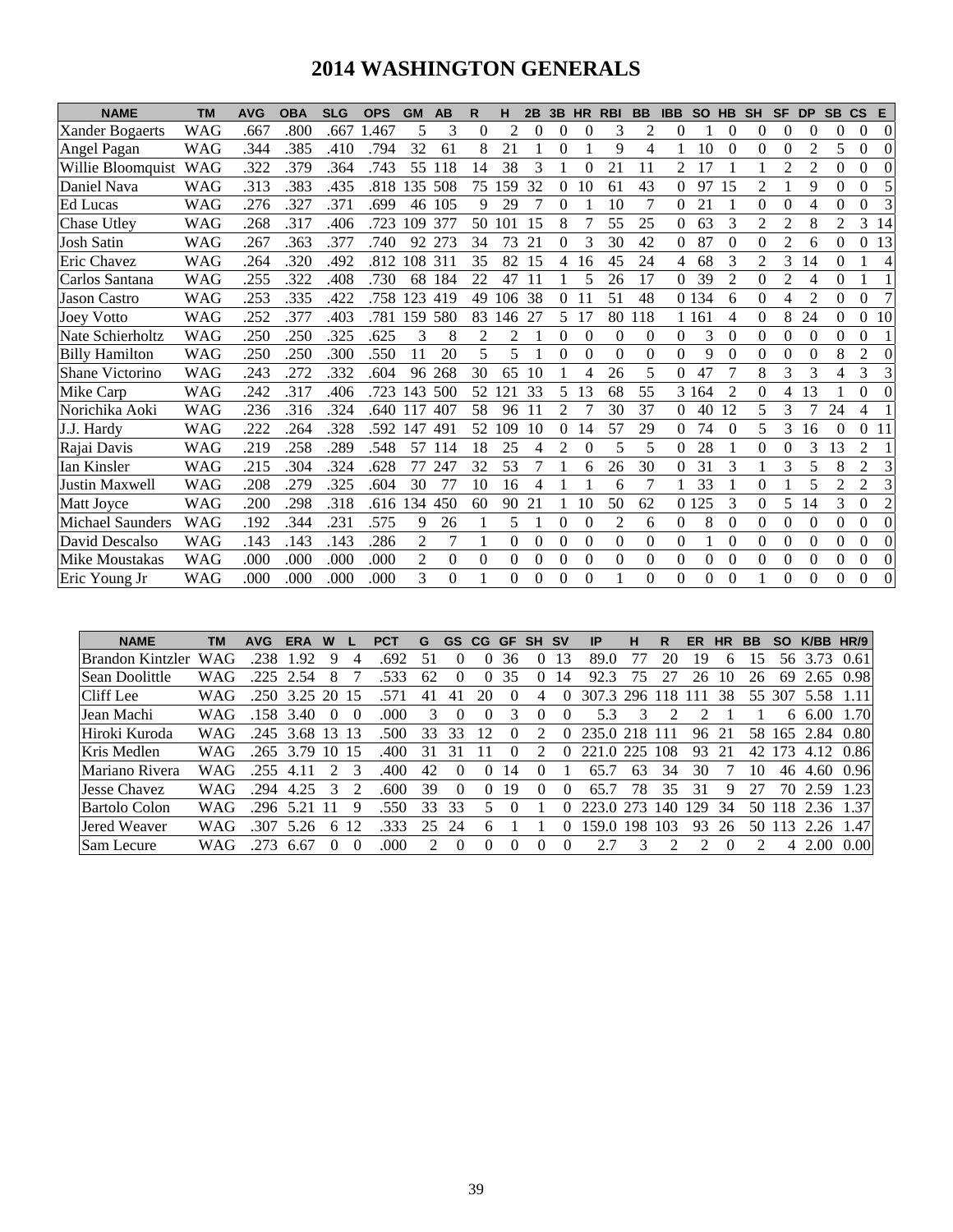# 2014 WASHINGTON GENERALS

| NAME | TM | AVG | OBA | SLG | OPS | GM | AB | R | H | 2B | 3B | HR | RBI | BB | IBB | SO | HB | SH | SF | DP | SB | CS | E |
|---|---|---|---|---|---|---|---|---|---|---|---|---|---|---|---|---|---|---|---|---|---|---|---|
| Xander Bogaerts | WAG | .667 | .800 | .667 | 1.467 | 5 | 3 | 0 | 2 | 0 | 0 | 0 | 3 | 2 | 0 | 1 | 0 | 0 | 0 | 0 | 0 | 0 | 0 |
| Angel Pagan | WAG | .344 | .385 | .410 | .794 | 32 | 61 | 8 | 21 | 1 | 0 | 1 | 9 | 4 | 1 | 10 | 0 | 0 | 0 | 2 | 5 | 0 | 0 |
| Willie Bloomquist | WAG | .322 | .379 | .364 | .743 | 55 | 118 | 14 | 38 | 3 | 1 | 0 | 21 | 11 | 2 | 17 | 1 | 1 | 2 | 2 | 0 | 0 | 0 |
| Daniel Nava | WAG | .313 | .383 | .435 | .818 | 135 | 508 | 75 | 159 | 32 | 0 | 10 | 61 | 43 | 0 | 97 | 15 | 2 | 1 | 9 | 0 | 0 | 5 |
| Ed Lucas | WAG | .276 | .327 | .371 | .699 | 46 | 105 | 9 | 29 | 7 | 0 | 1 | 10 | 7 | 0 | 21 | 1 | 0 | 0 | 4 | 0 | 0 | 3 |
| Chase Utley | WAG | .268 | .317 | .406 | .723 | 109 | 377 | 50 | 101 | 15 | 8 | 7 | 55 | 25 | 0 | 63 | 3 | 2 | 2 | 8 | 2 | 3 | 14 |
| Josh Satin | WAG | .267 | .363 | .377 | .740 | 92 | 273 | 34 | 73 | 21 | 0 | 3 | 30 | 42 | 0 | 87 | 0 | 0 | 2 | 6 | 0 | 0 | 13 |
| Eric Chavez | WAG | .264 | .320 | .492 | .812 | 108 | 311 | 35 | 82 | 15 | 4 | 16 | 45 | 24 | 4 | 68 | 3 | 2 | 3 | 14 | 0 | 1 | 4 |
| Carlos Santana | WAG | .255 | .322 | .408 | .730 | 68 | 184 | 22 | 47 | 11 | 1 | 5 | 26 | 17 | 0 | 39 | 2 | 0 | 2 | 4 | 0 | 1 | 1 |
| Jason Castro | WAG | .253 | .335 | .422 | .758 | 123 | 419 | 49 | 106 | 38 | 0 | 11 | 51 | 48 | 0 | 134 | 6 | 0 | 4 | 2 | 0 | 0 | 7 |
| Joey Votto | WAG | .252 | .377 | .403 | .781 | 159 | 580 | 83 | 146 | 27 | 5 | 17 | 80 | 118 | 1 | 161 | 4 | 0 | 8 | 24 | 0 | 0 | 10 |
| Nate Schierholtz | WAG | .250 | .250 | .325 | .625 | 3 | 8 | 2 | 2 | 1 | 0 | 0 | 0 | 0 | 0 | 3 | 0 | 0 | 0 | 0 | 0 | 0 | 1 |
| Billy Hamilton | WAG | .250 | .250 | .300 | .550 | 11 | 20 | 5 | 5 | 1 | 0 | 0 | 0 | 0 | 0 | 9 | 0 | 0 | 0 | 0 | 8 | 2 | 0 |
| Shane Victorino | WAG | .243 | .272 | .332 | .604 | 96 | 268 | 30 | 65 | 10 | 1 | 4 | 26 | 5 | 0 | 47 | 7 | 8 | 3 | 3 | 4 | 3 | 3 |
| Mike Carp | WAG | .242 | .317 | .406 | .723 | 143 | 500 | 52 | 121 | 33 | 5 | 13 | 68 | 55 | 3 | 164 | 2 | 0 | 4 | 13 | 1 | 0 | 0 |
| Norichika Aoki | WAG | .236 | .316 | .324 | .640 | 117 | 407 | 58 | 96 | 11 | 2 | 7 | 30 | 37 | 0 | 40 | 12 | 5 | 3 | 7 | 24 | 4 | 1 |
| J.J. Hardy | WAG | .222 | .264 | .328 | .592 | 147 | 491 | 52 | 109 | 10 | 0 | 14 | 57 | 29 | 0 | 74 | 0 | 5 | 3 | 16 | 0 | 0 | 11 |
| Rajai Davis | WAG | .219 | .258 | .289 | .548 | 57 | 114 | 18 | 25 | 4 | 2 | 0 | 5 | 5 | 0 | 28 | 1 | 0 | 0 | 3 | 13 | 2 | 1 |
| Ian Kinsler | WAG | .215 | .304 | .324 | .628 | 77 | 247 | 32 | 53 | 7 | 1 | 6 | 26 | 30 | 0 | 31 | 3 | 1 | 3 | 5 | 8 | 2 | 3 |
| Justin Maxwell | WAG | .208 | .279 | .325 | .604 | 30 | 77 | 10 | 16 | 4 | 1 | 1 | 6 | 7 | 1 | 33 | 1 | 0 | 1 | 5 | 2 | 2 | 3 |
| Matt Joyce | WAG | .200 | .298 | .318 | .616 | 134 | 450 | 60 | 90 | 21 | 1 | 10 | 50 | 62 | 0 | 125 | 3 | 0 | 5 | 14 | 3 | 0 | 2 |
| Michael Saunders | WAG | .192 | .344 | .231 | .575 | 9 | 26 | 1 | 5 | 1 | 0 | 0 | 2 | 6 | 0 | 8 | 0 | 0 | 0 | 0 | 0 | 0 | 0 |
| David Descalso | WAG | .143 | .143 | .143 | .286 | 2 | 7 | 1 | 0 | 0 | 0 | 0 | 0 | 0 | 0 | 1 | 0 | 0 | 0 | 0 | 0 | 0 | 0 |
| Mike Moustakas | WAG | .000 | .000 | .000 | .000 | 2 | 0 | 0 | 0 | 0 | 0 | 0 | 0 | 0 | 0 | 0 | 0 | 0 | 0 | 0 | 0 | 0 | 0 |
| Eric Young Jr | WAG | .000 | .000 | .000 | .000 | 3 | 0 | 1 | 0 | 0 | 0 | 0 | 1 | 0 | 0 | 0 | 0 | 1 | 0 | 0 | 0 | 0 | 0 |

| NAME | TM | AVG | ERA | W | L | PCT | G | GS | CG | GF | SH | SV | IP | H | R | ER | HR | BB | SO | K/BB | HR/9 |
|---|---|---|---|---|---|---|---|---|---|---|---|---|---|---|---|---|---|---|---|---|---|
| Brandon Kintzler | WAG | .238 | 1.92 | 9 | 4 | .692 | 51 | 0 | 0 | 36 | 0 | 13 | 89.0 | 77 | 20 | 19 | 6 | 15 | 56 | 3.73 | 0.61 |
| Sean Doolittle | WAG | .225 | 2.54 | 8 | 7 | .533 | 62 | 0 | 0 | 35 | 0 | 14 | 92.3 | 75 | 27 | 26 | 10 | 26 | 69 | 2.65 | 0.98 |
| Cliff Lee | WAG | .250 | 3.25 | 20 | 15 | .571 | 41 | 41 | 20 | 0 | 4 | 0 | 307.3 | 296 | 118 | 111 | 38 | 55 | 307 | 5.58 | 1.11 |
| Jean Machi | WAG | .158 | 3.40 | 0 | 0 | .000 | 3 | 0 | 0 | 3 | 0 | 0 | 5.3 | 3 | 2 | 2 | 1 | 1 | 6 | 6.00 | 1.70 |
| Hiroki Kuroda | WAG | .245 | 3.68 | 13 | 13 | .500 | 33 | 33 | 12 | 0 | 2 | 0 | 235.0 | 218 | 111 | 96 | 21 | 58 | 165 | 2.84 | 0.80 |
| Kris Medlen | WAG | .265 | 3.79 | 10 | 15 | .400 | 31 | 31 | 11 | 0 | 2 | 0 | 221.0 | 225 | 108 | 93 | 21 | 42 | 173 | 4.12 | 0.86 |
| Mariano Rivera | WAG | .255 | 4.11 | 2 | 3 | .400 | 42 | 0 | 0 | 14 | 0 | 1 | 65.7 | 63 | 34 | 30 | 7 | 10 | 46 | 4.60 | 0.96 |
| Jesse Chavez | WAG | .294 | 4.25 | 3 | 2 | .600 | 39 | 0 | 0 | 19 | 0 | 0 | 65.7 | 78 | 35 | 31 | 9 | 27 | 70 | 2.59 | 1.23 |
| Bartolo Colon | WAG | .296 | 5.21 | 11 | 9 | .550 | 33 | 33 | 5 | 0 | 1 | 0 | 223.0 | 273 | 140 | 129 | 34 | 50 | 118 | 2.36 | 1.37 |
| Jered Weaver | WAG | .307 | 5.26 | 6 | 12 | .333 | 25 | 24 | 6 | 1 | 1 | 0 | 159.0 | 198 | 103 | 93 | 26 | 50 | 113 | 2.26 | 1.47 |
| Sam Lecure | WAG | .273 | 6.67 | 0 | 0 | .000 | 2 | 0 | 0 | 0 | 0 | 0 | 2.7 | 3 | 2 | 2 | 0 | 2 | 4 | 2.00 | 0.00 |